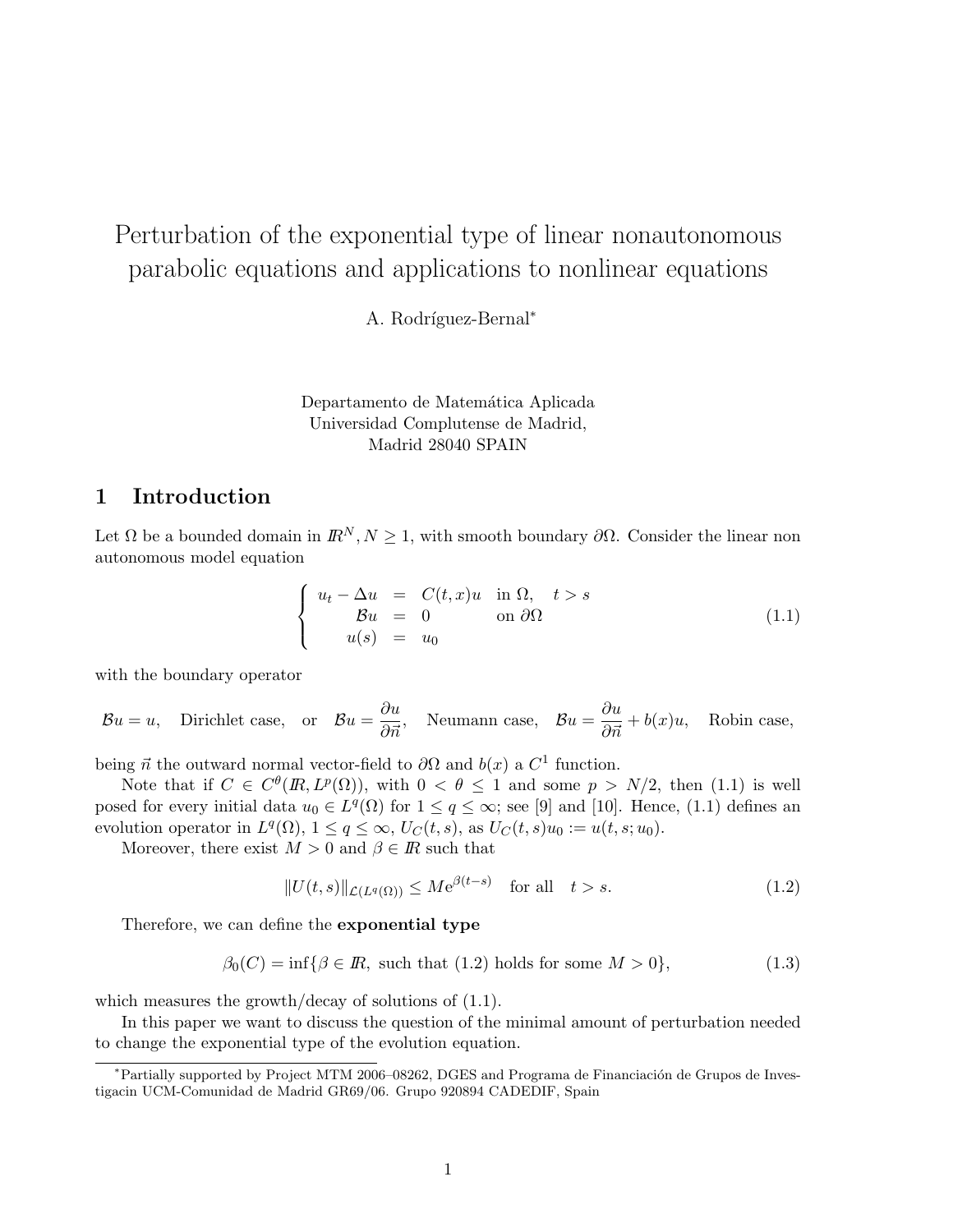# Perturbation of the exponential type of linear nonautonomous parabolic equations and applications to nonlinear equations

A. Rodríguez-Bernal*

Departamento de Matemática Aplicada
Universidad Complutense de Madrid,
Madrid 28040 SPAIN

## 1 Introduction

Let $\Omega$ be a bounded domain in $\mathbb{R}^N, N \geq 1$, with smooth boundary $\partial\Omega$. Consider the linear non autonomous model equation

$$\left\{ \begin{array}{rcll} u_t - \Delta u &=& C(t,x)u & \text{in } \Omega, \quad t > s \\ \mathcal{B}u &=& 0 & \text{on } \partial\Omega \\ u(s) &=& u_0 & \end{array} \right. \tag{1.1}$$

with the boundary operator

$$\mathcal{B}u = u, \quad \text{Dirichlet case,} \quad \text{or} \quad \mathcal{B}u = \frac{\partial u}{\partial \vec{n}}, \quad \text{Neumann case,} \quad \mathcal{B}u = \frac{\partial u}{\partial \vec{n}} + b(x)u, \quad \text{Robin case,}$$

being $\vec{n}$ the outward normal vector-field to $\partial\Omega$ and $b(x)$ a $C^1$ function.

Note that if $C \in C^\theta(\mathbb{R}, L^p(\Omega))$, with $0 < \theta \leq 1$ and some $p > N/2$, then (1.1) is well posed for every initial data $u_0 \in L^q(\Omega)$ for $1 \leq q \leq \infty$; see [9] and [10]. Hence, (1.1) defines an evolution operator in $L^q(\Omega)$, $1 \leq q \leq \infty$, $U_C(t,s)$, as $U_C(t,s)u_0 := u(t,s;u_0)$.

Moreover, there exist $M > 0$ and $\beta \in \mathbb{R}$ such that

$$\|U(t,s)\|_{\mathcal{L}(L^q(\Omega))} \leq M e^{\beta(t-s)} \quad \text{for all} \quad t > s. \tag{1.2}$$

Therefore, we can define the **exponential type**

$$\beta_0(C) = \inf\{\beta \in \mathbb{R}, \text{ such that (1.2) holds for some } M > 0\}, \tag{1.3}$$

which measures the growth/decay of solutions of (1.1).

In this paper we want to discuss the question of the minimal amount of perturbation needed to change the exponential type of the evolution equation.

*Partially supported by Project MTM 2006–08262, DGES and Programa de Financiación de Grupos de Investigacin UCM-Comunidad de Madrid GR69/06. Grupo 920894 CADEDIF, Spain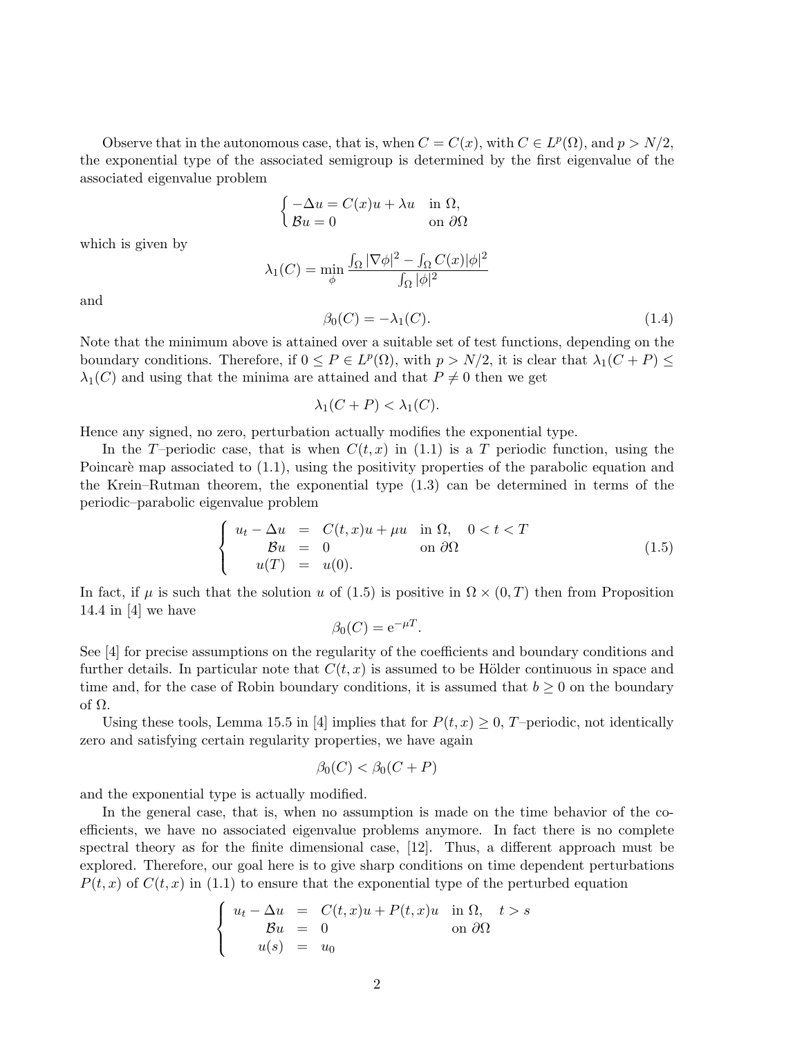Observe that in the autonomous case, that is, when $C = C(x)$, with $C \in L^p(\Omega)$, and $p > N/2$, the exponential type of the associated semigroup is determined by the first eigenvalue of the associated eigenvalue problem

$$\begin{cases} -\Delta u = C(x)u + \lambda u & \text{in } \Omega, \\ \mathcal{B}u = 0 & \text{on } \partial\Omega \end{cases}$$

which is given by

$$\lambda_1(C) = \min_{\phi} \frac{\int_\Omega |\nabla \phi|^2 - \int_\Omega C(x)|\phi|^2}{\int_\Omega |\phi|^2}$$

and

$$\beta_0(C) = -\lambda_1(C). \tag{1.4}$$

Note that the minimum above is attained over a suitable set of test functions, depending on the boundary conditions. Therefore, if $0 \leq P \in L^p(\Omega)$, with $p > N/2$, it is clear that $\lambda_1(C + P) \leq \lambda_1(C)$ and using that the minima are attained and that $P \neq 0$ then we get

$$\lambda_1(C + P) < \lambda_1(C).$$

Hence any signed, no zero, perturbation actually modifies the exponential type.

In the $T$–periodic case, that is when $C(t, x)$ in (1.1) is a $T$ periodic function, using the Poincarè map associated to (1.1), using the positivity properties of the parabolic equation and the Krein–Rutman theorem, the exponential type (1.3) can be determined in terms of the periodic–parabolic eigenvalue problem

$$\begin{cases} u_t - \Delta u = C(t, x)u + \mu u & \text{in } \Omega, \quad 0 < t < T \\ \mathcal{B}u = 0 & \text{on } \partial\Omega \\ u(T) = u(0). \end{cases} \tag{1.5}$$

In fact, if $\mu$ is such that the solution $u$ of (1.5) is positive in $\Omega \times (0, T)$ then from Proposition 14.4 in [4] we have

$$\beta_0(C) = \mathrm{e}^{-\mu T}.$$

See [4] for precise assumptions on the regularity of the coefficients and boundary conditions and further details. In particular note that $C(t, x)$ is assumed to be Hölder continuous in space and time and, for the case of Robin boundary conditions, it is assumed that $b \geq 0$ on the boundary of $\Omega$.

Using these tools, Lemma 15.5 in [4] implies that for $P(t, x) \geq 0$, $T$–periodic, not identically zero and satisfying certain regularity properties, we have again

$$\beta_0(C) < \beta_0(C + P)$$

and the exponential type is actually modified.

In the general case, that is, when no assumption is made on the time behavior of the coefficients, we have no associated eigenvalue problems anymore. In fact there is no complete spectral theory as for the finite dimensional case, [12]. Thus, a different approach must be explored. Therefore, our goal here is to give sharp conditions on time dependent perturbations $P(t, x)$ of $C(t, x)$ in (1.1) to ensure that the exponential type of the perturbed equation

$$\begin{cases} u_t - \Delta u = C(t, x)u + P(t, x)u & \text{in } \Omega, \quad t > s \\ \mathcal{B}u = 0 & \text{on } \partial\Omega \\ u(s) = u_0 \end{cases}$$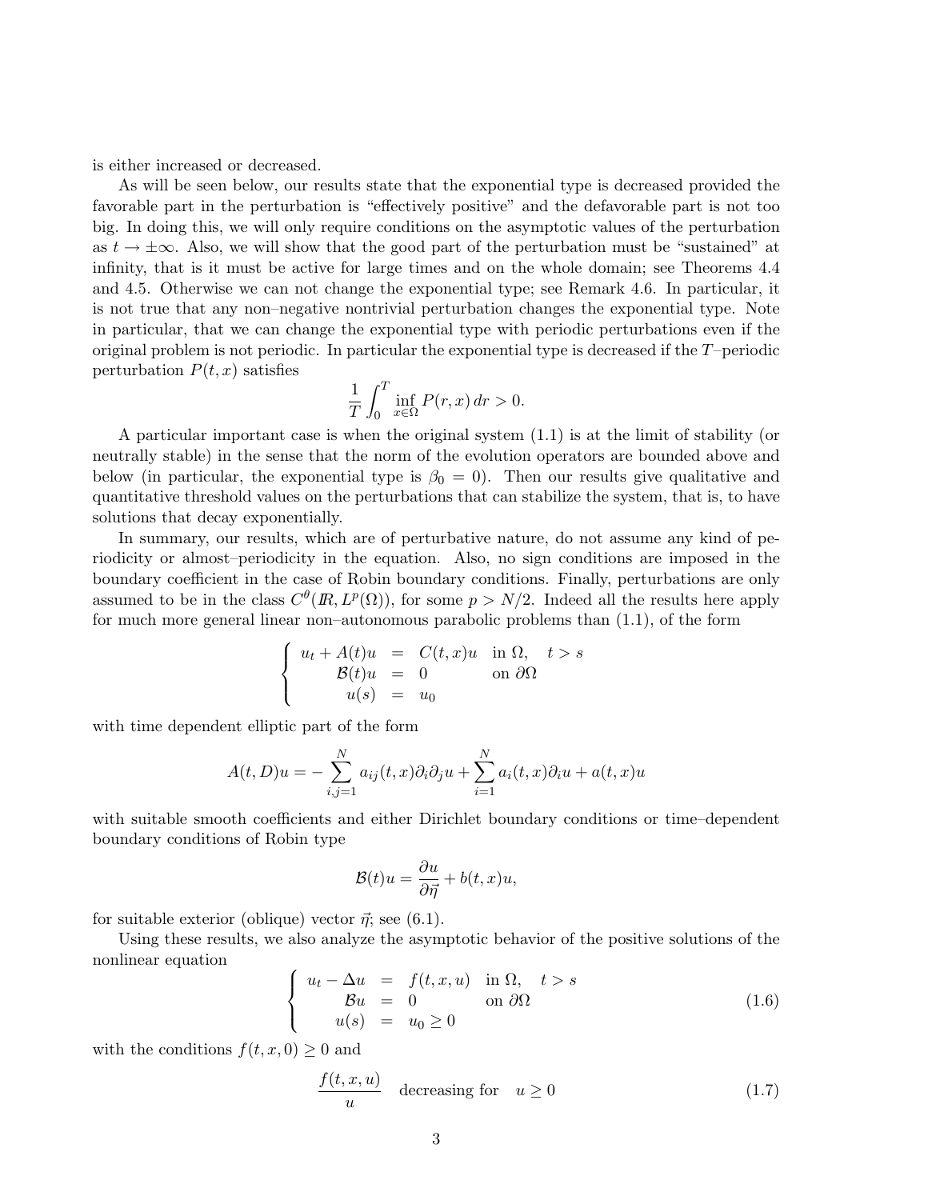is either increased or decreased.

As will be seen below, our results state that the exponential type is decreased provided the favorable part in the perturbation is "effectively positive" and the defavorable part is not too big. In doing this, we will only require conditions on the asymptotic values of the perturbation as $t \to \pm\infty$. Also, we will show that the good part of the perturbation must be "sustained" at infinity, that is it must be active for large times and on the whole domain; see Theorems 4.4 and 4.5. Otherwise we can not change the exponential type; see Remark 4.6. In particular, it is not true that any non–negative nontrivial perturbation changes the exponential type. Note in particular, that we can change the exponential type with periodic perturbations even if the original problem is not periodic. In particular the exponential type is decreased if the $T$–periodic perturbation $P(t, x)$ satisfies

$$\frac{1}{T}\int_0^T \inf_{x\in\Omega} P(r, x)\, dr > 0.$$

A particular important case is when the original system (1.1) is at the limit of stability (or neutrally stable) in the sense that the norm of the evolution operators are bounded above and below (in particular, the exponential type is $\beta_0 = 0$). Then our results give qualitative and quantitative threshold values on the perturbations that can stabilize the system, that is, to have solutions that decay exponentially.

In summary, our results, which are of perturbative nature, do not assume any kind of periodicity or almost–periodicity in the equation. Also, no sign conditions are imposed in the boundary coefficient in the case of Robin boundary conditions. Finally, perturbations are only assumed to be in the class $C^\theta(I\!R, L^p(\Omega))$, for some $p > N/2$. Indeed all the results here apply for much more general linear non–autonomous parabolic problems than (1.1), of the form

$$\left\{\begin{array}{rcll} u_t + A(t)u &=& C(t,x)u & \text{in } \Omega, \quad t > s \\ \mathcal{B}(t)u &=& 0 & \text{on } \partial\Omega \\ u(s) &=& u_0 & \end{array}\right.$$

with time dependent elliptic part of the form

$$A(t, D)u = -\sum_{i,j=1}^{N} a_{ij}(t, x)\partial_i\partial_j u + \sum_{i=1}^{N} a_i(t, x)\partial_i u + a(t, x)u$$

with suitable smooth coefficients and either Dirichlet boundary conditions or time–dependent boundary conditions of Robin type

$$\mathcal{B}(t)u = \frac{\partial u}{\partial \vec{\eta}} + b(t, x)u,$$

for suitable exterior (oblique) vector $\vec{\eta}$; see (6.1).

Using these results, we also analyze the asymptotic behavior of the positive solutions of the nonlinear equation

$$\left\{\begin{array}{rcll} u_t - \Delta u &=& f(t,x,u) & \text{in } \Omega, \quad t > s \\ \mathcal{B}u &=& 0 & \text{on } \partial\Omega \\ u(s) &=& u_0 \geq 0 & \end{array}\right. \tag{1.6}$$

with the conditions $f(t, x, 0) \geq 0$ and

$$\frac{f(t,x,u)}{u} \quad \text{decreasing for} \quad u \geq 0 \tag{1.7}$$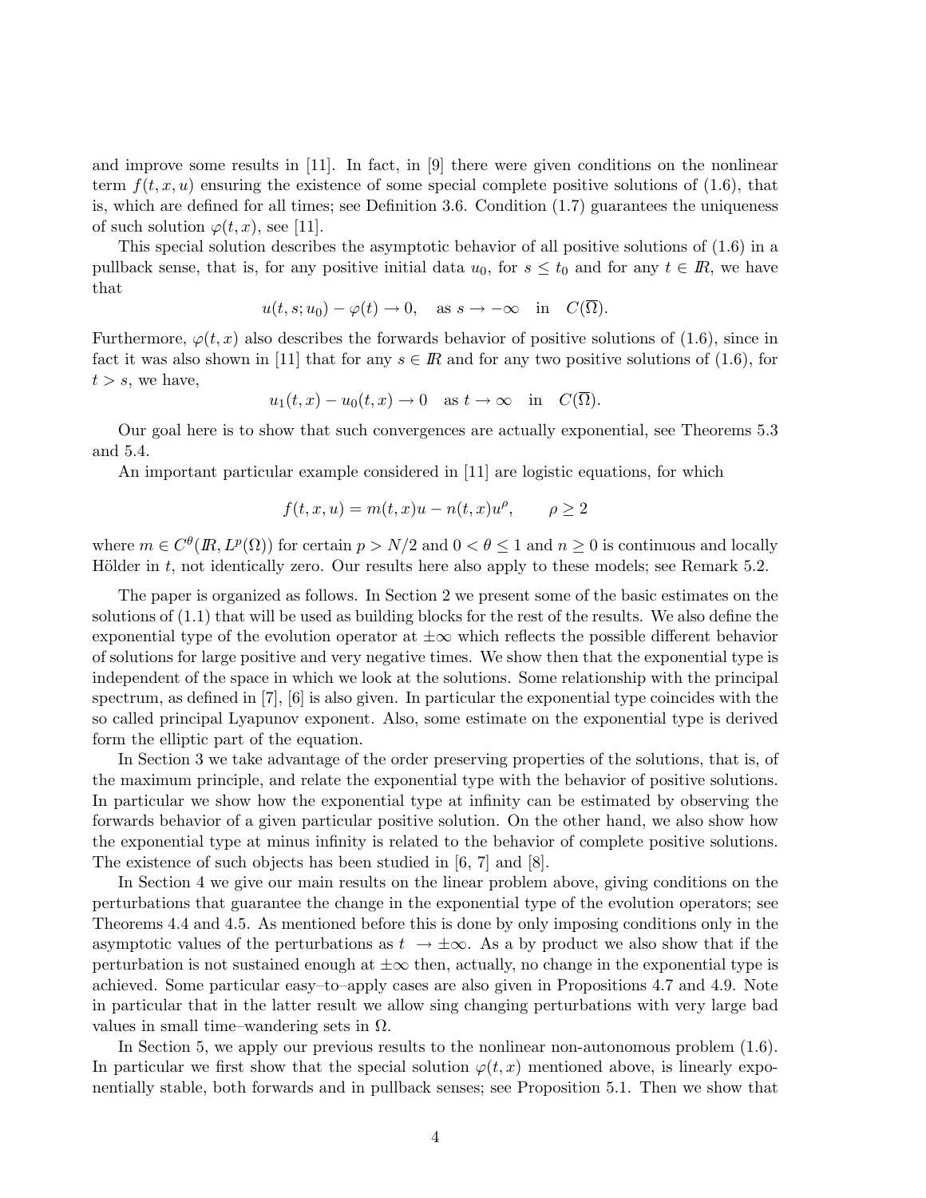and improve some results in [11]. In fact, in [9] there were given conditions on the nonlinear term $f(t,x,u)$ ensuring the existence of some special complete positive solutions of (1.6), that is, which are defined for all times; see Definition 3.6. Condition (1.7) guarantees the uniqueness of such solution $\varphi(t,x)$, see [11].

This special solution describes the asymptotic behavior of all positive solutions of (1.6) in a pullback sense, that is, for any positive initial data $u_0$, for $s \leq t_0$ and for any $t \in I\!R$, we have that

$$u(t,s;u_0) - \varphi(t) \to 0, \quad \text{as } s \to -\infty \quad \text{in} \quad C(\overline{\Omega}).$$

Furthermore, $\varphi(t,x)$ also describes the forwards behavior of positive solutions of (1.6), since in fact it was also shown in [11] that for any $s \in I\!R$ and for any two positive solutions of (1.6), for $t > s$, we have,

$$u_1(t,x) - u_0(t,x) \to 0 \quad \text{as } t \to \infty \quad \text{in} \quad C(\overline{\Omega}).$$

Our goal here is to show that such convergences are actually exponential, see Theorems 5.3 and 5.4.

An important particular example considered in [11] are logistic equations, for which

$$f(t,x,u) = m(t,x)u - n(t,x)u^{\rho}, \qquad \rho \geq 2$$

where $m \in C^{\theta}(I\!R, L^p(\Omega))$ for certain $p > N/2$ and $0 < \theta \leq 1$ and $n \geq 0$ is continuous and locally Hölder in $t$, not identically zero. Our results here also apply to these models; see Remark 5.2.

The paper is organized as follows. In Section 2 we present some of the basic estimates on the solutions of (1.1) that will be used as building blocks for the rest of the results. We also define the exponential type of the evolution operator at $\pm\infty$ which reflects the possible different behavior of solutions for large positive and very negative times. We show then that the exponential type is independent of the space in which we look at the solutions. Some relationship with the principal spectrum, as defined in [7], [6] is also given. In particular the exponential type coincides with the so called principal Lyapunov exponent. Also, some estimate on the exponential type is derived form the elliptic part of the equation.

In Section 3 we take advantage of the order preserving properties of the solutions, that is, of the maximum principle, and relate the exponential type with the behavior of positive solutions. In particular we show how the exponential type at infinity can be estimated by observing the forwards behavior of a given particular positive solution. On the other hand, we also show how the exponential type at minus infinity is related to the behavior of complete positive solutions. The existence of such objects has been studied in [6, 7] and [8].

In Section 4 we give our main results on the linear problem above, giving conditions on the perturbations that guarantee the change in the exponential type of the evolution operators; see Theorems 4.4 and 4.5. As mentioned before this is done by only imposing conditions only in the asymptotic values of the perturbations as $t \to \pm\infty$. As a by product we also show that if the perturbation is not sustained enough at $\pm\infty$ then, actually, no change in the exponential type is achieved. Some particular easy–to–apply cases are also given in Propositions 4.7 and 4.9. Note in particular that in the latter result we allow sing changing perturbations with very large bad values in small time–wandering sets in $\Omega$.

In Section 5, we apply our previous results to the nonlinear non-autonomous problem (1.6). In particular we first show that the special solution $\varphi(t,x)$ mentioned above, is linearly exponentially stable, both forwards and in pullback senses; see Proposition 5.1. Then we show that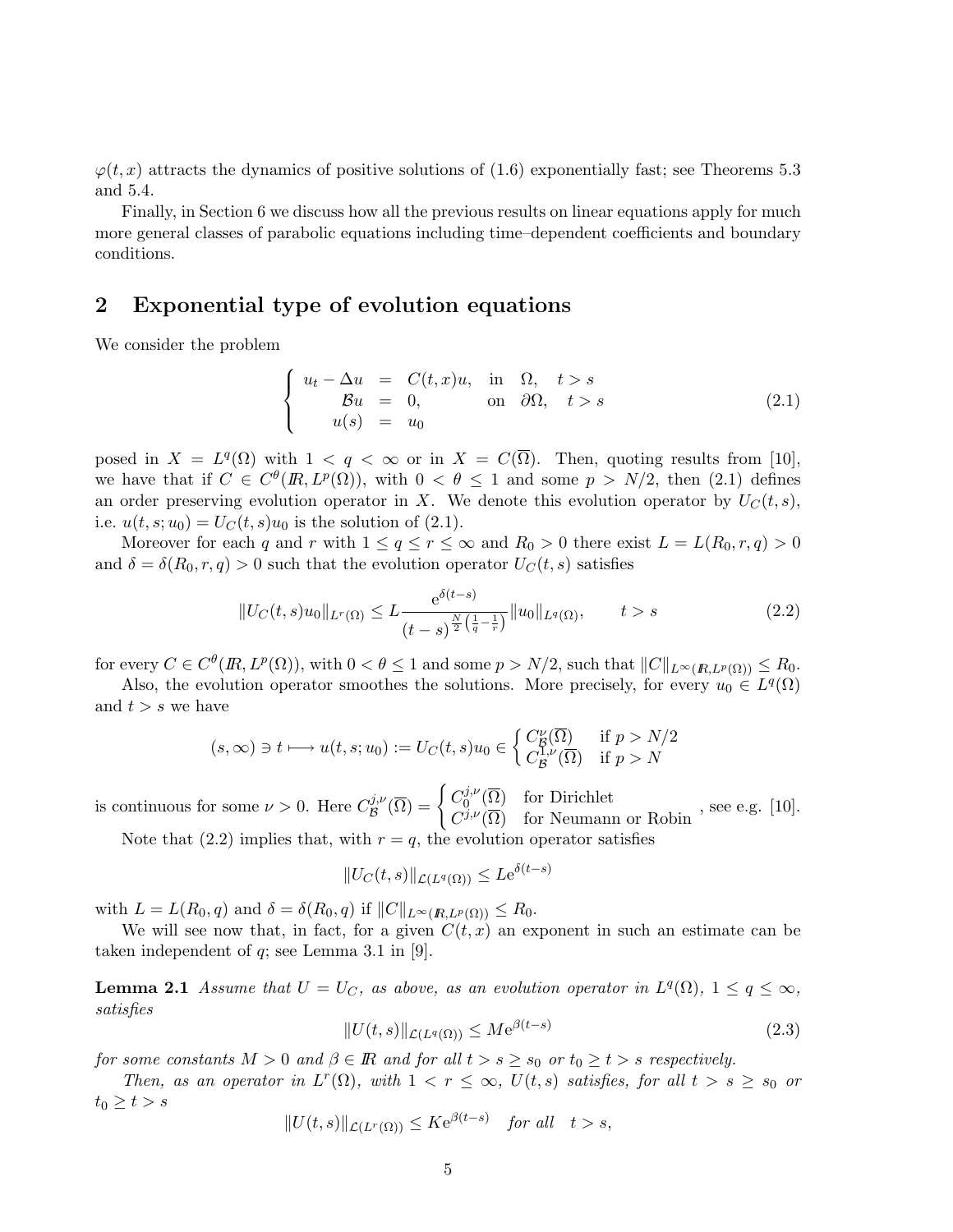$\varphi(t,x)$ attracts the dynamics of positive solutions of (1.6) exponentially fast; see Theorems 5.3 and 5.4.

Finally, in Section 6 we discuss how all the previous results on linear equations apply for much more general classes of parabolic equations including time–dependent coefficients and boundary conditions.

## 2 Exponential type of evolution equations

We consider the problem

$$\left\{\begin{array}{rcll} u_t - \Delta u & = & C(t,x)u, & \text{in} \quad \Omega, \quad t > s \\ \mathcal{B}u & = & 0, & \text{on} \quad \partial\Omega, \quad t > s \\ u(s) & = & u_0 & \end{array}\right. \tag{2.1}$$

posed in $X = L^q(\Omega)$ with $1 < q < \infty$ or in $X = C(\overline{\Omega})$. Then, quoting results from [10], we have that if $C \in C^\theta(I\!R, L^p(\Omega))$, with $0 < \theta \leq 1$ and some $p > N/2$, then (2.1) defines an order preserving evolution operator in $X$. We denote this evolution operator by $U_C(t,s)$, i.e. $u(t,s;u_0) = U_C(t,s)u_0$ is the solution of (2.1).

Moreover for each $q$ and $r$ with $1 \leq q \leq r \leq \infty$ and $R_0 > 0$ there exist $L = L(R_0, r, q) > 0$ and $\delta = \delta(R_0, r, q) > 0$ such that the evolution operator $U_C(t,s)$ satisfies

$$\|U_C(t,s)u_0\|_{L^r(\Omega)} \leq L \frac{e^{\delta(t-s)}}{(t-s)^{\frac{N}{2}\left(\frac{1}{q}-\frac{1}{r}\right)}} \|u_0\|_{L^q(\Omega)}, \qquad t > s \tag{2.2}$$

for every $C \in C^\theta(I\!R, L^p(\Omega))$, with $0 < \theta \leq 1$ and some $p > N/2$, such that $\|C\|_{L^\infty(I\!R, L^p(\Omega))} \leq R_0$.

Also, the evolution operator smoothes the solutions. More precisely, for every $u_0 \in L^q(\Omega)$ and $t > s$ we have

$$(s,\infty) \ni t \longmapsto u(t,s;u_0) := U_C(t,s)u_0 \in \left\{\begin{array}{ll} C^\nu_{\mathcal{B}}(\overline{\Omega}) & \text{if } p > N/2 \\ C^{1,\nu}_{\mathcal{B}}(\overline{\Omega}) & \text{if } p > N \end{array}\right.$$

is continuous for some $\nu > 0$. Here $C^{j,\nu}_{\mathcal{B}}(\overline{\Omega}) = \left\{\begin{array}{ll} C^{j,\nu}_0(\overline{\Omega}) & \text{for Dirichlet} \\ C^{j,\nu}(\overline{\Omega}) & \text{for Neumann or Robin} \end{array}\right.$, see e.g. [10].

Note that (2.2) implies that, with $r = q$, the evolution operator satisfies

$$\|U_C(t,s)\|_{\mathcal{L}(L^q(\Omega))} \leq L e^{\delta(t-s)}$$

with $L = L(R_0, q)$ and $\delta = \delta(R_0, q)$ if $\|C\|_{L^\infty(I\!R, L^p(\Omega))} \leq R_0$.

We will see now that, in fact, for a given $C(t,x)$ an exponent in such an estimate can be taken independent of $q$; see Lemma 3.1 in [9].

**Lemma 2.1** *Assume that $U = U_C$, as above, as an evolution operator in $L^q(\Omega)$, $1 \leq q \leq \infty$, satisfies*

$$\|U(t,s)\|_{\mathcal{L}(L^q(\Omega))} \leq M e^{\beta(t-s)} \tag{2.3}$$

*for some constants $M > 0$ and $\beta \in I\!R$ and for all $t > s \geq s_0$ or $t_0 \geq t > s$ respectively.*

*Then, as an operator in $L^r(\Omega)$, with $1 < r \leq \infty$, $U(t,s)$ satisfies, for all $t > s \geq s_0$ or $t_0 \geq t > s$*

$$\|U(t,s)\|_{\mathcal{L}(L^r(\Omega))} \leq K e^{\beta(t-s)} \quad \text{for all} \quad t > s,$$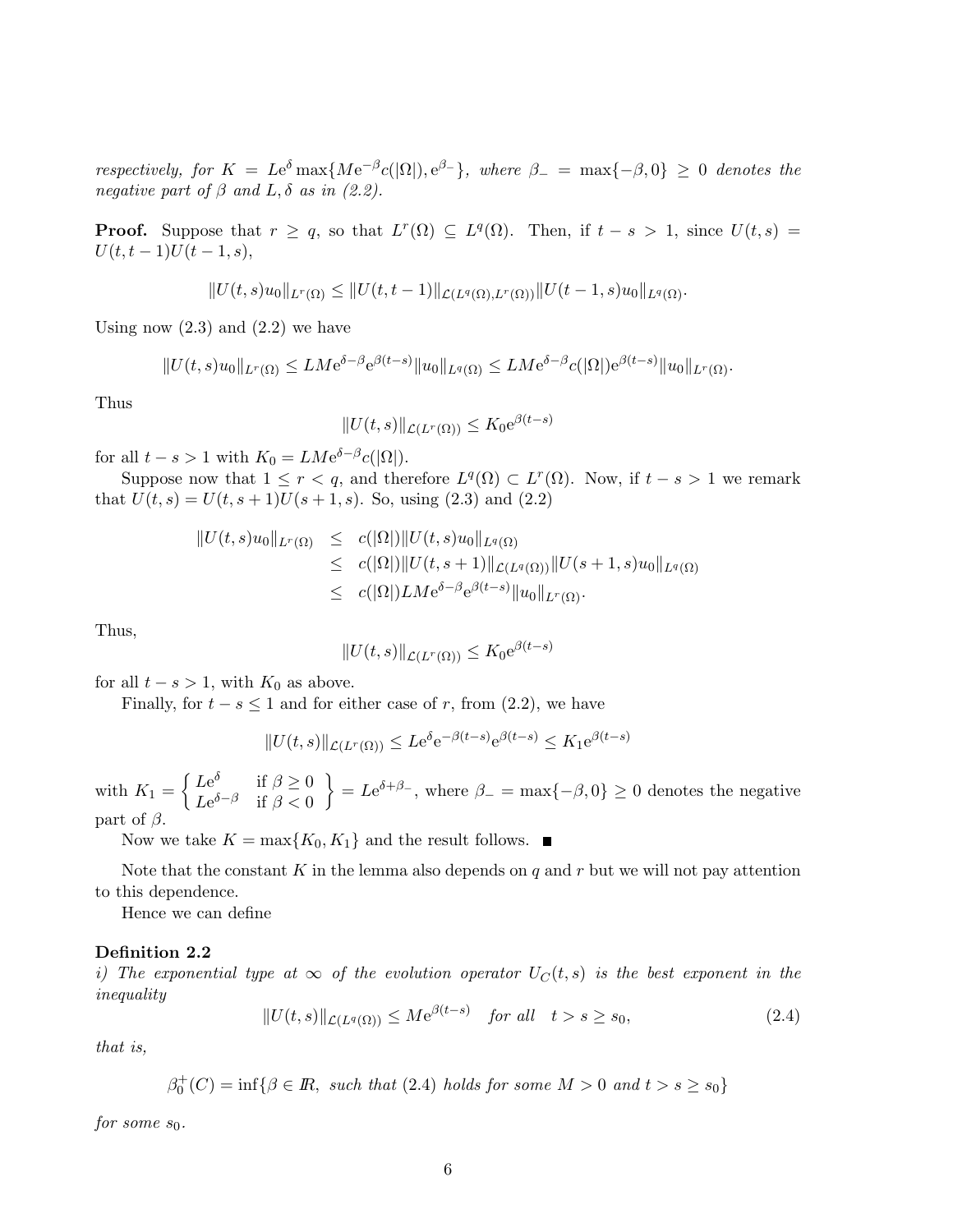*respectively, for $K = L\mathrm{e}^{\delta}\max\{M\mathrm{e}^{-\beta}c(|\Omega|), \mathrm{e}^{\beta_-}\}$, where $\beta_- = \max\{-\beta, 0\} \geq 0$ denotes the negative part of $\beta$ and $L, \delta$ as in (2.2).*

**Proof.** Suppose that $r \geq q$, so that $L^r(\Omega) \subseteq L^q(\Omega)$. Then, if $t - s > 1$, since $U(t,s) = U(t, t-1)U(t-1, s)$,

$$\|U(t,s)u_0\|_{L^r(\Omega)} \leq \|U(t,t-1)\|_{\mathcal{L}(L^q(\Omega),L^r(\Omega))}\|U(t-1,s)u_0\|_{L^q(\Omega)}.$$

Using now (2.3) and (2.2) we have

$$\|U(t,s)u_0\|_{L^r(\Omega)} \leq LM\mathrm{e}^{\delta-\beta}\mathrm{e}^{\beta(t-s)}\|u_0\|_{L^q(\Omega)} \leq LM\mathrm{e}^{\delta-\beta}c(|\Omega|)\mathrm{e}^{\beta(t-s)}\|u_0\|_{L^r(\Omega)}.$$

Thus

$$\|U(t,s)\|_{\mathcal{L}(L^r(\Omega))} \leq K_0\mathrm{e}^{\beta(t-s)}$$

for all $t - s > 1$ with $K_0 = LM\mathrm{e}^{\delta-\beta}c(|\Omega|)$.

Suppose now that $1 \leq r < q$, and therefore $L^q(\Omega) \subset L^r(\Omega)$. Now, if $t - s > 1$ we remark that $U(t,s) = U(t, s+1)U(s+1, s)$. So, using (2.3) and (2.2)

$$\begin{aligned}
\|U(t,s)u_0\|_{L^r(\Omega)} &\leq c(|\Omega|)\|U(t,s)u_0\|_{L^q(\Omega)} \\
&\leq c(|\Omega|)\|U(t,s+1)\|_{\mathcal{L}(L^q(\Omega))}\|U(s+1,s)u_0\|_{L^q(\Omega)} \\
&\leq c(|\Omega|)LM\mathrm{e}^{\delta-\beta}\mathrm{e}^{\beta(t-s)}\|u_0\|_{L^r(\Omega)}.
\end{aligned}$$

Thus,

$$\|U(t,s)\|_{\mathcal{L}(L^r(\Omega))} \leq K_0\mathrm{e}^{\beta(t-s)}$$

for all $t - s > 1$, with $K_0$ as above.

Finally, for $t - s \leq 1$ and for either case of $r$, from (2.2), we have

$$\|U(t,s)\|_{\mathcal{L}(L^r(\Omega))} \leq L\mathrm{e}^{\delta}\mathrm{e}^{-\beta(t-s)}\mathrm{e}^{\beta(t-s)} \leq K_1\mathrm{e}^{\beta(t-s)}$$

with $K_1 = \left\{ \begin{array}{ll} L\mathrm{e}^{\delta} & \text{if } \beta \geq 0 \\ L\mathrm{e}^{\delta-\beta} & \text{if } \beta < 0 \end{array} \right\} = L\mathrm{e}^{\delta+\beta_-}$, where $\beta_- = \max\{-\beta, 0\} \geq 0$ denotes the negative part of $\beta$.

Now we take $K = \max\{K_0, K_1\}$ and the result follows. ■

Note that the constant $K$ in the lemma also depends on $q$ and $r$ but we will not pay attention to this dependence.

Hence we can define

**Definition 2.2**
*i) The exponential type at $\infty$ of the evolution operator $U_C(t,s)$ is the best exponent in the inequality*

$$\|U(t,s)\|_{\mathcal{L}(L^q(\Omega))} \leq M\mathrm{e}^{\beta(t-s)} \quad \text{for all} \quad t > s \geq s_0, \tag{2.4}$$

*that is,*

$$\beta_0^+(C) = \inf\{\beta \in \mathbb{R}, \text{ such that (2.4) holds for some } M > 0 \text{ and } t > s \geq s_0\}$$

*for some $s_0$.*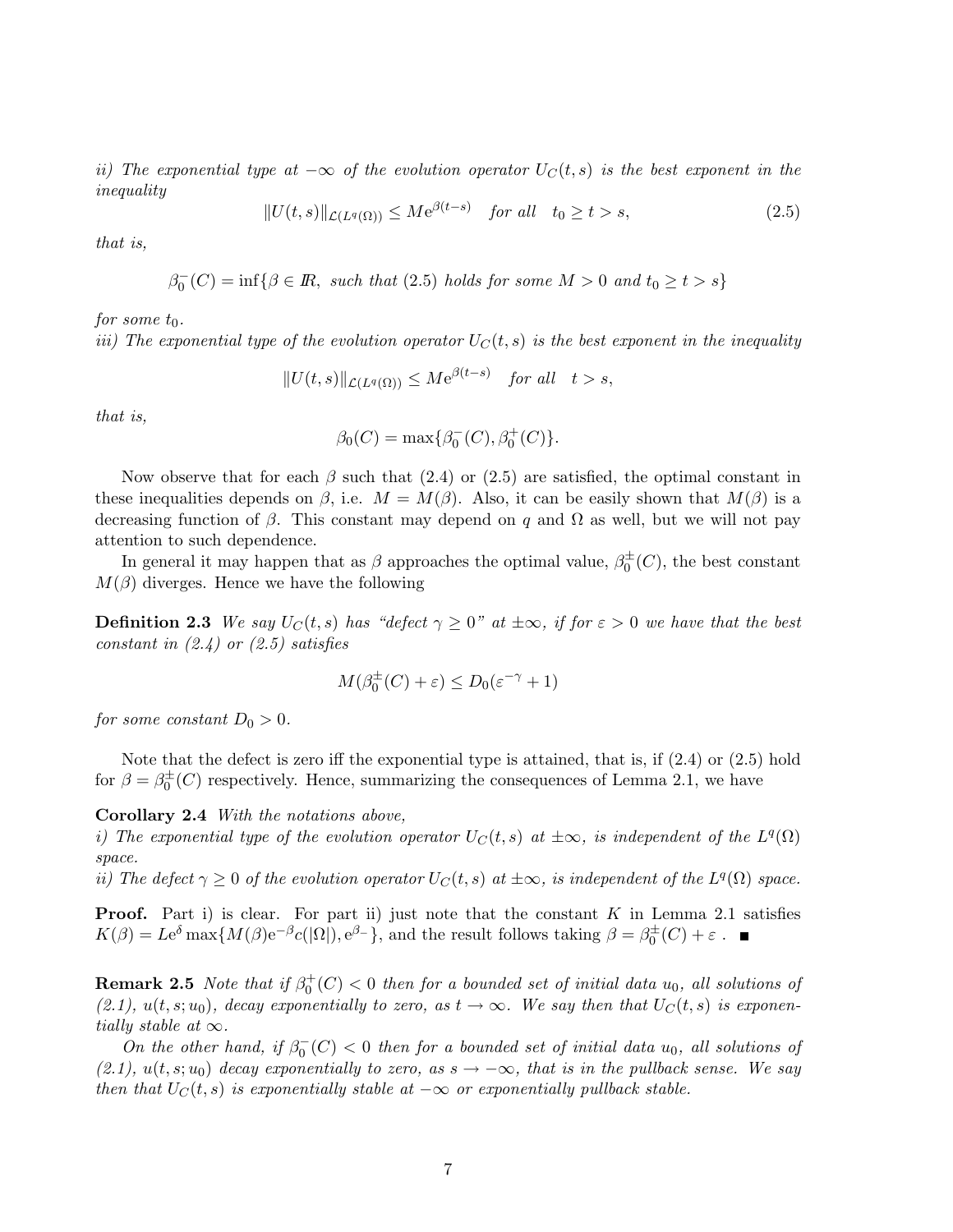*ii) The exponential type at $-\infty$ of the evolution operator $U_C(t,s)$ is the best exponent in the inequality*

$$\|U(t,s)\|_{\mathcal{L}(L^q(\Omega))} \leq M e^{\beta(t-s)} \quad \text{for all} \quad t_0 \geq t > s, \tag{2.5}$$

*that is,*

$$\beta_0^-(C) = \inf\{\beta \in I\!R, \text{ such that (2.5) holds for some } M > 0 \text{ and } t_0 \geq t > s\}$$

*for some $t_0$.*

*iii) The exponential type of the evolution operator $U_C(t,s)$ is the best exponent in the inequality*

$$\|U(t,s)\|_{\mathcal{L}(L^q(\Omega))} \leq M e^{\beta(t-s)} \quad \text{for all} \quad t > s,$$

*that is,*

$$\beta_0(C) = \max\{\beta_0^-(C), \beta_0^+(C)\}.$$

Now observe that for each $\beta$ such that (2.4) or (2.5) are satisfied, the optimal constant in these inequalities depends on $\beta$, i.e. $M = M(\beta)$. Also, it can be easily shown that $M(\beta)$ is a decreasing function of $\beta$. This constant may depend on $q$ and $\Omega$ as well, but we will not pay attention to such dependence.

In general it may happen that as $\beta$ approaches the optimal value, $\beta_0^{\pm}(C)$, the best constant $M(\beta)$ diverges. Hence we have the following

**Definition 2.3** *We say $U_C(t,s)$ has "defect $\gamma \geq 0$" at $\pm\infty$, if for $\varepsilon > 0$ we have that the best constant in (2.4) or (2.5) satisfies*

$$M(\beta_0^{\pm}(C) + \varepsilon) \leq D_0(\varepsilon^{-\gamma} + 1)$$

*for some constant $D_0 > 0$.*

Note that the defect is zero iff the exponential type is attained, that is, if (2.4) or (2.5) hold for $\beta = \beta_0^{\pm}(C)$ respectively. Hence, summarizing the consequences of Lemma 2.1, we have

**Corollary 2.4** *With the notations above,*
*i) The exponential type of the evolution operator $U_C(t,s)$ at $\pm\infty$, is independent of the $L^q(\Omega)$ space.*
*ii) The defect $\gamma \geq 0$ of the evolution operator $U_C(t,s)$ at $\pm\infty$, is independent of the $L^q(\Omega)$ space.*

**Proof.** Part i) is clear. For part ii) just note that the constant $K$ in Lemma 2.1 satisfies $K(\beta) = L e^{\delta} \max\{M(\beta) e^{-\beta} c(|\Omega|), e^{\beta_-}\}$, and the result follows taking $\beta = \beta_0^{\pm}(C) + \varepsilon$ . ■

**Remark 2.5** *Note that if $\beta_0^+(C) < 0$ then for a bounded set of initial data $u_0$, all solutions of (2.1), $u(t,s;u_0)$, decay exponentially to zero, as $t \to \infty$. We say then that $U_C(t,s)$ is exponentially stable at $\infty$.*

*On the other hand, if $\beta_0^-(C) < 0$ then for a bounded set of initial data $u_0$, all solutions of (2.1), $u(t,s;u_0)$ decay exponentially to zero, as $s \to -\infty$, that is in the pullback sense. We say then that $U_C(t,s)$ is exponentially stable at $-\infty$ or exponentially pullback stable.*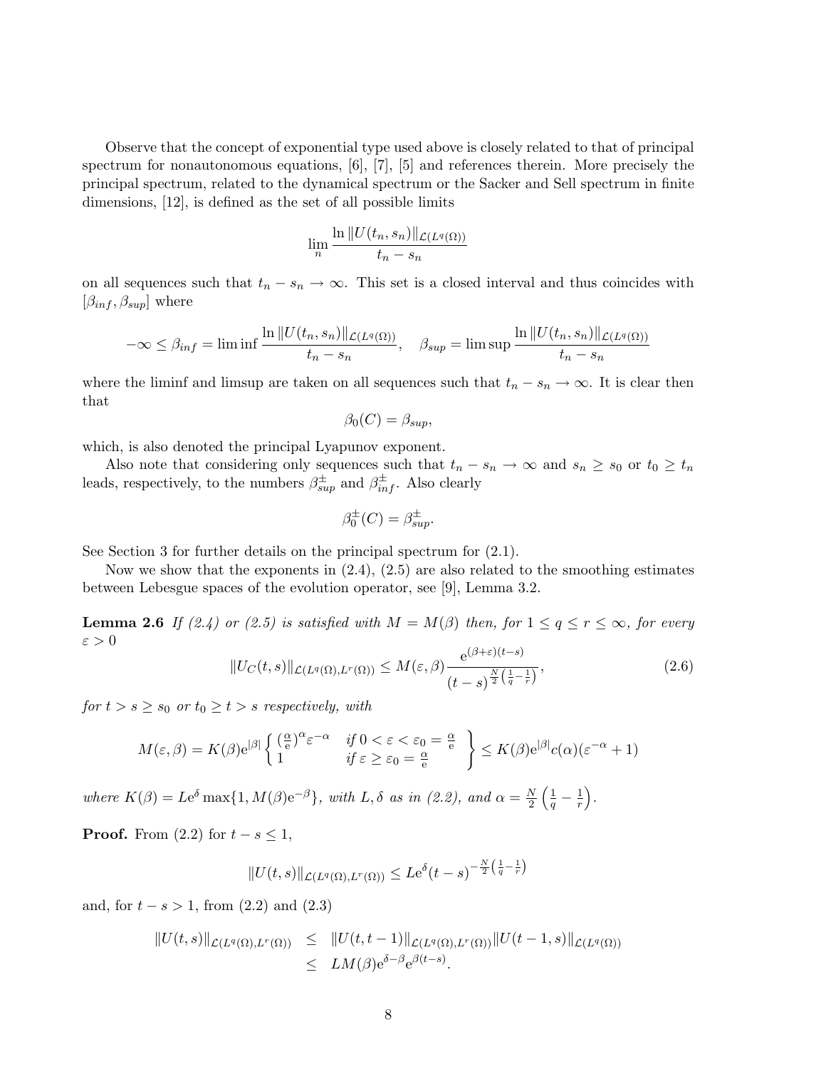Observe that the concept of exponential type used above is closely related to that of principal spectrum for nonautonomous equations, [6], [7], [5] and references therein. More precisely the principal spectrum, related to the dynamical spectrum or the Sacker and Sell spectrum in finite dimensions, [12], is defined as the set of all possible limits

$$\lim_{n} \frac{\ln \|U(t_n, s_n)\|_{\mathcal{L}(L^q(\Omega))}}{t_n - s_n}$$

on all sequences such that $t_n - s_n \to \infty$. This set is a closed interval and thus coincides with $[\beta_{inf}, \beta_{sup}]$ where

$$-\infty \leq \beta_{inf} = \liminf \frac{\ln \|U(t_n, s_n)\|_{\mathcal{L}(L^q(\Omega))}}{t_n - s_n}, \quad \beta_{sup} = \limsup \frac{\ln \|U(t_n, s_n)\|_{\mathcal{L}(L^q(\Omega))}}{t_n - s_n}$$

where the liminf and limsup are taken on all sequences such that $t_n - s_n \to \infty$. It is clear then that

$$\beta_0(C) = \beta_{sup},$$

which, is also denoted the principal Lyapunov exponent.

Also note that considering only sequences such that $t_n - s_n \to \infty$ and $s_n \geq s_0$ or $t_0 \geq t_n$ leads, respectively, to the numbers $\beta^{\pm}_{sup}$ and $\beta^{\pm}_{inf}$. Also clearly

$$\beta^{\pm}_0(C) = \beta^{\pm}_{sup}.$$

See Section 3 for further details on the principal spectrum for (2.1).

Now we show that the exponents in (2.4), (2.5) are also related to the smoothing estimates between Lebesgue spaces of the evolution operator, see [9], Lemma 3.2.

**Lemma 2.6** *If (2.4) or (2.5) is satisfied with $M = M(\beta)$ then, for $1 \leq q \leq r \leq \infty$, for every $\varepsilon > 0$*

$$\|U_C(t, s)\|_{\mathcal{L}(L^q(\Omega), L^r(\Omega))} \leq M(\varepsilon, \beta) \frac{e^{(\beta+\varepsilon)(t-s)}}{(t-s)^{\frac{N}{2}\left(\frac{1}{q}-\frac{1}{r}\right)}}, \tag{2.6}$$

*for $t > s \geq s_0$ or $t_0 \geq t > s$ respectively, with*

$$M(\varepsilon, \beta) = K(\beta) e^{|\beta|} \left\{ \begin{array}{ll} (\frac{\alpha}{e})^{\alpha} \varepsilon^{-\alpha} & \text{if } 0 < \varepsilon < \varepsilon_0 = \frac{\alpha}{e} \\ 1 & \text{if } \varepsilon \geq \varepsilon_0 = \frac{\alpha}{e} \end{array} \right\} \leq K(\beta) e^{|\beta|} c(\alpha)(\varepsilon^{-\alpha} + 1)$$

*where $K(\beta) = Le^{\delta} \max\{1, M(\beta)e^{-\beta}\}$, with $L, \delta$ as in (2.2), and $\alpha = \frac{N}{2}\left(\frac{1}{q} - \frac{1}{r}\right)$.*

**Proof.** From (2.2) for $t - s \leq 1$,

$$\|U(t, s)\|_{\mathcal{L}(L^q(\Omega), L^r(\Omega))} \leq Le^{\delta}(t-s)^{-\frac{N}{2}\left(\frac{1}{q}-\frac{1}{r}\right)}$$

and, for $t - s > 1$, from (2.2) and (2.3)

$$\begin{aligned}
\|U(t, s)\|_{\mathcal{L}(L^q(\Omega), L^r(\Omega))} &\leq \|U(t, t-1)\|_{\mathcal{L}(L^q(\Omega), L^r(\Omega))} \|U(t-1, s)\|_{\mathcal{L}(L^q(\Omega))} \\
&\leq LM(\beta) e^{\delta - \beta} e^{\beta(t-s)}.
\end{aligned}$$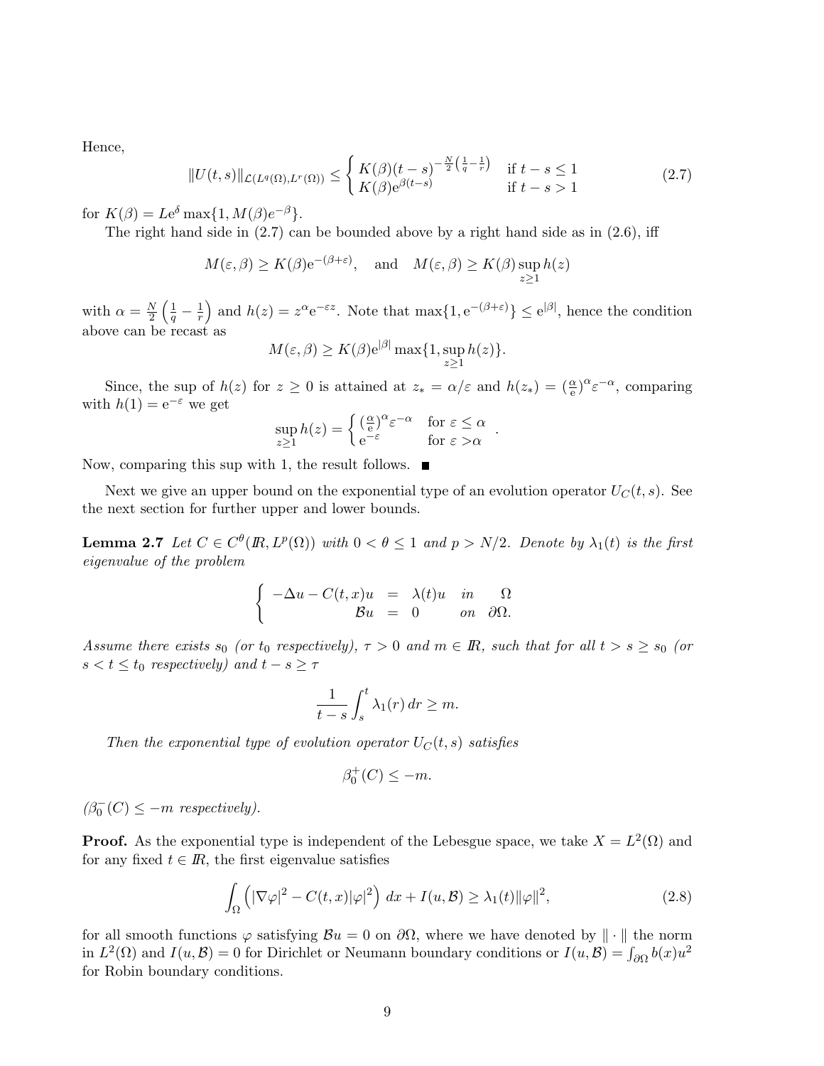Hence,

$$\|U(t,s)\|_{\mathcal{L}(L^q(\Omega),L^r(\Omega))} \leq \begin{cases} K(\beta)(t-s)^{-\frac{N}{2}\left(\frac{1}{q}-\frac{1}{r}\right)} & \text{if } t-s \leq 1 \\ K(\beta)\mathrm{e}^{\beta(t-s)} & \text{if } t-s > 1 \end{cases} \tag{2.7}$$

for $K(\beta) = L\mathrm{e}^{\delta}\max\{1, M(\beta)e^{-\beta}\}$.

The right hand side in (2.7) can be bounded above by a right hand side as in (2.6), iff

$$M(\varepsilon,\beta) \geq K(\beta)\mathrm{e}^{-(\beta+\varepsilon)}, \quad \text{and} \quad M(\varepsilon,\beta) \geq K(\beta)\sup_{z\geq 1} h(z)$$

with $\alpha = \frac{N}{2}\left(\frac{1}{q}-\frac{1}{r}\right)$ and $h(z) = z^{\alpha}\mathrm{e}^{-\varepsilon z}$. Note that $\max\{1, \mathrm{e}^{-(\beta+\varepsilon)}\} \leq \mathrm{e}^{|\beta|}$, hence the condition above can be recast as

$$M(\varepsilon,\beta) \geq K(\beta)\mathrm{e}^{|\beta|}\max\{1, \sup_{z\geq 1} h(z)\}.$$

Since, the sup of $h(z)$ for $z \geq 0$ is attained at $z_* = \alpha/\varepsilon$ and $h(z_*) = (\frac{\alpha}{\mathrm{e}})^{\alpha}\varepsilon^{-\alpha}$, comparing with $h(1) = \mathrm{e}^{-\varepsilon}$ we get

$$\sup_{z\geq 1} h(z) = \begin{cases} (\frac{\alpha}{\mathrm{e}})^{\alpha}\varepsilon^{-\alpha} & \text{for } \varepsilon \leq \alpha \\ \mathrm{e}^{-\varepsilon} & \text{for } \varepsilon > \alpha \end{cases}.$$

Now, comparing this sup with 1, the result follows. ■

Next we give an upper bound on the exponential type of an evolution operator $U_C(t,s)$. See the next section for further upper and lower bounds.

**Lemma 2.7** *Let $C \in C^{\theta}(\mathbb{R}, L^p(\Omega))$ with $0 < \theta \leq 1$ and $p > N/2$. Denote by $\lambda_1(t)$ is the first eigenvalue of the problem*

$$\begin{cases} -\Delta u - C(t,x)u &= \lambda(t)u \quad \text{in} \quad \Omega \\ \mathcal{B}u &= 0 \quad \text{on} \quad \partial\Omega. \end{cases}$$

*Assume there exists $s_0$ (or $t_0$ respectively), $\tau > 0$ and $m \in \mathbb{R}$, such that for all $t > s \geq s_0$ (or $s < t \leq t_0$ respectively) and $t - s \geq \tau$*

$$\frac{1}{t-s}\int_s^t \lambda_1(r)\,dr \geq m.$$

*Then the exponential type of evolution operator $U_C(t,s)$ satisfies*

$$\beta_0^+(C) \leq -m.$$

*($\beta_0^-(C) \leq -m$ respectively).*

**Proof.** As the exponential type is independent of the Lebesgue space, we take $X = L^2(\Omega)$ and for any fixed $t \in \mathbb{R}$, the first eigenvalue satisfies

$$\int_{\Omega}\left(|\nabla\varphi|^2 - C(t,x)|\varphi|^2\right)\,dx + I(u,\mathcal{B}) \geq \lambda_1(t)\|\varphi\|^2, \tag{2.8}$$

for all smooth functions $\varphi$ satisfying $\mathcal{B}u = 0$ on $\partial\Omega$, where we have denoted by $\|\cdot\|$ the norm in $L^2(\Omega)$ and $I(u,\mathcal{B}) = 0$ for Dirichlet or Neumann boundary conditions or $I(u,\mathcal{B}) = \int_{\partial\Omega} b(x)u^2$ for Robin boundary conditions.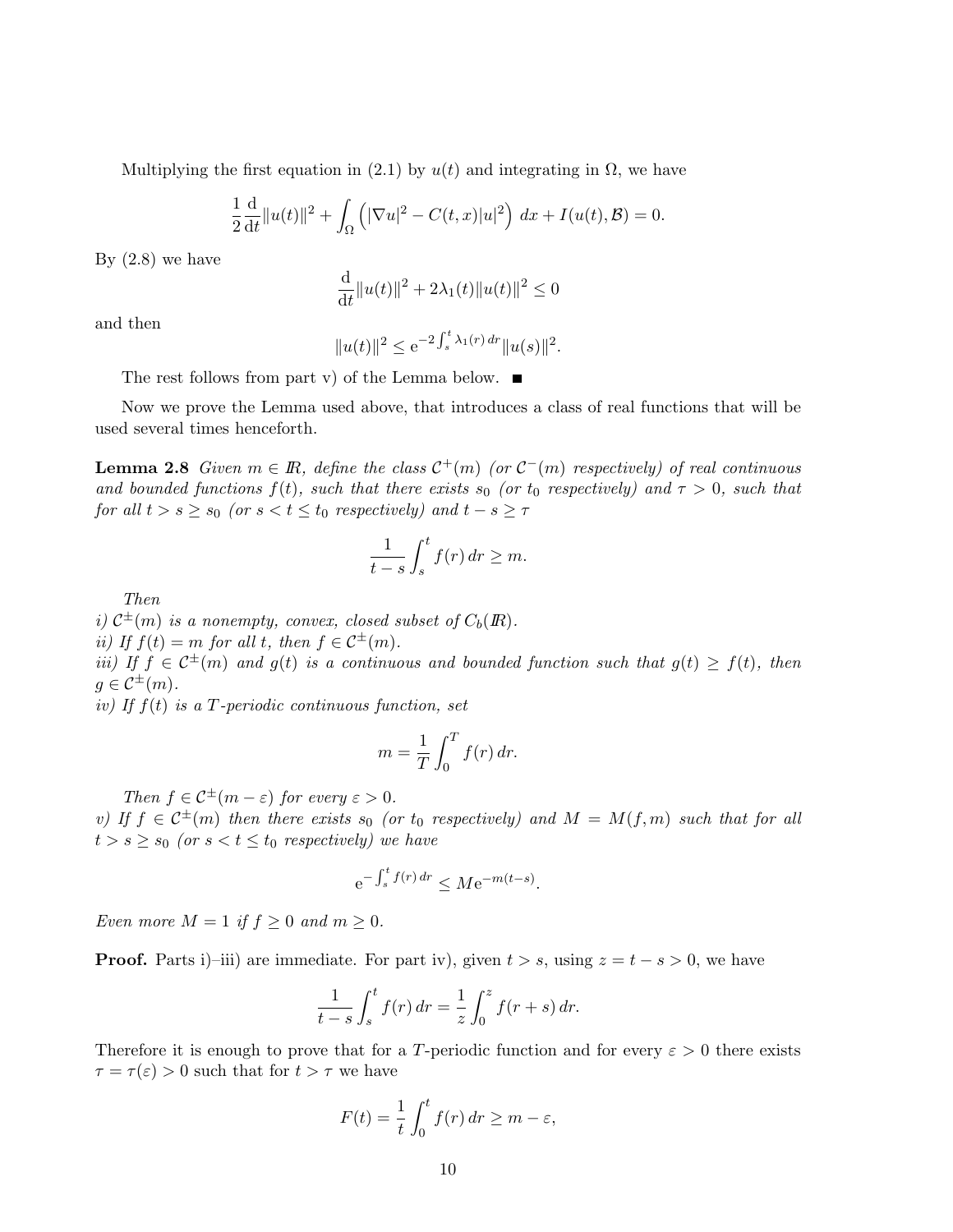Multiplying the first equation in (2.1) by $u(t)$ and integrating in $\Omega$, we have

$$\frac{1}{2}\frac{\mathrm{d}}{\mathrm{d}t}\|u(t)\|^2 + \int_\Omega \left(|\nabla u|^2 - C(t,x)|u|^2\right)\,dx + I(u(t),\mathcal{B}) = 0.$$

By (2.8) we have

$$\frac{\mathrm{d}}{\mathrm{d}t}\|u(t)\|^2 + 2\lambda_1(t)\|u(t)\|^2 \le 0$$

and then

$$\|u(t)\|^2 \le \mathrm{e}^{-2\int_s^t \lambda_1(r)\,dr}\|u(s)\|^2.$$

The rest follows from part v) of the Lemma below. ■

Now we prove the Lemma used above, that introduces a class of real functions that will be used several times henceforth.

**Lemma 2.8** *Given $m \in I\!R$, define the class $\mathcal{C}^+(m)$ (or $\mathcal{C}^-(m)$ respectively) of real continuous and bounded functions $f(t)$, such that there exists $s_0$ (or $t_0$ respectively) and $\tau > 0$, such that for all $t > s \ge s_0$ (or $s < t \le t_0$ respectively) and $t - s \ge \tau$*

$$\frac{1}{t-s}\int_s^t f(r)\,dr \ge m.$$

*Then*
*i) $\mathcal{C}^{\pm}(m)$ is a nonempty, convex, closed subset of $C_b(I\!R)$.*
*ii) If $f(t) = m$ for all $t$, then $f \in \mathcal{C}^{\pm}(m)$.*
*iii) If $f \in \mathcal{C}^{\pm}(m)$ and $g(t)$ is a continuous and bounded function such that $g(t) \ge f(t)$, then $g \in \mathcal{C}^{\pm}(m)$.*
*iv) If $f(t)$ is a $T$-periodic continuous function, set*

$$m = \frac{1}{T}\int_0^T f(r)\,dr.$$

*Then $f \in \mathcal{C}^{\pm}(m - \varepsilon)$ for every $\varepsilon > 0$.*
*v) If $f \in \mathcal{C}^{\pm}(m)$ then there exists $s_0$ (or $t_0$ respectively) and $M = M(f,m)$ such that for all $t > s \ge s_0$ (or $s < t \le t_0$ respectively) we have*

$$\mathrm{e}^{-\int_s^t f(r)\,dr} \le M\mathrm{e}^{-m(t-s)}.$$

*Even more $M = 1$ if $f \ge 0$ and $m \ge 0$.*

**Proof.** Parts i)–iii) are immediate. For part iv), given $t > s$, using $z = t - s > 0$, we have

$$\frac{1}{t-s}\int_s^t f(r)\,dr = \frac{1}{z}\int_0^z f(r+s)\,dr.$$

Therefore it is enough to prove that for a $T$-periodic function and for every $\varepsilon > 0$ there exists $\tau = \tau(\varepsilon) > 0$ such that for $t > \tau$ we have

$$F(t) = \frac{1}{t}\int_0^t f(r)\,dr \ge m - \varepsilon,$$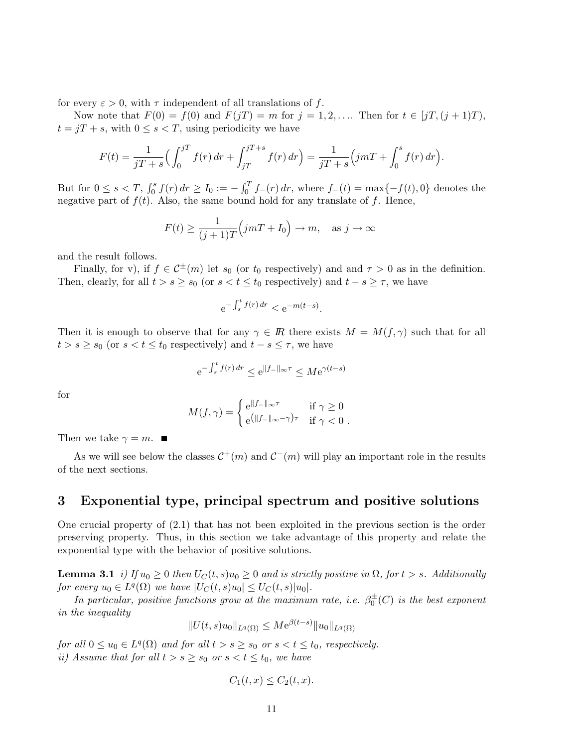for every $\varepsilon > 0$, with $\tau$ independent of all translations of $f$.

Now note that $F(0) = f(0)$ and $F(jT) = m$ for $j = 1, 2, \ldots$. Then for $t \in [jT, (j+1)T)$, $t = jT + s$, with $0 \leq s < T$, using periodicity we have

$$F(t) = \frac{1}{jT+s}\Big( \int_0^{jT} f(r)\,dr + \int_{jT}^{jT+s} f(r)\,dr \Big) = \frac{1}{jT+s}\Big( jmT + \int_0^s f(r)\,dr \Big).$$

But for $0 \leq s < T$, $\int_0^s f(r)\,dr \geq I_0 := -\int_0^T f_-(r)\,dr$, where $f_-(t) = \max\{-f(t), 0\}$ denotes the negative part of $f(t)$. Also, the same bound hold for any translate of $f$. Hence,

$$F(t) \geq \frac{1}{(j+1)T}\Big( jmT + I_0 \Big) \to m, \quad \text{as } j \to \infty$$

and the result follows.

Finally, for v), if $f \in \mathcal{C}^{\pm}(m)$ let $s_0$ (or $t_0$ respectively) and and $\tau > 0$ as in the definition. Then, clearly, for all $t > s \geq s_0$ (or $s < t \leq t_0$ respectively) and $t - s \geq \tau$, we have

$$\mathrm{e}^{-\int_s^t f(r)\,dr} \leq \mathrm{e}^{-m(t-s)}.$$

Then it is enough to observe that for any $\gamma \in \mathbb{R}$ there exists $M = M(f, \gamma)$ such that for all $t > s \geq s_0$ (or $s < t \leq t_0$ respectively) and $t - s \leq \tau$, we have

$$\mathrm{e}^{-\int_s^t f(r)\,dr} \leq \mathrm{e}^{\|f_-\|_\infty \tau} \leq M\mathrm{e}^{\gamma(t-s)}$$

for

$$M(f,\gamma) = \begin{cases} \mathrm{e}^{\|f_-\|_\infty \tau} & \text{if } \gamma \geq 0 \\ \mathrm{e}^{\left(\|f_-\|_\infty - \gamma\right)\tau} & \text{if } \gamma < 0 \ . \end{cases}$$

Then we take $\gamma = m$. ■

As we will see below the classes $\mathcal{C}^+(m)$ and $\mathcal{C}^-(m)$ will play an important role in the results of the next sections.

## 3 Exponential type, principal spectrum and positive solutions

One crucial property of (2.1) that has not been exploited in the previous section is the order preserving property. Thus, in this section we take advantage of this property and relate the exponential type with the behavior of positive solutions.

**Lemma 3.1** *i) If $u_0 \geq 0$ then $U_C(t,s)u_0 \geq 0$ and is strictly positive in $\Omega$, for $t > s$. Additionally for every $u_0 \in L^q(\Omega)$ we have $|U_C(t,s)u_0| \leq U_C(t,s)|u_0|$.*

*In particular, positive functions grow at the maximum rate, i.e. $\beta_0^{\pm}(C)$ is the best exponent in the inequality*

$$\|U(t,s)u_0\|_{L^q(\Omega)} \leq M\mathrm{e}^{\beta(t-s)}\|u_0\|_{L^q(\Omega)}$$

*for all $0 \leq u_0 \in L^q(\Omega)$ and for all $t > s \geq s_0$ or $s < t \leq t_0$, respectively.*
*ii) Assume that for all $t > s \geq s_0$ or $s < t \leq t_0$, we have*

$$C_1(t,x) \leq C_2(t,x).$$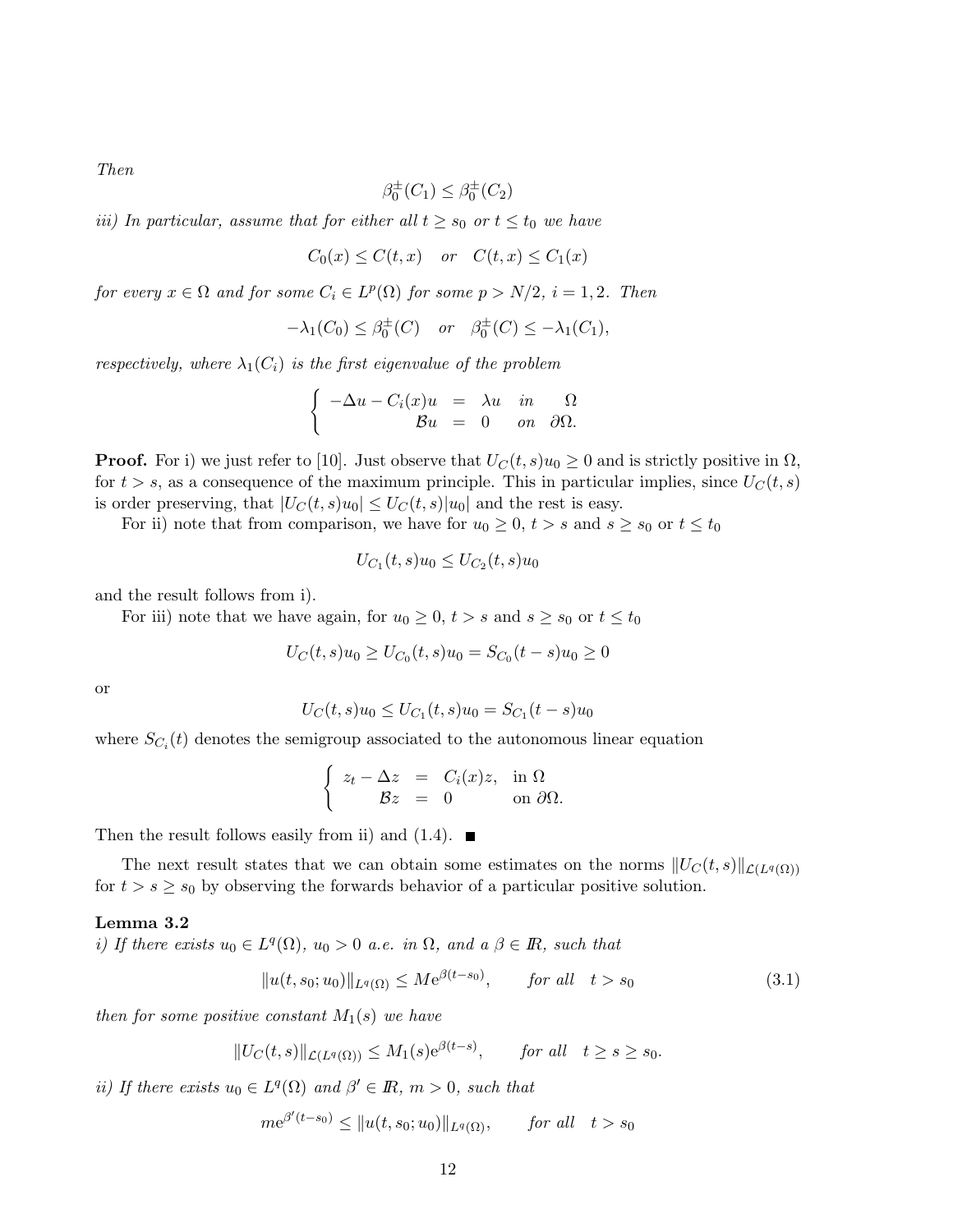*Then*

$$\beta_0^{\pm}(C_1) \leq \beta_0^{\pm}(C_2)$$

*iii) In particular, assume that for either all $t \geq s_0$ or $t \leq t_0$ we have*

$$C_0(x) \leq C(t,x) \quad \text{or} \quad C(t,x) \leq C_1(x)$$

*for every $x \in \Omega$ and for some $C_i \in L^p(\Omega)$ for some $p > N/2$, $i = 1, 2$. Then*

$$-\lambda_1(C_0) \leq \beta_0^{\pm}(C) \quad \text{or} \quad \beta_0^{\pm}(C) \leq -\lambda_1(C_1),$$

*respectively, where $\lambda_1(C_i)$ is the first eigenvalue of the problem*

$$\begin{cases} -\Delta u - C_i(x)u &= \lambda u \quad \text{in} \quad \Omega \\ \mathcal{B}u &= 0 \quad \text{on} \quad \partial\Omega. \end{cases}$$

**Proof.** For i) we just refer to [10]. Just observe that $U_C(t,s)u_0 \geq 0$ and is strictly positive in $\Omega$, for $t > s$, as a consequence of the maximum principle. This in particular implies, since $U_C(t,s)$ is order preserving, that $|U_C(t,s)u_0| \leq U_C(t,s)|u_0|$ and the rest is easy.

For ii) note that from comparison, we have for $u_0 \geq 0$, $t > s$ and $s \geq s_0$ or $t \leq t_0$

$$U_{C_1}(t,s)u_0 \leq U_{C_2}(t,s)u_0$$

and the result follows from i).

For iii) note that we have again, for $u_0 \geq 0$, $t > s$ and $s \geq s_0$ or $t \leq t_0$

$$U_C(t,s)u_0 \geq U_{C_0}(t,s)u_0 = S_{C_0}(t-s)u_0 \geq 0$$

or

$$U_C(t,s)u_0 \leq U_{C_1}(t,s)u_0 = S_{C_1}(t-s)u_0$$

where $S_{C_i}(t)$ denotes the semigroup associated to the autonomous linear equation

$$\begin{cases} z_t - \Delta z &= C_i(x)z, \quad \text{in } \Omega \\ \mathcal{B}z &= 0 \quad\quad\quad \text{on } \partial\Omega. \end{cases}$$

Then the result follows easily from ii) and (1.4). ■

The next result states that we can obtain some estimates on the norms $\|U_C(t,s)\|_{\mathcal{L}(L^q(\Omega))}$ for $t > s \geq s_0$ by observing the forwards behavior of a particular positive solution.

**Lemma 3.2**
*i) If there exists $u_0 \in L^q(\Omega)$, $u_0 > 0$ a.e. in $\Omega$, and a $\beta \in \mathbb{R}$, such that*

$$\|u(t,s_0;u_0)\|_{L^q(\Omega)} \leq M e^{\beta(t-s_0)}, \qquad \text{for all} \quad t > s_0 \tag{3.1}$$

*then for some positive constant $M_1(s)$ we have*

$$\|U_C(t,s)\|_{\mathcal{L}(L^q(\Omega))} \leq M_1(s) e^{\beta(t-s)}, \qquad \text{for all} \quad t \geq s \geq s_0.$$

*ii) If there exists $u_0 \in L^q(\Omega)$ and $\beta' \in \mathbb{R}$, $m > 0$, such that*

$$m e^{\beta'(t-s_0)} \leq \|u(t,s_0;u_0)\|_{L^q(\Omega)}, \qquad \text{for all} \quad t > s_0$$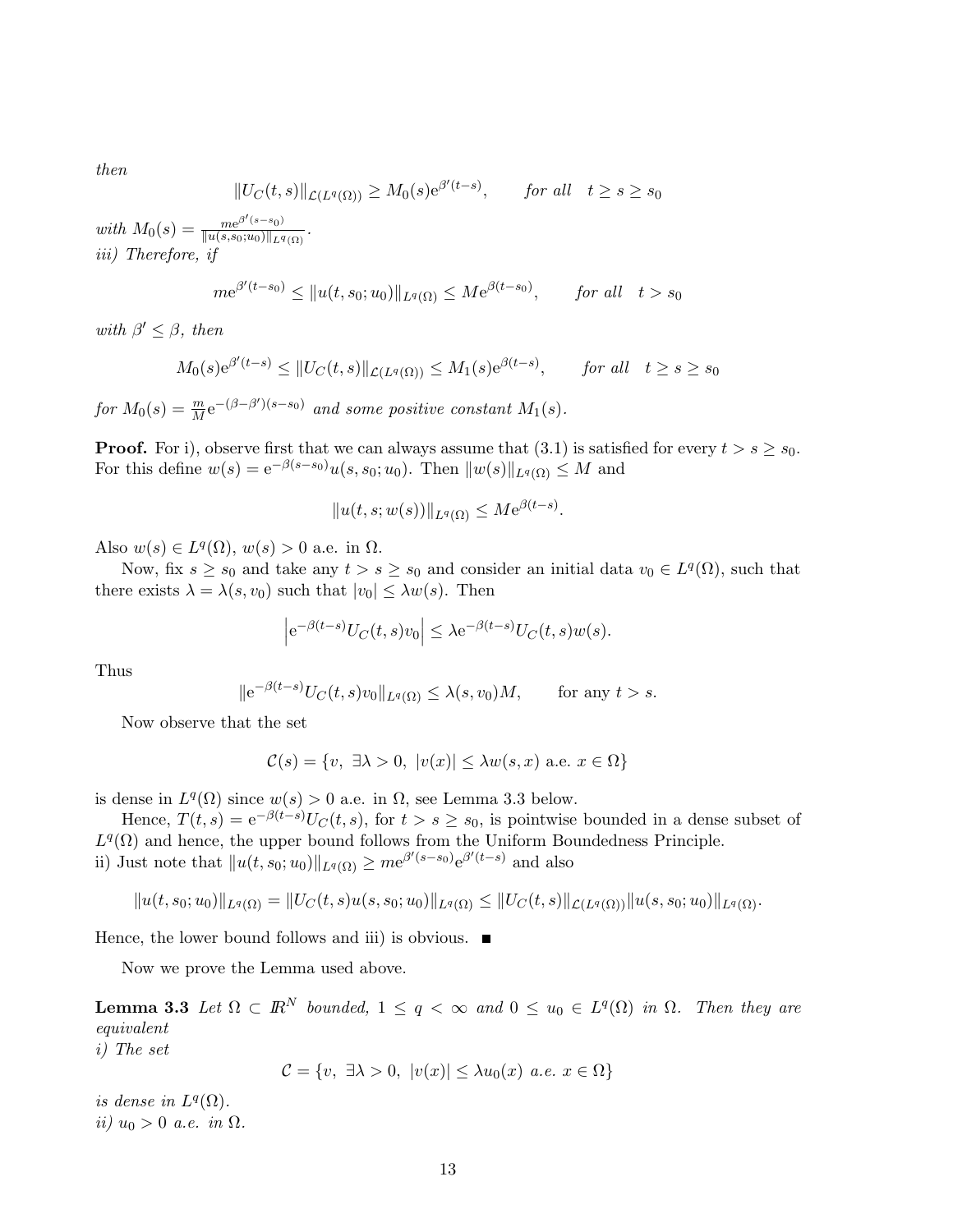*then*

$$\|U_C(t,s)\|_{\mathcal{L}(L^q(\Omega))} \geq M_0(s)\mathrm{e}^{\beta'(t-s)}, \qquad \textit{for all} \quad t \geq s \geq s_0$$

*with* $M_0(s) = \frac{m\mathrm{e}^{\beta'(s-s_0)}}{\|u(s,s_0;u_0)\|_{L^q(\Omega)}}$.

*iii) Therefore, if*

$$m\mathrm{e}^{\beta'(t-s_0)} \leq \|u(t,s_0;u_0)\|_{L^q(\Omega)} \leq M\mathrm{e}^{\beta(t-s_0)}, \qquad \textit{for all} \quad t > s_0$$

*with* $\beta' \leq \beta$*, then*

$$M_0(s)\mathrm{e}^{\beta'(t-s)} \leq \|U_C(t,s)\|_{\mathcal{L}(L^q(\Omega))} \leq M_1(s)\mathrm{e}^{\beta(t-s)}, \qquad \textit{for all} \quad t \geq s \geq s_0$$

*for* $M_0(s) = \frac{m}{M}\mathrm{e}^{-(\beta-\beta')(s-s_0)}$ *and some positive constant* $M_1(s)$.

**Proof.** For i), observe first that we can always assume that (3.1) is satisfied for every $t > s \geq s_0$. For this define $w(s) = \mathrm{e}^{-\beta(s-s_0)}u(s,s_0;u_0)$. Then $\|w(s)\|_{L^q(\Omega)} \leq M$ and

$$\|u(t,s;w(s))\|_{L^q(\Omega)} \leq M\mathrm{e}^{\beta(t-s)}.$$

Also $w(s) \in L^q(\Omega)$, $w(s) > 0$ a.e. in $\Omega$.

Now, fix $s \geq s_0$ and take any $t > s \geq s_0$ and consider an initial data $v_0 \in L^q(\Omega)$, such that there exists $\lambda = \lambda(s, v_0)$ such that $|v_0| \leq \lambda w(s)$. Then

$$\left|\mathrm{e}^{-\beta(t-s)}U_C(t,s)v_0\right| \leq \lambda \mathrm{e}^{-\beta(t-s)}U_C(t,s)w(s).$$

Thus

$$\|\mathrm{e}^{-\beta(t-s)}U_C(t,s)v_0\|_{L^q(\Omega)} \leq \lambda(s,v_0)M, \qquad \text{for any } t > s.$$

Now observe that the set

$$\mathcal{C}(s) = \{v, \ \exists \lambda > 0, \ |v(x)| \leq \lambda w(s,x) \text{ a.e. } x \in \Omega\}$$

is dense in $L^q(\Omega)$ since $w(s) > 0$ a.e. in $\Omega$, see Lemma 3.3 below.

Hence, $T(t,s) = \mathrm{e}^{-\beta(t-s)}U_C(t,s)$, for $t > s \geq s_0$, is pointwise bounded in a dense subset of $L^q(\Omega)$ and hence, the upper bound follows from the Uniform Boundedness Principle.

ii) Just note that $\|u(t,s_0;u_0)\|_{L^q(\Omega)} \geq m\mathrm{e}^{\beta'(s-s_0)}\mathrm{e}^{\beta'(t-s)}$ and also

$$\|u(t,s_0;u_0)\|_{L^q(\Omega)} = \|U_C(t,s)u(s,s_0;u_0)\|_{L^q(\Omega)} \leq \|U_C(t,s)\|_{\mathcal{L}(L^q(\Omega))}\|u(s,s_0;u_0)\|_{L^q(\Omega)}.$$

Hence, the lower bound follows and iii) is obvious. ∎

Now we prove the Lemma used above.

**Lemma 3.3** *Let* $\Omega \subset \mathbb{R}^N$ *bounded,* $1 \leq q < \infty$ *and* $0 \leq u_0 \in L^q(\Omega)$ *in* $\Omega$*. Then they are equivalent*

*i) The set*

$$\mathcal{C} = \{v, \ \exists \lambda > 0, \ |v(x)| \leq \lambda u_0(x) \ \textit{a.e.} \ x \in \Omega\}$$

*is dense in* $L^q(\Omega)$.

*ii)* $u_0 > 0$ *a.e. in* $\Omega$.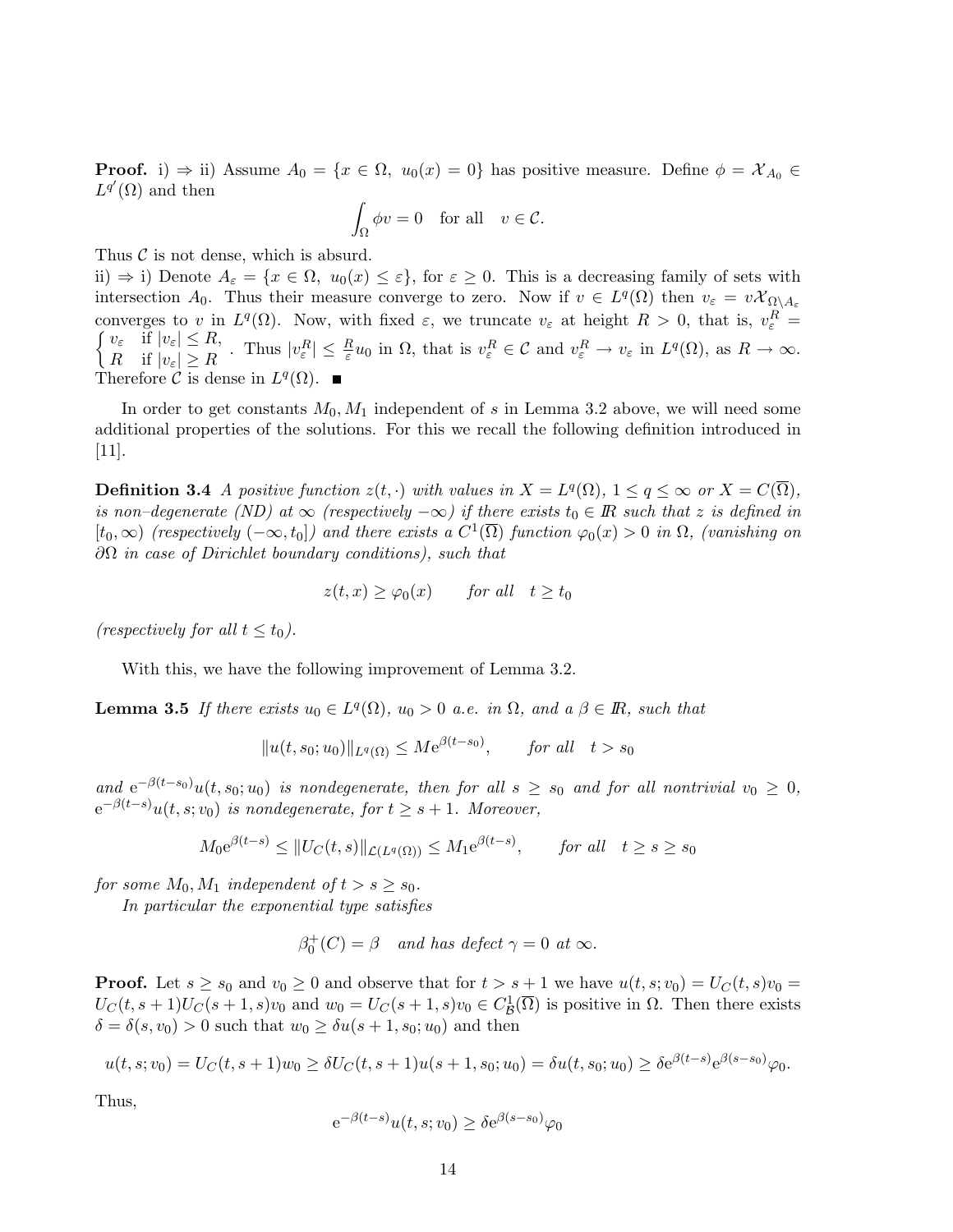**Proof.** i) ⇒ ii) Assume $A_0 = \{x \in \Omega,\ u_0(x) = 0\}$ has positive measure. Define $\phi = \mathcal{X}_{A_0} \in L^{q'}(\Omega)$ and then

$$\int_\Omega \phi v = 0 \quad \text{for all} \quad v \in \mathcal{C}.$$

Thus $\mathcal{C}$ is not dense, which is absurd.

ii) ⇒ i) Denote $A_\varepsilon = \{x \in \Omega,\ u_0(x) \leq \varepsilon\}$, for $\varepsilon \geq 0$. This is a decreasing family of sets with intersection $A_0$. Thus their measure converge to zero. Now if $v \in L^q(\Omega)$ then $v_\varepsilon = v\mathcal{X}_{\Omega \setminus A_\varepsilon}$ converges to $v$ in $L^q(\Omega)$. Now, with fixed $\varepsilon$, we truncate $v_\varepsilon$ at height $R > 0$, that is, $v_\varepsilon^R = \begin{cases} v_\varepsilon & \text{if } |v_\varepsilon| \leq R, \\ R & \text{if } |v_\varepsilon| \geq R \end{cases}$. Thus $|v_\varepsilon^R| \leq \frac{R}{\varepsilon} u_0$ in $\Omega$, that is $v_\varepsilon^R \in \mathcal{C}$ and $v_\varepsilon^R \to v_\varepsilon$ in $L^q(\Omega)$, as $R \to \infty$. Therefore $\mathcal{C}$ is dense in $L^q(\Omega)$. ■

In order to get constants $M_0, M_1$ independent of $s$ in Lemma 3.2 above, we will need some additional properties of the solutions. For this we recall the following definition introduced in [11].

**Definition 3.4** *A positive function $z(t, \cdot)$ with values in $X = L^q(\Omega)$, $1 \leq q \leq \infty$ or $X = C(\overline{\Omega})$, is non–degenerate (ND) at $\infty$ (respectively $-\infty$) if there exists $t_0 \in \mathbb{R}$ such that $z$ is defined in $[t_0, \infty)$ (respectively $(-\infty, t_0]$) and there exists a $C^1(\overline{\Omega})$ function $\varphi_0(x) > 0$ in $\Omega$, (vanishing on $\partial\Omega$ in case of Dirichlet boundary conditions), such that*

$$z(t, x) \geq \varphi_0(x) \qquad \textit{for all} \quad t \geq t_0$$

*(respectively for all $t \leq t_0$).*

With this, we have the following improvement of Lemma 3.2.

**Lemma 3.5** *If there exists $u_0 \in L^q(\Omega)$, $u_0 > 0$ a.e. in $\Omega$, and a $\beta \in \mathbb{R}$, such that*

$$\|u(t, s_0; u_0)\|_{L^q(\Omega)} \leq M e^{\beta(t - s_0)}, \qquad \textit{for all} \quad t > s_0$$

*and $e^{-\beta(t-s_0)} u(t, s_0; u_0)$ is nondegenerate, then for all $s \geq s_0$ and for all nontrivial $v_0 \geq 0$, $e^{-\beta(t-s)} u(t, s; v_0)$ is nondegenerate, for $t \geq s + 1$. Moreover,*

$$M_0 e^{\beta(t-s)} \leq \|U_C(t, s)\|_{\mathcal{L}(L^q(\Omega))} \leq M_1 e^{\beta(t-s)}, \qquad \textit{for all} \quad t \geq s \geq s_0$$

*for some $M_0, M_1$ independent of $t > s \geq s_0$.*

*In particular the exponential type satisfies*

$$\beta_0^+(C) = \beta \quad \textit{and has defect } \gamma = 0 \textit{ at } \infty.$$

**Proof.** Let $s \geq s_0$ and $v_0 \geq 0$ and observe that for $t > s + 1$ we have $u(t, s; v_0) = U_C(t, s)v_0 = U_C(t, s+1)U_C(s+1, s)v_0$ and $w_0 = U_C(s+1, s)v_0 \in C^1_{\mathcal{B}}(\overline{\Omega})$ is positive in $\Omega$. Then there exists $\delta = \delta(s, v_0) > 0$ such that $w_0 \geq \delta u(s+1, s_0; u_0)$ and then

$$u(t, s; v_0) = U_C(t, s+1)w_0 \geq \delta U_C(t, s+1)u(s+1, s_0; u_0) = \delta u(t, s_0; u_0) \geq \delta e^{\beta(t-s)} e^{\beta(s-s_0)} \varphi_0.$$

Thus,

$$e^{-\beta(t-s)} u(t, s; v_0) \geq \delta e^{\beta(s-s_0)} \varphi_0$$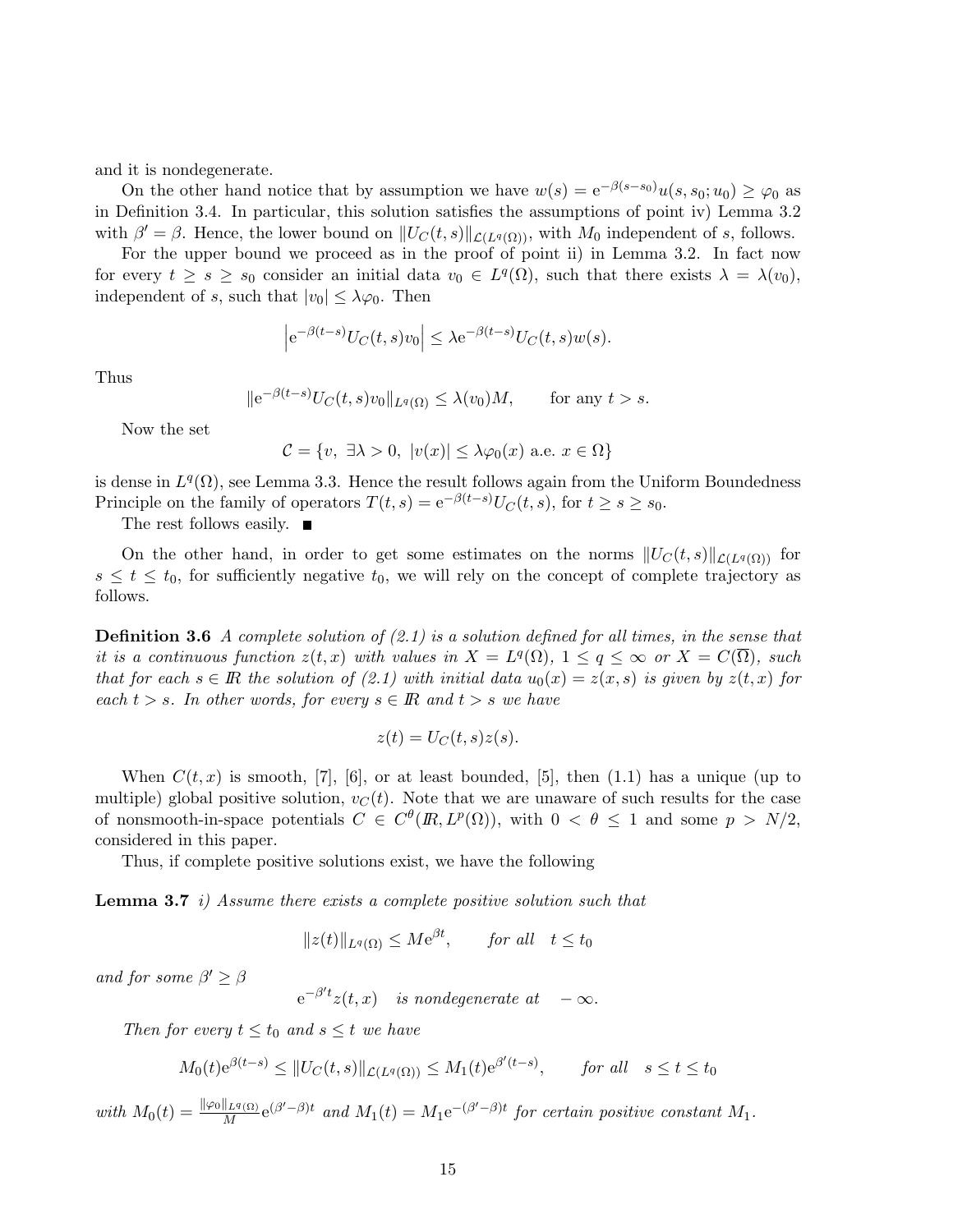and it is nondegenerate.

On the other hand notice that by assumption we have $w(s) = \mathrm{e}^{-\beta(s-s_0)}u(s,s_0;u_0) \geq \varphi_0$ as in Definition 3.4. In particular, this solution satisfies the assumptions of point iv) Lemma 3.2 with $\beta' = \beta$. Hence, the lower bound on $\|U_C(t,s)\|_{\mathcal{L}(L^q(\Omega))}$, with $M_0$ independent of $s$, follows.

For the upper bound we proceed as in the proof of point ii) in Lemma 3.2. In fact now for every $t \geq s \geq s_0$ consider an initial data $v_0 \in L^q(\Omega)$, such that there exists $\lambda = \lambda(v_0)$, independent of $s$, such that $|v_0| \leq \lambda\varphi_0$. Then

$$\left|\mathrm{e}^{-\beta(t-s)}U_C(t,s)v_0\right| \leq \lambda \mathrm{e}^{-\beta(t-s)}U_C(t,s)w(s).$$

Thus

$$\|\mathrm{e}^{-\beta(t-s)}U_C(t,s)v_0\|_{L^q(\Omega)} \leq \lambda(v_0)M, \qquad \text{for any } t > s.$$

Now the set

$$\mathcal{C} = \{v,\ \exists\lambda > 0,\ |v(x)| \leq \lambda\varphi_0(x) \text{ a.e. } x \in \Omega\}$$

is dense in $L^q(\Omega)$, see Lemma 3.3. Hence the result follows again from the Uniform Boundedness Principle on the family of operators $T(t,s) = \mathrm{e}^{-\beta(t-s)}U_C(t,s)$, for $t \geq s \geq s_0$.

The rest follows easily. ■

On the other hand, in order to get some estimates on the norms $\|U_C(t,s)\|_{\mathcal{L}(L^q(\Omega))}$ for $s \leq t \leq t_0$, for sufficiently negative $t_0$, we will rely on the concept of complete trajectory as follows.

**Definition 3.6** *A complete solution of (2.1) is a solution defined for all times, in the sense that it is a continuous function $z(t,x)$ with values in $X = L^q(\Omega)$, $1 \leq q \leq \infty$ or $X = C(\overline{\Omega})$, such that for each $s \in \mathbb{R}$ the solution of (2.1) with initial data $u_0(x) = z(x,s)$ is given by $z(t,x)$ for each $t > s$. In other words, for every $s \in \mathbb{R}$ and $t > s$ we have*

$$z(t) = U_C(t,s)z(s).$$

When $C(t,x)$ is smooth, [7], [6], or at least bounded, [5], then (1.1) has a unique (up to multiple) global positive solution, $v_C(t)$. Note that we are unaware of such results for the case of nonsmooth-in-space potentials $C \in C^\theta(\mathbb{R}, L^p(\Omega))$, with $0 < \theta \leq 1$ and some $p > N/2$, considered in this paper.

Thus, if complete positive solutions exist, we have the following

**Lemma 3.7** *i) Assume there exists a complete positive solution such that*

$$\|z(t)\|_{L^q(\Omega)} \leq M\mathrm{e}^{\beta t}, \qquad \text{for all} \quad t \leq t_0$$

*and for some $\beta' \geq \beta$*

$$\mathrm{e}^{-\beta' t}z(t,x) \quad \text{is nondegenerate at} \quad -\infty.$$

*Then for every $t \leq t_0$ and $s \leq t$ we have*

$$M_0(t)\mathrm{e}^{\beta(t-s)} \leq \|U_C(t,s)\|_{\mathcal{L}(L^q(\Omega))} \leq M_1(t)\mathrm{e}^{\beta'(t-s)}, \qquad \text{for all} \quad s \leq t \leq t_0$$

*with $M_0(t) = \frac{\|\varphi_0\|_{L^q(\Omega)}}{M}\mathrm{e}^{(\beta'-\beta)t}$ and $M_1(t) = M_1\mathrm{e}^{-(\beta'-\beta)t}$ for certain positive constant $M_1$.*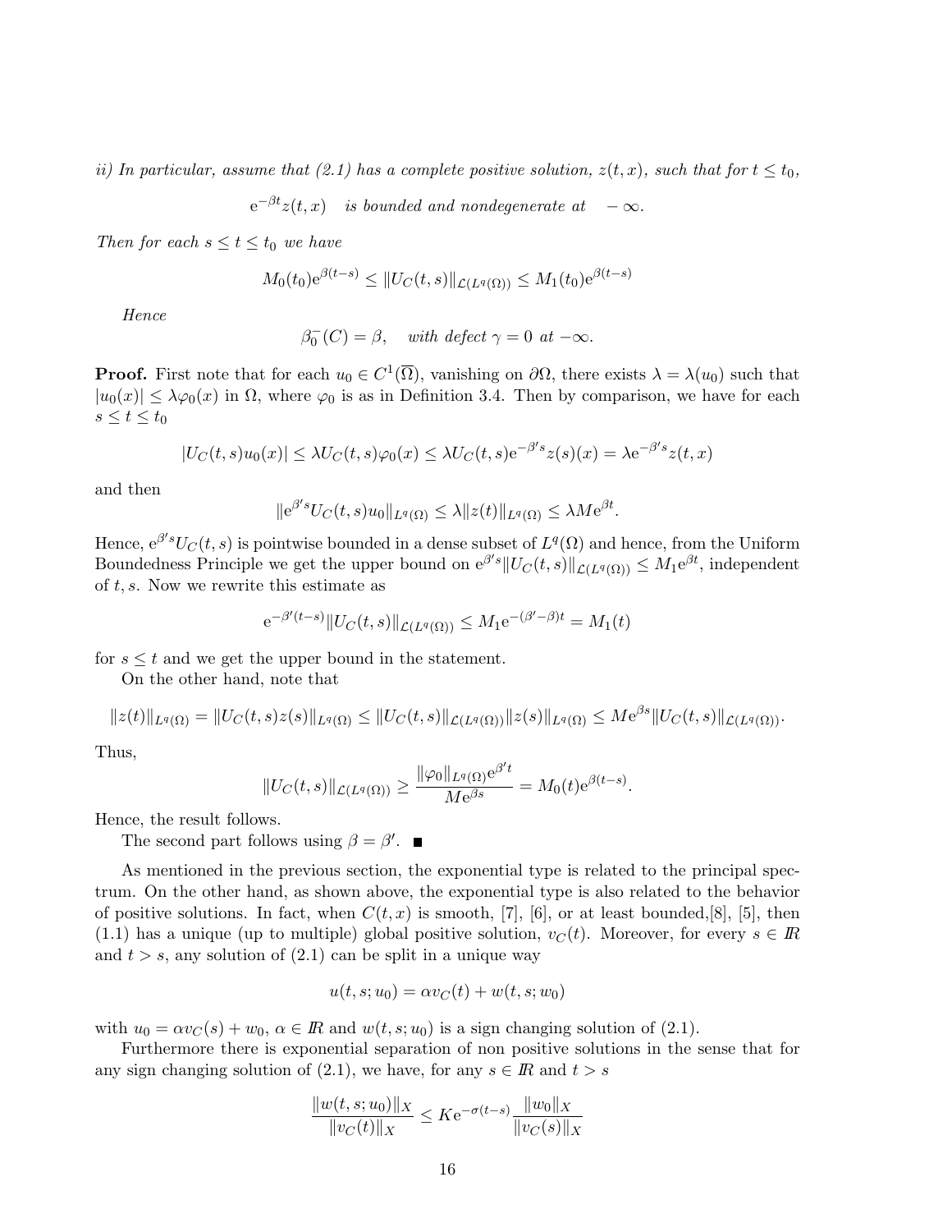*ii) In particular, assume that (2.1) has a complete positive solution, $z(t,x)$, such that for $t \leq t_0$,*

$$\mathrm{e}^{-\beta t} z(t,x) \quad \textit{is bounded and nondegenerate at} \quad -\infty.$$

*Then for each $s \leq t \leq t_0$ we have*

$$M_0(t_0)\mathrm{e}^{\beta(t-s)} \leq \|U_C(t,s)\|_{\mathcal{L}(L^q(\Omega))} \leq M_1(t_0)\mathrm{e}^{\beta(t-s)}$$

*Hence*

$$\beta_0^-(C) = \beta, \quad \textit{with defect } \gamma = 0 \textit{ at } -\infty.$$

**Proof.** First note that for each $u_0 \in C^1(\overline{\Omega})$, vanishing on $\partial\Omega$, there exists $\lambda = \lambda(u_0)$ such that $|u_0(x)| \leq \lambda \varphi_0(x)$ in $\Omega$, where $\varphi_0$ is as in Definition 3.4. Then by comparison, we have for each $s \leq t \leq t_0$

$$|U_C(t,s)u_0(x)| \leq \lambda U_C(t,s)\varphi_0(x) \leq \lambda U_C(t,s)\mathrm{e}^{-\beta' s} z(s)(x) = \lambda \mathrm{e}^{-\beta' s} z(t,x)$$

and then

$$\|\mathrm{e}^{\beta' s} U_C(t,s) u_0\|_{L^q(\Omega)} \leq \lambda \|z(t)\|_{L^q(\Omega)} \leq \lambda M \mathrm{e}^{\beta t}.$$

Hence, $\mathrm{e}^{\beta' s} U_C(t,s)$ is pointwise bounded in a dense subset of $L^q(\Omega)$ and hence, from the Uniform Boundedness Principle we get the upper bound on $\mathrm{e}^{\beta' s}\|U_C(t,s)\|_{\mathcal{L}(L^q(\Omega))} \leq M_1 \mathrm{e}^{\beta t}$, independent of $t, s$. Now we rewrite this estimate as

$$\mathrm{e}^{-\beta'(t-s)}\|U_C(t,s)\|_{\mathcal{L}(L^q(\Omega))} \leq M_1 \mathrm{e}^{-(\beta'-\beta)t} = M_1(t)$$

for $s \leq t$ and we get the upper bound in the statement.

On the other hand, note that

$$\|z(t)\|_{L^q(\Omega)} = \|U_C(t,s)z(s)\|_{L^q(\Omega)} \leq \|U_C(t,s)\|_{\mathcal{L}(L^q(\Omega))}\|z(s)\|_{L^q(\Omega)} \leq M\mathrm{e}^{\beta s}\|U_C(t,s)\|_{\mathcal{L}(L^q(\Omega))}.$$

Thus,

$$\|U_C(t,s)\|_{\mathcal{L}(L^q(\Omega))} \geq \frac{\|\varphi_0\|_{L^q(\Omega)}\mathrm{e}^{\beta' t}}{M\mathrm{e}^{\beta s}} = M_0(t)\mathrm{e}^{\beta(t-s)}.$$

Hence, the result follows.

The second part follows using $\beta = \beta'$. ■

As mentioned in the previous section, the exponential type is related to the principal spectrum. On the other hand, as shown above, the exponential type is also related to the behavior of positive solutions. In fact, when $C(t,x)$ is smooth, [7], [6], or at least bounded,[8], [5], then (1.1) has a unique (up to multiple) global positive solution, $v_C(t)$. Moreover, for every $s \in \mathbb{R}$ and $t > s$, any solution of (2.1) can be split in a unique way

$$u(t,s;u_0) = \alpha v_C(t) + w(t,s;w_0)$$

with $u_0 = \alpha v_C(s) + w_0$, $\alpha \in \mathbb{R}$ and $w(t,s;u_0)$ is a sign changing solution of (2.1).

Furthermore there is exponential separation of non positive solutions in the sense that for any sign changing solution of (2.1), we have, for any $s \in \mathbb{R}$ and $t > s$

$$\frac{\|w(t,s;u_0)\|_X}{\|v_C(t)\|_X} \leq K\mathrm{e}^{-\sigma(t-s)}\frac{\|w_0\|_X}{\|v_C(s)\|_X}$$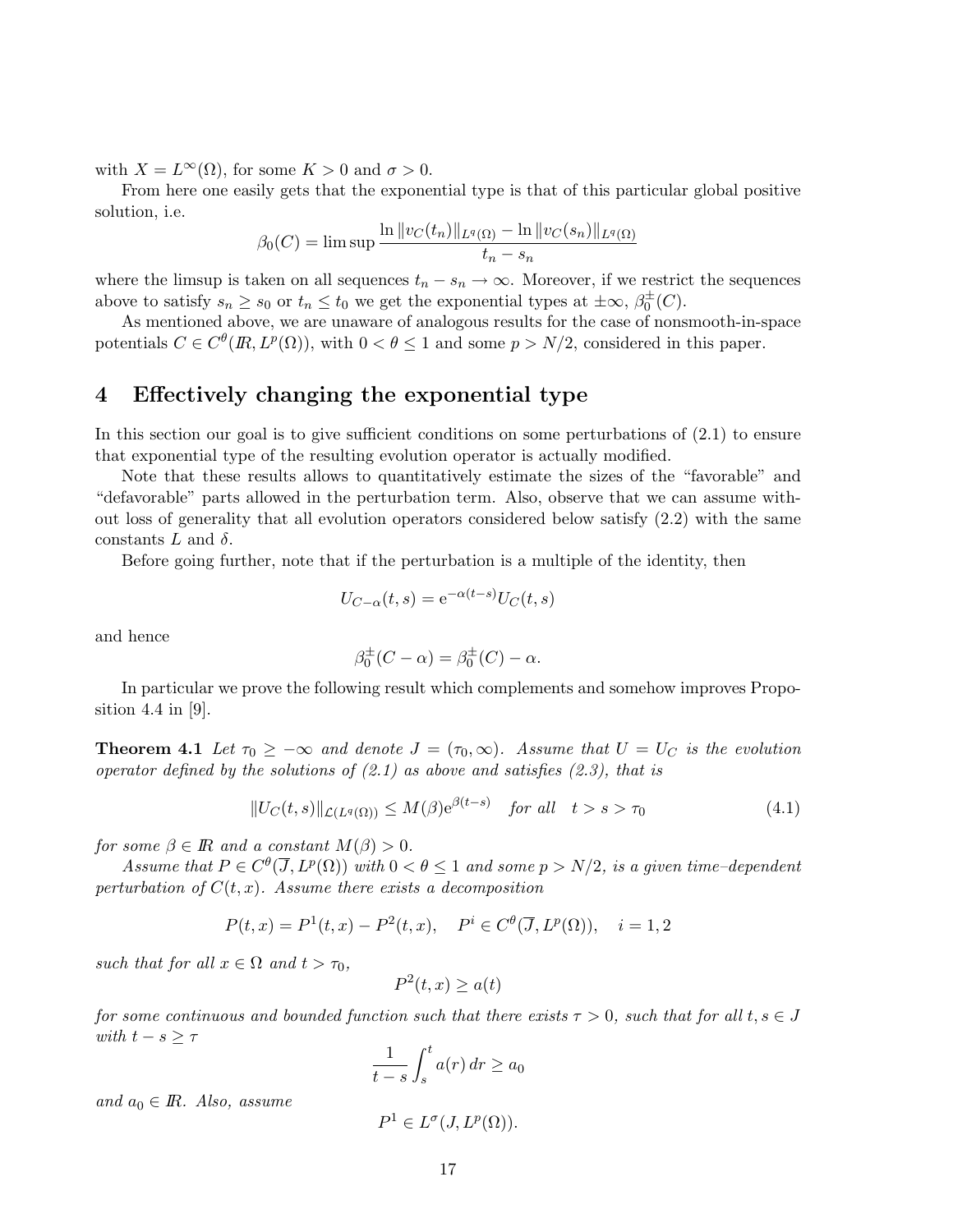with $X = L^\infty(\Omega)$, for some $K > 0$ and $\sigma > 0$.

From here one easily gets that the exponential type is that of this particular global positive solution, i.e.

$$\beta_0(C) = \limsup \frac{\ln \|v_C(t_n)\|_{L^q(\Omega)} - \ln \|v_C(s_n)\|_{L^q(\Omega)}}{t_n - s_n}$$

where the limsup is taken on all sequences $t_n - s_n \to \infty$. Moreover, if we restrict the sequences above to satisfy $s_n \geq s_0$ or $t_n \leq t_0$ we get the exponential types at $\pm\infty$, $\beta_0^\pm(C)$.

As mentioned above, we are unaware of analogous results for the case of nonsmooth-in-space potentials $C \in C^\theta(I\!R, L^p(\Omega))$, with $0 < \theta \leq 1$ and some $p > N/2$, considered in this paper.

# 4 Effectively changing the exponential type

In this section our goal is to give sufficient conditions on some perturbations of (2.1) to ensure that exponential type of the resulting evolution operator is actually modified.

Note that these results allows to quantitatively estimate the sizes of the "favorable" and "defavorable" parts allowed in the perturbation term. Also, observe that we can assume without loss of generality that all evolution operators considered below satisfy (2.2) with the same constants $L$ and $\delta$.

Before going further, note that if the perturbation is a multiple of the identity, then

$$U_{C-\alpha}(t, s) = \mathrm{e}^{-\alpha(t-s)} U_C(t, s)$$

and hence

$$\beta_0^\pm(C - \alpha) = \beta_0^\pm(C) - \alpha.$$

In particular we prove the following result which complements and somehow improves Proposition 4.4 in [9].

**Theorem 4.1** *Let $\tau_0 \geq -\infty$ and denote $J = (\tau_0, \infty)$. Assume that $U = U_C$ is the evolution operator defined by the solutions of (2.1) as above and satisfies (2.3), that is*

$$\|U_C(t, s)\|_{\mathcal{L}(L^q(\Omega))} \leq M(\beta) \mathrm{e}^{\beta(t-s)} \quad \text{for all} \quad t > s > \tau_0 \tag{4.1}$$

*for some $\beta \in I\!R$ and a constant $M(\beta) > 0$.*

*Assume that $P \in C^\theta(\overline{J}, L^p(\Omega))$ with $0 < \theta \leq 1$ and some $p > N/2$, is a given time–dependent perturbation of $C(t, x)$. Assume there exists a decomposition*

$$P(t, x) = P^1(t, x) - P^2(t, x), \quad P^i \in C^\theta(\overline{J}, L^p(\Omega)), \quad i = 1, 2$$

*such that for all $x \in \Omega$ and $t > \tau_0$,*

$$P^2(t, x) \geq a(t)$$

*for some continuous and bounded function such that there exists $\tau > 0$, such that for all $t, s \in J$ with $t - s \geq \tau$*

$$\frac{1}{t - s} \int_s^t a(r)\, dr \geq a_0$$

*and $a_0 \in I\!R$. Also, assume*

$$P^1 \in L^\sigma(J, L^p(\Omega)).$$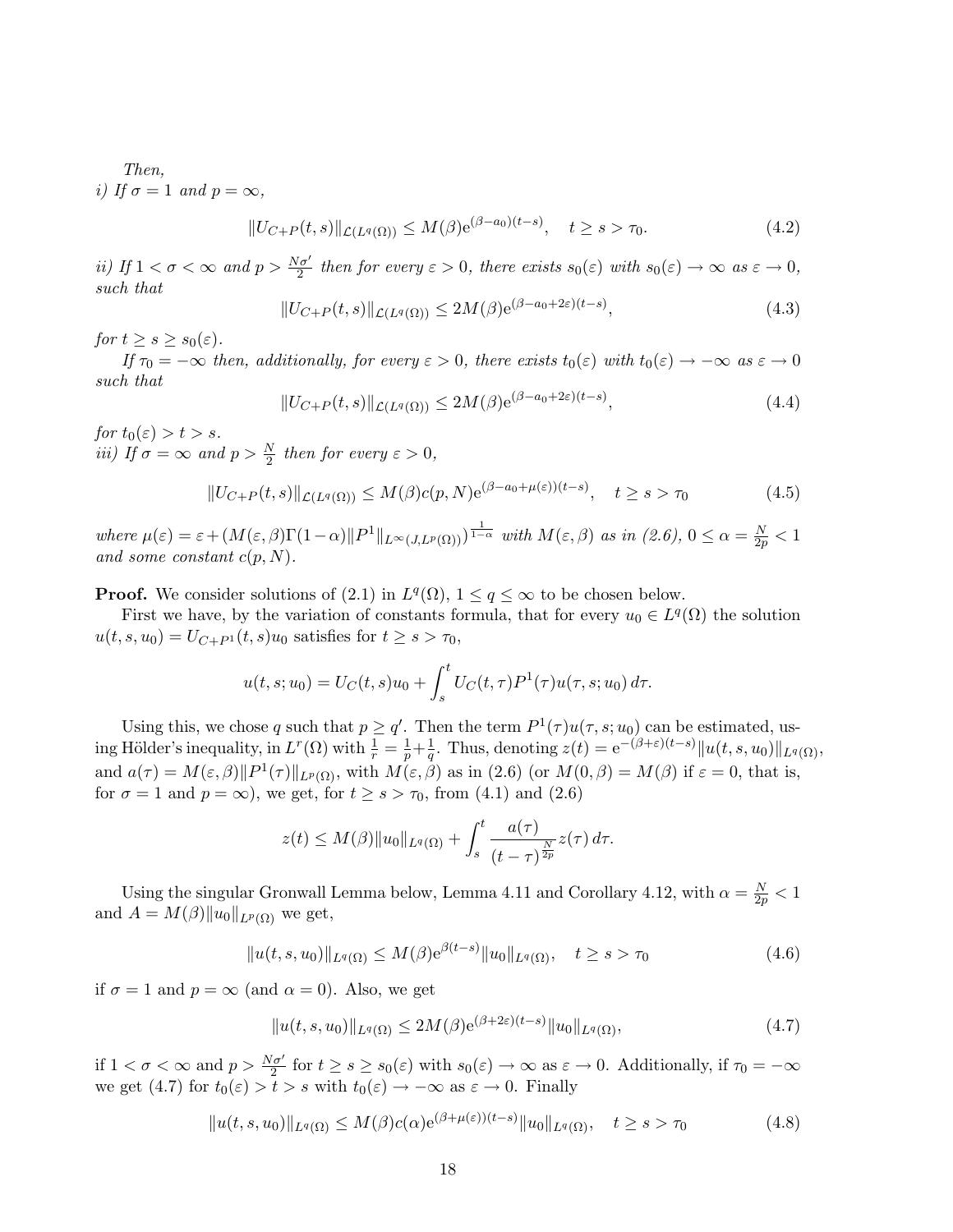*Then,*

*i) If $\sigma = 1$ and $p = \infty$,*

$$\|U_{C+P}(t,s)\|_{\mathcal{L}(L^q(\Omega))} \leq M(\beta)\mathrm{e}^{(\beta - a_0)(t-s)}, \quad t \geq s > \tau_0. \tag{4.2}$$

*ii) If $1 < \sigma < \infty$ and $p > \frac{N\sigma'}{2}$ then for every $\varepsilon > 0$, there exists $s_0(\varepsilon)$ with $s_0(\varepsilon) \to \infty$ as $\varepsilon \to 0$, such that*

$$\|U_{C+P}(t,s)\|_{\mathcal{L}(L^q(\Omega))} \leq 2M(\beta)\mathrm{e}^{(\beta - a_0 + 2\varepsilon)(t-s)}, \tag{4.3}$$

*for $t \geq s \geq s_0(\varepsilon)$.*

*If $\tau_0 = -\infty$ then, additionally, for every $\varepsilon > 0$, there exists $t_0(\varepsilon)$ with $t_0(\varepsilon) \to -\infty$ as $\varepsilon \to 0$ such that*

$$\|U_{C+P}(t,s)\|_{\mathcal{L}(L^q(\Omega))} \leq 2M(\beta)\mathrm{e}^{(\beta - a_0 + 2\varepsilon)(t-s)}, \tag{4.4}$$

*for $t_0(\varepsilon) > t > s$.*

*iii) If $\sigma = \infty$ and $p > \frac{N}{2}$ then for every $\varepsilon > 0$,*

$$\|U_{C+P}(t,s)\|_{\mathcal{L}(L^q(\Omega))} \leq M(\beta)c(p,N)\mathrm{e}^{(\beta - a_0 + \mu(\varepsilon))(t-s)}, \quad t \geq s > \tau_0 \tag{4.5}$$

*where $\mu(\varepsilon) = \varepsilon + (M(\varepsilon,\beta)\Gamma(1-\alpha)\|P^1\|_{L^\infty(J,L^p(\Omega))})^{\frac{1}{1-\alpha}}$ with $M(\varepsilon,\beta)$ as in (2.6), $0 \leq \alpha = \frac{N}{2p} < 1$ and some constant $c(p,N)$.*

**Proof.** We consider solutions of (2.1) in $L^q(\Omega)$, $1 \leq q \leq \infty$ to be chosen below.

First we have, by the variation of constants formula, that for every $u_0 \in L^q(\Omega)$ the solution $u(t,s,u_0) = U_{C+P^1}(t,s)u_0$ satisfies for $t \geq s > \tau_0$,

$$u(t,s;u_0) = U_C(t,s)u_0 + \int_s^t U_C(t,\tau)P^1(\tau)u(\tau,s;u_0)\,d\tau.$$

Using this, we chose $q$ such that $p \geq q'$. Then the term $P^1(\tau)u(\tau,s;u_0)$ can be estimated, using Hölder's inequality, in $L^r(\Omega)$ with $\frac{1}{r} = \frac{1}{p} + \frac{1}{q}$. Thus, denoting $z(t) = \mathrm{e}^{-(\beta+\varepsilon)(t-s)}\|u(t,s,u_0)\|_{L^q(\Omega)}$, and $a(\tau) = M(\varepsilon,\beta)\|P^1(\tau)\|_{L^p(\Omega)}$, with $M(\varepsilon,\beta)$ as in (2.6) (or $M(0,\beta) = M(\beta)$ if $\varepsilon = 0$, that is, for $\sigma = 1$ and $p = \infty$), we get, for $t \geq s > \tau_0$, from (4.1) and (2.6)

$$z(t) \leq M(\beta)\|u_0\|_{L^q(\Omega)} + \int_s^t \frac{a(\tau)}{(t-\tau)^{\frac{N}{2p}}} z(\tau)\,d\tau.$$

Using the singular Gronwall Lemma below, Lemma 4.11 and Corollary 4.12, with $\alpha = \frac{N}{2p} < 1$ and $A = M(\beta)\|u_0\|_{L^p(\Omega)}$ we get,

$$\|u(t,s,u_0)\|_{L^q(\Omega)} \leq M(\beta)\mathrm{e}^{\beta(t-s)}\|u_0\|_{L^q(\Omega)}, \quad t \geq s > \tau_0 \tag{4.6}$$

if $\sigma = 1$ and $p = \infty$ (and $\alpha = 0$). Also, we get

$$\|u(t,s,u_0)\|_{L^q(\Omega)} \leq 2M(\beta)\mathrm{e}^{(\beta+2\varepsilon)(t-s)}\|u_0\|_{L^q(\Omega)}, \tag{4.7}$$

if $1 < \sigma < \infty$ and $p > \frac{N\sigma'}{2}$ for $t \geq s \geq s_0(\varepsilon)$ with $s_0(\varepsilon) \to \infty$ as $\varepsilon \to 0$. Additionally, if $\tau_0 = -\infty$ we get (4.7) for $t_0(\varepsilon) > t > s$ with $t_0(\varepsilon) \to -\infty$ as $\varepsilon \to 0$. Finally

$$\|u(t,s,u_0)\|_{L^q(\Omega)} \leq M(\beta)c(\alpha)\mathrm{e}^{(\beta+\mu(\varepsilon))(t-s)}\|u_0\|_{L^q(\Omega)}, \quad t \geq s > \tau_0 \tag{4.8}$$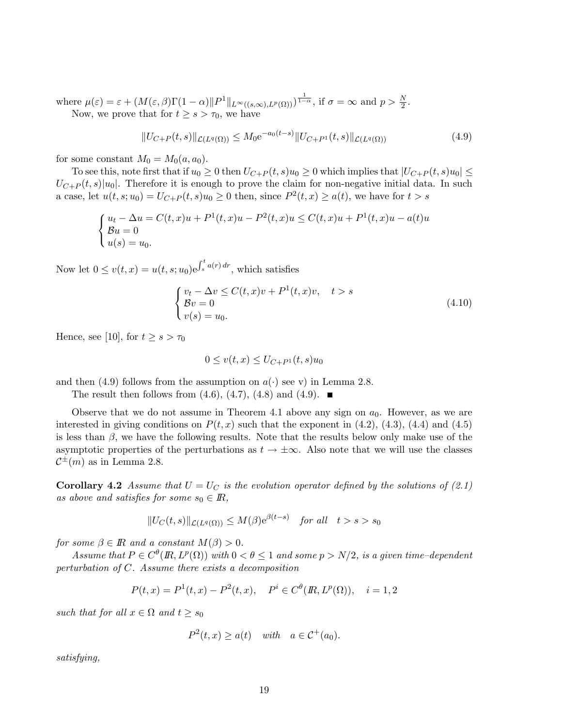where $\mu(\varepsilon) = \varepsilon + (M(\varepsilon,\beta)\Gamma(1-\alpha)\|P^1\|_{L^\infty((s,\infty),L^p(\Omega))})^{\frac{1}{1-\alpha}}$, if $\sigma = \infty$ and $p > \frac{N}{2}$.

Now, we prove that for $t \geq s > \tau_0$, we have

$$\|U_{C+P}(t,s)\|_{\mathcal{L}(L^q(\Omega))} \leq M_0 \mathrm{e}^{-a_0(t-s)} \|U_{C+P^1}(t,s)\|_{\mathcal{L}(L^q(\Omega))} \tag{4.9}$$

for some constant $M_0 = M_0(a, a_0)$.

To see this, note first that if $u_0 \geq 0$ then $U_{C+P}(t,s)u_0 \geq 0$ which implies that $|U_{C+P}(t,s)u_0| \leq U_{C+P}(t,s)|u_0|$. Therefore it is enough to prove the claim for non-negative initial data. In such a case, let $u(t,s;u_0) = U_{C+P}(t,s)u_0 \geq 0$ then, since $P^2(t,x) \geq a(t)$, we have for $t > s$

$$\begin{cases} u_t - \Delta u = C(t,x)u + P^1(t,x)u - P^2(t,x)u \leq C(t,x)u + P^1(t,x)u - a(t)u \\ \mathcal{B}u = 0 \\ u(s) = u_0. \end{cases}$$

Now let $0 \leq v(t,x) = u(t,s;u_0)\mathrm{e}^{\int_s^t a(r)\,dr}$, which satisfies

$$\begin{cases} v_t - \Delta v \leq C(t,x)v + P^1(t,x)v, \quad t > s \\ \mathcal{B}v = 0 \\ v(s) = u_0. \end{cases} \tag{4.10}$$

Hence, see [10], for $t \geq s > \tau_0$

$$0 \leq v(t,x) \leq U_{C+P^1}(t,s)u_0$$

and then (4.9) follows from the assumption on $a(\cdot)$ see v) in Lemma 2.8.

The result then follows from (4.6), (4.7), (4.8) and (4.9). ■

Observe that we do not assume in Theorem 4.1 above any sign on $a_0$. However, as we are interested in giving conditions on $P(t,x)$ such that the exponent in (4.2), (4.3), (4.4) and (4.5) is less than $\beta$, we have the following results. Note that the results below only make use of the asymptotic properties of the perturbations as $t \to \pm\infty$. Also note that we will use the classes $\mathcal{C}^{\pm}(m)$ as in Lemma 2.8.

**Corollary 4.2** *Assume that $U = U_C$ is the evolution operator defined by the solutions of (2.1) as above and satisfies for some $s_0 \in \mathbb{R}$,*

$$\|U_C(t,s)\|_{\mathcal{L}(L^q(\Omega))} \leq M(\beta)\mathrm{e}^{\beta(t-s)} \quad \text{for all} \quad t > s > s_0$$

*for some $\beta \in \mathbb{R}$ and a constant $M(\beta) > 0$.*

*Assume that $P \in C^\theta(\mathbb{R}, L^p(\Omega))$ with $0 < \theta \leq 1$ and some $p > N/2$, is a given time–dependent perturbation of $C$. Assume there exists a decomposition*

$$P(t,x) = P^1(t,x) - P^2(t,x), \quad P^i \in C^\theta(\mathbb{R}, L^p(\Omega)), \quad i = 1, 2$$

*such that for all $x \in \Omega$ and $t \geq s_0$*

$$P^2(t,x) \geq a(t) \quad \text{with} \quad a \in \mathcal{C}^+(a_0).$$

*satisfying,*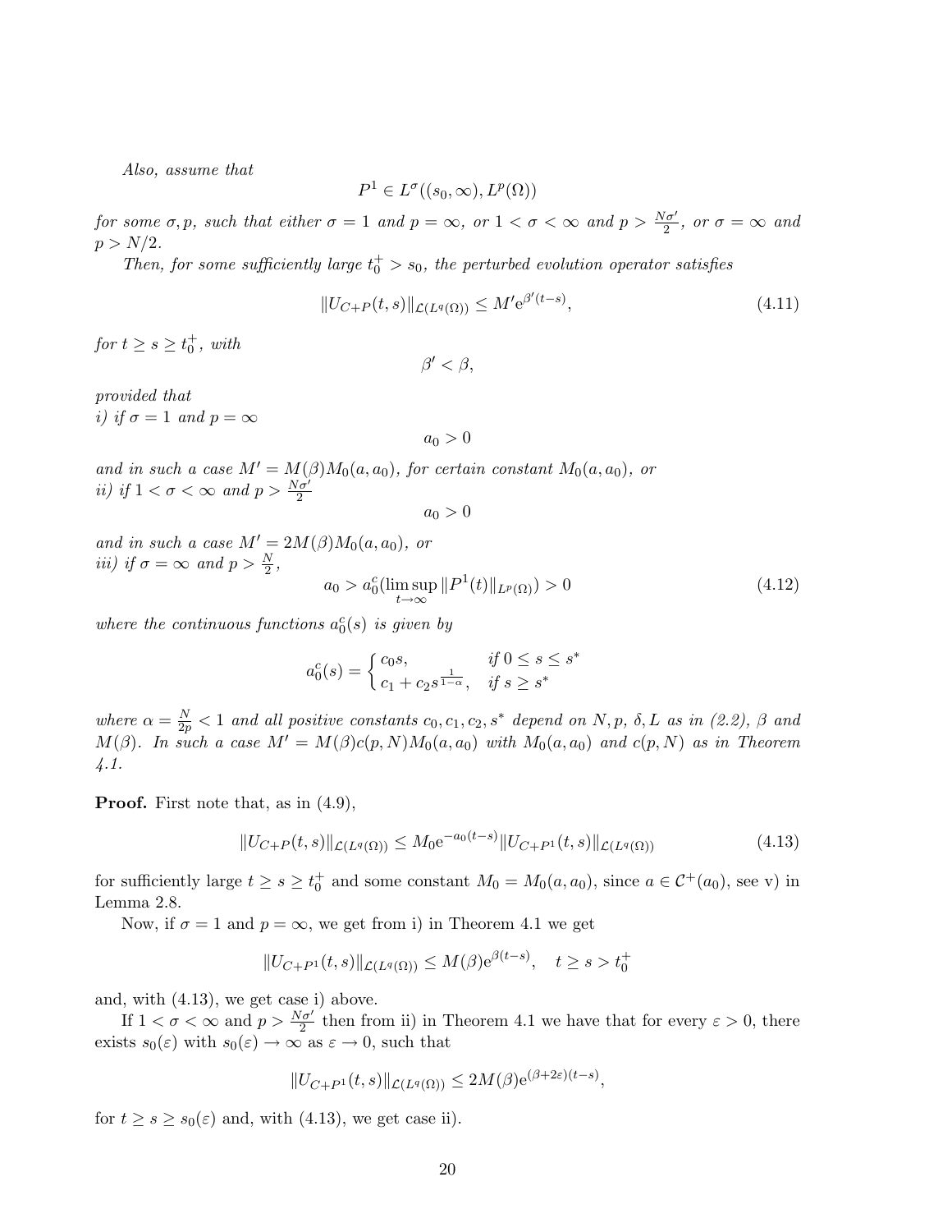*Also, assume that*

$$P^1 \in L^\sigma((s_0, \infty), L^p(\Omega))$$

*for some $\sigma, p$, such that either $\sigma = 1$ and $p = \infty$, or $1 < \sigma < \infty$ and $p > \frac{N\sigma'}{2}$, or $\sigma = \infty$ and $p > N/2$.*

*Then, for some sufficiently large $t_0^+ > s_0$, the perturbed evolution operator satisfies*

$$\|U_{C+P}(t,s)\|_{\mathcal{L}(L^q(\Omega))} \leq M' e^{\beta'(t-s)}, \tag{4.11}$$

*for $t \geq s \geq t_0^+$, with*

$$\beta' < \beta,$$

*provided that*
*i) if $\sigma = 1$ and $p = \infty$*

$$a_0 > 0$$

*and in such a case $M' = M(\beta) M_0(a, a_0)$, for certain constant $M_0(a, a_0)$, or*
*ii) if $1 < \sigma < \infty$ and $p > \frac{N\sigma'}{2}$*

$$a_0 > 0$$

*and in such a case $M' = 2M(\beta) M_0(a, a_0)$, or*
*iii) if $\sigma = \infty$ and $p > \frac{N}{2}$,*

$$a_0 > a_0^c(\limsup_{t\to\infty} \|P^1(t)\|_{L^p(\Omega)}) > 0 \tag{4.12}$$

*where the continuous functions $a_0^c(s)$ is given by*

$$a_0^c(s) = \begin{cases} c_0 s, & \text{if } 0 \leq s \leq s^* \\ c_1 + c_2 s^{\frac{1}{1-\alpha}}, & \text{if } s \geq s^* \end{cases}$$

*where $\alpha = \frac{N}{2p} < 1$ and all positive constants $c_0, c_1, c_2, s^*$ depend on $N, p$, $\delta, L$ as in (2.2), $\beta$ and $M(\beta)$. In such a case $M' = M(\beta) c(p, N) M_0(a, a_0)$ with $M_0(a, a_0)$ and $c(p, N)$ as in Theorem 4.1.*

**Proof.** First note that, as in (4.9),

$$\|U_{C+P}(t,s)\|_{\mathcal{L}(L^q(\Omega))} \leq M_0 e^{-a_0(t-s)} \|U_{C+P^1}(t,s)\|_{\mathcal{L}(L^q(\Omega))} \tag{4.13}$$

for sufficiently large $t \geq s \geq t_0^+$ and some constant $M_0 = M_0(a, a_0)$, since $a \in \mathcal{C}^+(a_0)$, see v) in Lemma 2.8.

Now, if $\sigma = 1$ and $p = \infty$, we get from i) in Theorem 4.1 we get

$$\|U_{C+P^1}(t,s)\|_{\mathcal{L}(L^q(\Omega))} \leq M(\beta) e^{\beta(t-s)}, \quad t \geq s > t_0^+$$

and, with (4.13), we get case i) above.

If $1 < \sigma < \infty$ and $p > \frac{N\sigma'}{2}$ then from ii) in Theorem 4.1 we have that for every $\varepsilon > 0$, there exists $s_0(\varepsilon)$ with $s_0(\varepsilon) \to \infty$ as $\varepsilon \to 0$, such that

$$\|U_{C+P^1}(t,s)\|_{\mathcal{L}(L^q(\Omega))} \leq 2M(\beta) e^{(\beta+2\varepsilon)(t-s)},$$

for $t \geq s \geq s_0(\varepsilon)$ and, with (4.13), we get case ii).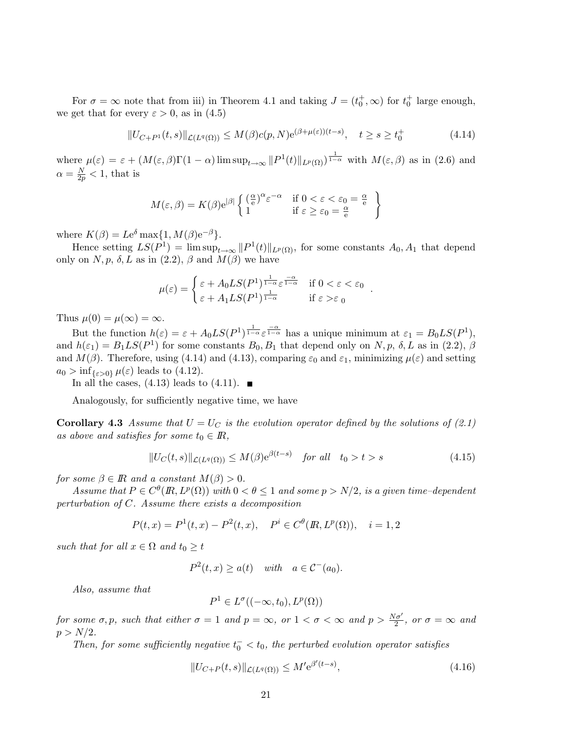For $\sigma = \infty$ note that from iii) in Theorem 4.1 and taking $J = (t_0^+, \infty)$ for $t_0^+$ large enough, we get that for every $\varepsilon > 0$, as in (4.5)

$$\|U_{C+P^1}(t,s)\|_{\mathcal{L}(L^q(\Omega))} \leq M(\beta)c(p,N)\mathrm{e}^{(\beta+\mu(\varepsilon))(t-s)}, \quad t \geq s \geq t_0^+ \tag{4.14}$$

where $\mu(\varepsilon) = \varepsilon + (M(\varepsilon,\beta)\Gamma(1-\alpha)\limsup_{t\to\infty}\|P^1(t)\|_{L^p(\Omega)})^{\frac{1}{1-\alpha}}$ with $M(\varepsilon,\beta)$ as in (2.6) and $\alpha = \frac{N}{2p} < 1$, that is

$$M(\varepsilon,\beta) = K(\beta)\mathrm{e}^{|\beta|}\left\{ \begin{array}{ll} (\frac{\alpha}{\mathrm{e}})^{\alpha}\varepsilon^{-\alpha} & \text{if } 0 < \varepsilon < \varepsilon_0 = \frac{\alpha}{\mathrm{e}} \\ 1 & \text{if } \varepsilon \geq \varepsilon_0 = \frac{\alpha}{\mathrm{e}} \end{array} \right\}$$

where $K(\beta) = L\mathrm{e}^{\delta}\max\{1, M(\beta)\mathrm{e}^{-\beta}\}$.

Hence setting $LS(P^1) = \limsup_{t\to\infty}\|P^1(t)\|_{L^p(\Omega)}$, for some constants $A_0, A_1$ that depend only on $N, p$, $\delta, L$ as in (2.2), $\beta$ and $M(\beta)$ we have

$$\mu(\varepsilon) = \begin{cases} \varepsilon + A_0 LS(P^1)^{\frac{1}{1-\alpha}}\varepsilon^{\frac{-\alpha}{1-\alpha}} & \text{if } 0 < \varepsilon < \varepsilon_0 \\ \varepsilon + A_1 LS(P^1)^{\frac{1}{1-\alpha}} & \text{if } \varepsilon > \varepsilon_0 \end{cases}.$$

Thus $\mu(0) = \mu(\infty) = \infty$.

But the function $h(\varepsilon) = \varepsilon + A_0 LS(P^1)^{\frac{1}{1-\alpha}}\varepsilon^{\frac{-\alpha}{1-\alpha}}$ has a unique minimum at $\varepsilon_1 = B_0 LS(P^1)$, and $h(\varepsilon_1) = B_1 LS(P^1)$ for some constants $B_0, B_1$ that depend only on $N, p$, $\delta, L$ as in (2.2), $\beta$ and $M(\beta)$. Therefore, using (4.14) and (4.13), comparing $\varepsilon_0$ and $\varepsilon_1$, minimizing $\mu(\varepsilon)$ and setting $a_0 > \inf_{\{\varepsilon>0\}}\mu(\varepsilon)$ leads to (4.12).

In all the cases, (4.13) leads to (4.11). ■

Analogously, for sufficiently negative time, we have

**Corollary 4.3** *Assume that $U = U_C$ is the evolution operator defined by the solutions of (2.1) as above and satisfies for some $t_0 \in \mathbb{R}$,*

$$\|U_C(t,s)\|_{\mathcal{L}(L^q(\Omega))} \leq M(\beta)\mathrm{e}^{\beta(t-s)} \quad \textit{for all} \quad t_0 > t > s \tag{4.15}$$

*for some $\beta \in \mathbb{R}$ and a constant $M(\beta) > 0$.*

*Assume that $P \in C^{\theta}(\mathbb{R}, L^p(\Omega))$ with $0 < \theta \leq 1$ and some $p > N/2$, is a given time–dependent perturbation of $C$. Assume there exists a decomposition*

$$P(t,x) = P^1(t,x) - P^2(t,x), \quad P^i \in C^{\theta}(\mathbb{R}, L^p(\Omega)), \quad i = 1,2$$

*such that for all $x \in \Omega$ and $t_0 \geq t$*

$$P^2(t,x) \geq a(t) \quad \textit{with} \quad a \in \mathcal{C}^-(a_0).$$

*Also, assume that*

$$P^1 \in L^{\sigma}((-\infty, t_0), L^p(\Omega))$$

*for some $\sigma, p$, such that either $\sigma = 1$ and $p = \infty$, or $1 < \sigma < \infty$ and $p > \frac{N\sigma'}{2}$, or $\sigma = \infty$ and $p > N/2$.*

*Then, for some sufficiently negative $t_0^- < t_0$, the perturbed evolution operator satisfies*

$$\|U_{C+P}(t,s)\|_{\mathcal{L}(L^q(\Omega))} \leq M'\mathrm{e}^{\beta'(t-s)}, \tag{4.16}$$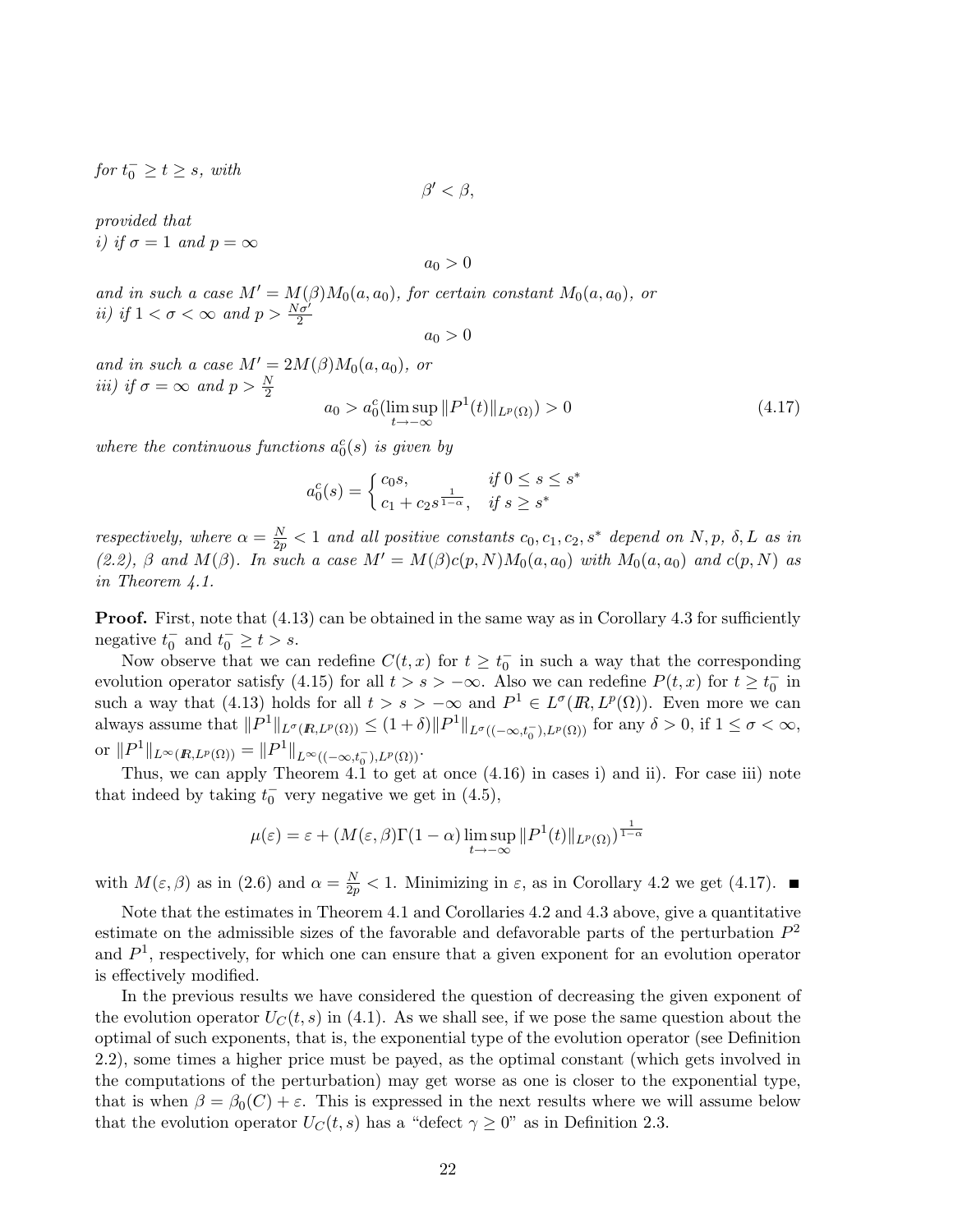*for $t_0^- \geq t \geq s$, with*

$$\beta' < \beta,$$

*provided that*
*i) if $\sigma = 1$ and $p = \infty$*

$$a_0 > 0$$

*and in such a case $M' = M(\beta)M_0(a, a_0)$, for certain constant $M_0(a, a_0)$, or*
*ii) if $1 < \sigma < \infty$ and $p > \frac{N\sigma'}{2}$*

$$a_0 > 0$$

*and in such a case $M' = 2M(\beta)M_0(a, a_0)$, or*
*iii) if $\sigma = \infty$ and $p > \frac{N}{2}$*

$$a_0 > a_0^c(\limsup_{t \to -\infty} \|P^1(t)\|_{L^p(\Omega)}) > 0 \tag{4.17}$$

*where the continuous functions $a_0^c(s)$ is given by*

$$a_0^c(s) = \begin{cases} c_0 s, & \text{if } 0 \leq s \leq s^* \\ c_1 + c_2 s^{\frac{1}{1-\alpha}}, & \text{if } s \geq s^* \end{cases}$$

*respectively, where $\alpha = \frac{N}{2p} < 1$ and all positive constants $c_0, c_1, c_2, s^*$ depend on $N, p, \delta, L$ as in (2.2), $\beta$ and $M(\beta)$. In such a case $M' = M(\beta)c(p, N)M_0(a, a_0)$ with $M_0(a, a_0)$ and $c(p, N)$ as in Theorem 4.1.*

**Proof.** First, note that (4.13) can be obtained in the same way as in Corollary 4.3 for sufficiently negative $t_0^-$ and $t_0^- \geq t > s$.

Now observe that we can redefine $C(t, x)$ for $t \geq t_0^-$ in such a way that the corresponding evolution operator satisfy (4.15) for all $t > s > -\infty$. Also we can redefine $P(t, x)$ for $t \geq t_0^-$ in such a way that (4.13) holds for all $t > s > -\infty$ and $P^1 \in L^\sigma(I\!R, L^p(\Omega))$. Even more we can always assume that $\|P^1\|_{L^\sigma(I\!R, L^p(\Omega))} \leq (1 + \delta)\|P^1\|_{L^\sigma((-\infty, t_0^-), L^p(\Omega))}$ for any $\delta > 0$, if $1 \leq \sigma < \infty$, or $\|P^1\|_{L^\infty(I\!R, L^p(\Omega))} = \|P^1\|_{L^\infty((-\infty, t_0^-), L^p(\Omega))}$.

Thus, we can apply Theorem 4.1 to get at once (4.16) in cases i) and ii). For case iii) note that indeed by taking $t_0^-$ very negative we get in (4.5),

$$\mu(\varepsilon) = \varepsilon + (M(\varepsilon, \beta)\Gamma(1 - \alpha) \limsup_{t \to -\infty} \|P^1(t)\|_{L^p(\Omega)})^{\frac{1}{1-\alpha}}$$

with $M(\varepsilon, \beta)$ as in (2.6) and $\alpha = \frac{N}{2p} < 1$. Minimizing in $\varepsilon$, as in Corollary 4.2 we get (4.17). ■

Note that the estimates in Theorem 4.1 and Corollaries 4.2 and 4.3 above, give a quantitative estimate on the admissible sizes of the favorable and defavorable parts of the perturbation $P^2$ and $P^1$, respectively, for which one can ensure that a given exponent for an evolution operator is effectively modified.

In the previous results we have considered the question of decreasing the given exponent of the evolution operator $U_C(t, s)$ in (4.1). As we shall see, if we pose the same question about the optimal of such exponents, that is, the exponential type of the evolution operator (see Definition 2.2), some times a higher price must be payed, as the optimal constant (which gets involved in the computations of the perturbation) may get worse as one is closer to the exponential type, that is when $\beta = \beta_0(C) + \varepsilon$. This is expressed in the next results where we will assume below that the evolution operator $U_C(t, s)$ has a "defect $\gamma \geq 0$" as in Definition 2.3.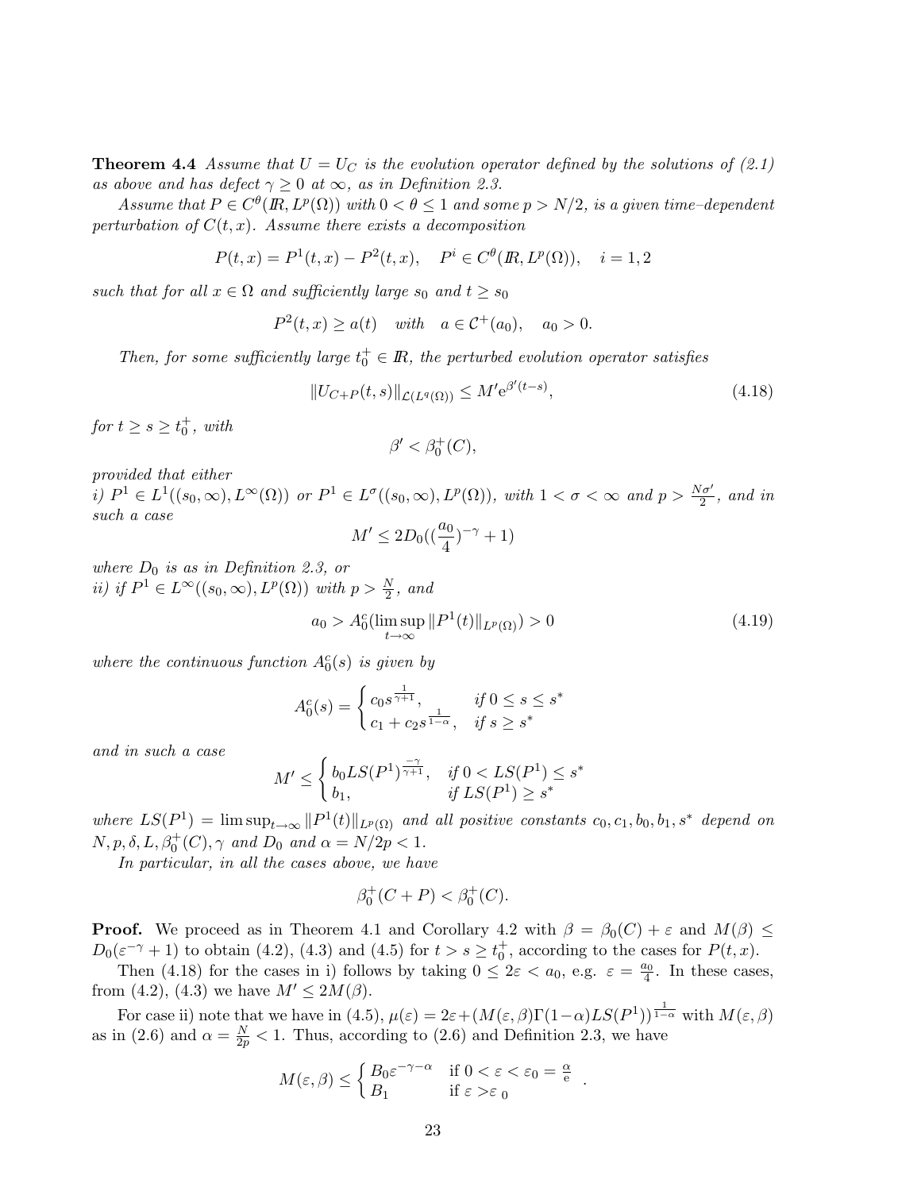**Theorem 4.4** *Assume that $U = U_C$ is the evolution operator defined by the solutions of (2.1) as above and has defect $\gamma \geq 0$ at $\infty$, as in Definition 2.3.*

*Assume that $P \in C^\theta(I\!R, L^p(\Omega))$ with $0 < \theta \leq 1$ and some $p > N/2$, is a given time–dependent perturbation of $C(t,x)$. Assume there exists a decomposition*

$$P(t,x) = P^1(t,x) - P^2(t,x), \quad P^i \in C^\theta(I\!R, L^p(\Omega)), \quad i = 1,2$$

*such that for all $x \in \Omega$ and sufficiently large $s_0$ and $t \geq s_0$*

$$P^2(t,x) \geq a(t) \quad \text{with} \quad a \in \mathcal{C}^+(a_0), \quad a_0 > 0.$$

*Then, for some sufficiently large $t_0^+ \in I\!R$, the perturbed evolution operator satisfies*

$$\|U_{C+P}(t,s)\|_{\mathcal{L}(L^q(\Omega))} \leq M' \mathrm{e}^{\beta'(t-s)}, \tag{4.18}$$

*for $t \geq s \geq t_0^+$, with*

$$\beta' < \beta_0^+(C),$$

*provided that either*
*i) $P^1 \in L^1((s_0,\infty), L^\infty(\Omega))$ or $P^1 \in L^\sigma((s_0,\infty), L^p(\Omega))$, with $1 < \sigma < \infty$ and $p > \frac{N\sigma'}{2}$, and in such a case*

$$M' \leq 2D_0((\frac{a_0}{4})^{-\gamma} + 1)$$

*where $D_0$ is as in Definition 2.3, or*
*ii) if $P^1 \in L^\infty((s_0,\infty), L^p(\Omega))$ with $p > \frac{N}{2}$, and*

$$a_0 > A_0^c(\limsup_{t\to\infty} \|P^1(t)\|_{L^p(\Omega)}) > 0 \tag{4.19}$$

*where the continuous function $A_0^c(s)$ is given by*

$$A_0^c(s) = \begin{cases} c_0 s^{\frac{1}{\gamma+1}}, & \text{if } 0 \leq s \leq s^* \\ c_1 + c_2 s^{\frac{1}{1-\alpha}}, & \text{if } s \geq s^* \end{cases}$$

*and in such a case*

$$M' \leq \begin{cases} b_0 LS(P^1)^{\frac{-\gamma}{\gamma+1}}, & \text{if } 0 < LS(P^1) \leq s^* \\ b_1, & \text{if } LS(P^1) \geq s^* \end{cases}$$

*where $LS(P^1) = \limsup_{t\to\infty} \|P^1(t)\|_{L^p(\Omega)}$ and all positive constants $c_0, c_1, b_0, b_1, s^*$ depend on $N, p, \delta, L, \beta_0^+(C), \gamma$ and $D_0$ and $\alpha = N/2p < 1$.*

*In particular, in all the cases above, we have*

$$\beta_0^+(C+P) < \beta_0^+(C).$$

**Proof.** We proceed as in Theorem 4.1 and Corollary 4.2 with $\beta = \beta_0(C) + \varepsilon$ and $M(\beta) \leq D_0(\varepsilon^{-\gamma} + 1)$ to obtain (4.2), (4.3) and (4.5) for $t > s \geq t_0^+$, according to the cases for $P(t,x)$.

Then (4.18) for the cases in i) follows by taking $0 \leq 2\varepsilon < a_0$, e.g. $\varepsilon = \frac{a_0}{4}$. In these cases, from (4.2), (4.3) we have $M' \leq 2M(\beta)$.

For case ii) note that we have in (4.5), $\mu(\varepsilon) = 2\varepsilon + (M(\varepsilon,\beta)\Gamma(1-\alpha)LS(P^1))^{\frac{1}{1-\alpha}}$ with $M(\varepsilon,\beta)$ as in (2.6) and $\alpha = \frac{N}{2p} < 1$. Thus, according to (2.6) and Definition 2.3, we have

$$M(\varepsilon,\beta) \leq \begin{cases} B_0 \varepsilon^{-\gamma-\alpha} & \text{if } 0 < \varepsilon < \varepsilon_0 = \frac{\alpha}{\mathrm{e}} \\ B_1 & \text{if } \varepsilon > \varepsilon_0 \end{cases}.$$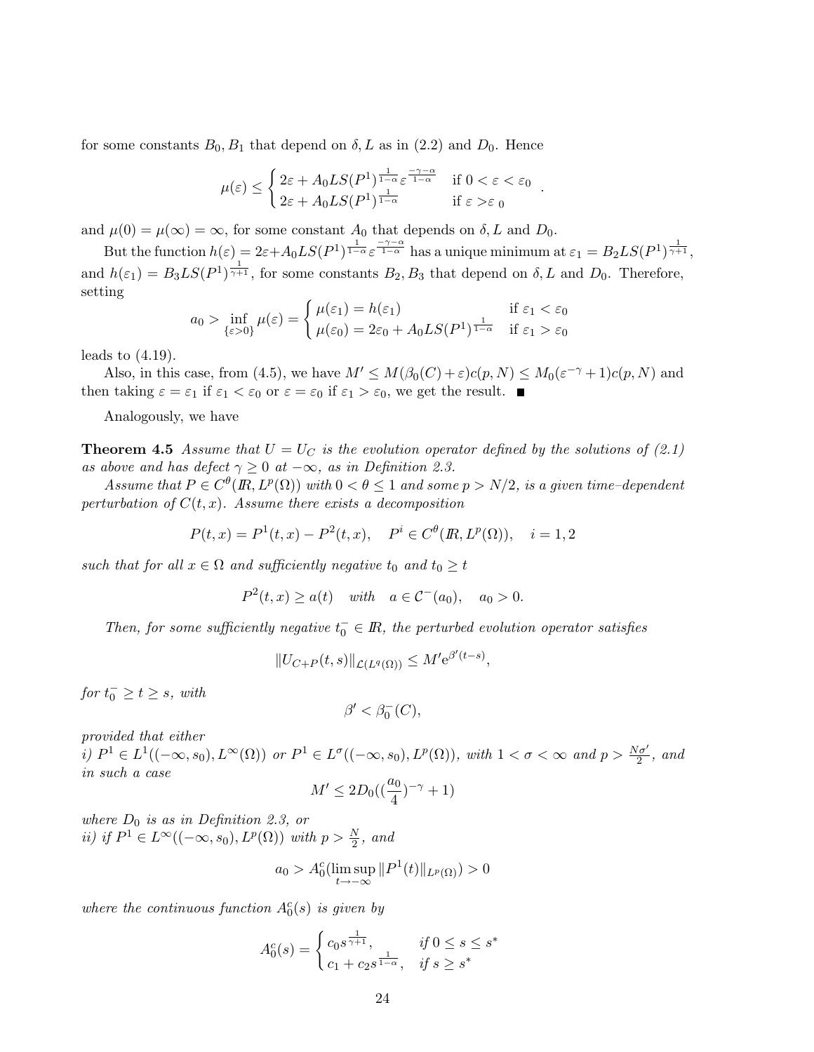for some constants $B_0, B_1$ that depend on $\delta, L$ as in (2.2) and $D_0$. Hence

$$\mu(\varepsilon) \le \begin{cases} 2\varepsilon + A_0 LS(P^1)^{\frac{1}{1-\alpha}} \varepsilon^{\frac{-\gamma-\alpha}{1-\alpha}} & \text{if } 0 < \varepsilon < \varepsilon_0 \\ 2\varepsilon + A_0 LS(P^1)^{\frac{1}{1-\alpha}} & \text{if } \varepsilon > \varepsilon_0 \end{cases}.$$

and $\mu(0) = \mu(\infty) = \infty$, for some constant $A_0$ that depends on $\delta, L$ and $D_0$.

But the function $h(\varepsilon) = 2\varepsilon + A_0 LS(P^1)^{\frac{1}{1-\alpha}} \varepsilon^{\frac{-\gamma-\alpha}{1-\alpha}}$ has a unique minimum at $\varepsilon_1 = B_2 LS(P^1)^{\frac{1}{\gamma+1}}$, and $h(\varepsilon_1) = B_3 LS(P^1)^{\frac{1}{\gamma+1}}$, for some constants $B_2, B_3$ that depend on $\delta, L$ and $D_0$. Therefore, setting

$$a_0 > \inf_{\{\varepsilon > 0\}} \mu(\varepsilon) = \begin{cases} \mu(\varepsilon_1) = h(\varepsilon_1) & \text{if } \varepsilon_1 < \varepsilon_0 \\ \mu(\varepsilon_0) = 2\varepsilon_0 + A_0 LS(P^1)^{\frac{1}{1-\alpha}} & \text{if } \varepsilon_1 > \varepsilon_0 \end{cases}$$

leads to (4.19).

Also, in this case, from (4.5), we have $M' \le M(\beta_0(C) + \varepsilon) c(p, N) \le M_0(\varepsilon^{-\gamma} + 1) c(p, N)$ and then taking $\varepsilon = \varepsilon_1$ if $\varepsilon_1 < \varepsilon_0$ or $\varepsilon = \varepsilon_0$ if $\varepsilon_1 > \varepsilon_0$, we get the result. ■

Analogously, we have

**Theorem 4.5** *Assume that $U = U_C$ is the evolution operator defined by the solutions of (2.1) as above and has defect $\gamma \ge 0$ at $-\infty$, as in Definition 2.3.*

*Assume that $P \in C^\theta(I\!R, L^p(\Omega))$ with $0 < \theta \le 1$ and some $p > N/2$, is a given time–dependent perturbation of $C(t, x)$. Assume there exists a decomposition*

$$P(t, x) = P^1(t, x) - P^2(t, x), \quad P^i \in C^\theta(I\!R, L^p(\Omega)), \quad i = 1, 2$$

*such that for all $x \in \Omega$ and sufficiently negative $t_0$ and $t_0 \ge t$*

$$P^2(t, x) \ge a(t) \quad \text{with} \quad a \in \mathcal{C}^-(a_0), \quad a_0 > 0.$$

*Then, for some sufficiently negative $t_0^- \in I\!R$, the perturbed evolution operator satisfies*

$$\|U_{C+P}(t, s)\|_{\mathcal{L}(L^q(\Omega))} \le M' \mathrm{e}^{\beta'(t-s)},$$

*for $t_0^- \ge t \ge s$, with*

$$\beta' < \beta_0^-(C),$$

*provided that either*
*i) $P^1 \in L^1((-\infty, s_0), L^\infty(\Omega))$ or $P^1 \in L^\sigma((-\infty, s_0), L^p(\Omega))$, with $1 < \sigma < \infty$ and $p > \frac{N\sigma'}{2}$, and in such a case*

$$M' \le 2D_0((\frac{a_0}{4})^{-\gamma} + 1)$$

*where $D_0$ is as in Definition 2.3, or*
*ii) if $P^1 \in L^\infty((-\infty, s_0), L^p(\Omega))$ with $p > \frac{N}{2}$, and*

$$a_0 > A_0^c(\limsup_{t \to -\infty} \|P^1(t)\|_{L^p(\Omega)}) > 0$$

*where the continuous function $A_0^c(s)$ is given by*

$$A_0^c(s) = \begin{cases} c_0 s^{\frac{1}{\gamma+1}}, & \text{if } 0 \le s \le s^* \\ c_1 + c_2 s^{\frac{1}{1-\alpha}}, & \text{if } s \ge s^* \end{cases}$$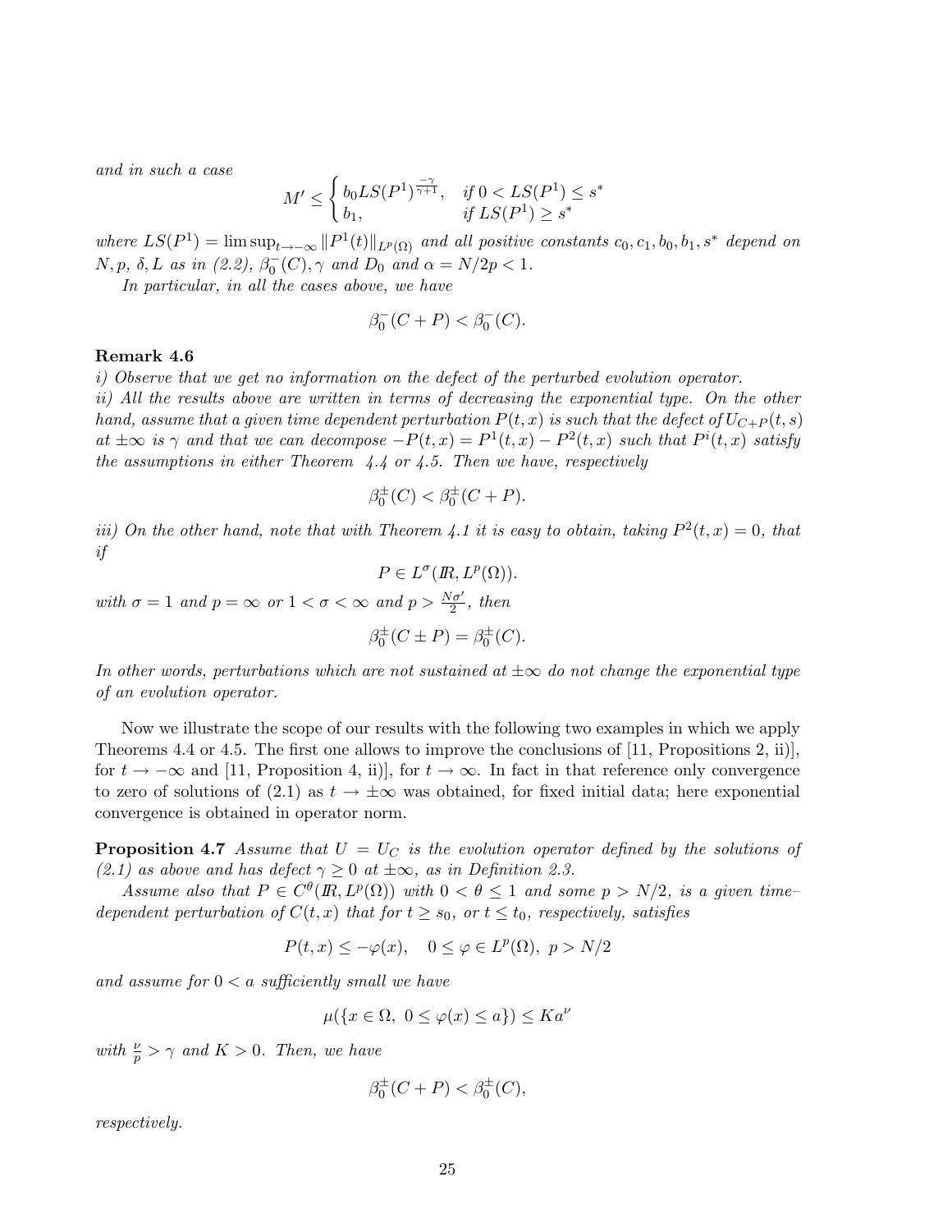*and in such a case*

$$M' \leq \begin{cases} b_0 LS(P^1)^{\frac{-\gamma}{\gamma+1}}, & \text{if } 0 < LS(P^1) \leq s^* \\ b_1, & \text{if } LS(P^1) \geq s^* \end{cases}$$

*where* $LS(P^1) = \limsup_{t\to-\infty} \|P^1(t)\|_{L^p(\Omega)}$ *and all positive constants* $c_0, c_1, b_0, b_1, s^*$ *depend on* $N, p, \delta, L$ *as in (2.2),* $\beta_0^-(C), \gamma$ *and* $D_0$ *and* $\alpha = N/2p < 1$.

*In particular, in all the cases above, we have*

$$\beta_0^-(C+P) < \beta_0^-(C).$$

**Remark 4.6**

*i) Observe that we get no information on the defect of the perturbed evolution operator.*
*ii) All the results above are written in terms of decreasing the exponential type. On the other hand, assume that a given time dependent perturbation* $P(t,x)$ *is such that the defect of* $U_{C+P}(t,s)$ *at* $\pm\infty$ *is* $\gamma$ *and that we can decompose* $-P(t,x) = P^1(t,x) - P^2(t,x)$ *such that* $P^i(t,x)$ *satisfy the assumptions in either Theorem 4.4 or 4.5. Then we have, respectively*

$$\beta_0^\pm(C) < \beta_0^\pm(C+P).$$

*iii) On the other hand, note that with Theorem 4.1 it is easy to obtain, taking* $P^2(t,x) = 0$*, that if*

$$P \in L^\sigma(\mathbb{R}, L^p(\Omega)).$$

*with* $\sigma = 1$ *and* $p = \infty$ *or* $1 < \sigma < \infty$ *and* $p > \frac{N\sigma'}{2}$*, then*

$$\beta_0^\pm(C \pm P) = \beta_0^\pm(C).$$

*In other words, perturbations which are not sustained at* $\pm\infty$ *do not change the exponential type of an evolution operator.*

Now we illustrate the scope of our results with the following two examples in which we apply Theorems 4.4 or 4.5. The first one allows to improve the conclusions of [11, Propositions 2, ii)], for $t \to -\infty$ and [11, Proposition 4, ii)], for $t \to \infty$. In fact in that reference only convergence to zero of solutions of (2.1) as $t \to \pm\infty$ was obtained, for fixed initial data; here exponential convergence is obtained in operator norm.

**Proposition 4.7** *Assume that* $U = U_C$ *is the evolution operator defined by the solutions of (2.1) as above and has defect* $\gamma \geq 0$ *at* $\pm\infty$*, as in Definition 2.3.*

*Assume also that* $P \in C^\theta(\mathbb{R}, L^p(\Omega))$ *with* $0 < \theta \leq 1$ *and some* $p > N/2$*, is a given time–dependent perturbation of* $C(t,x)$ *that for* $t \geq s_0$*, or* $t \leq t_0$*, respectively, satisfies*

$$P(t,x) \leq -\varphi(x), \quad 0 \leq \varphi \in L^p(\Omega),\ p > N/2$$

*and assume for* $0 < a$ *sufficiently small we have*

$$\mu(\{x \in \Omega,\ 0 \leq \varphi(x) \leq a\}) \leq K a^\nu$$

*with* $\frac{\nu}{p} > \gamma$ *and* $K > 0$*. Then, we have*

$$\beta_0^\pm(C+P) < \beta_0^\pm(C),$$

*respectively.*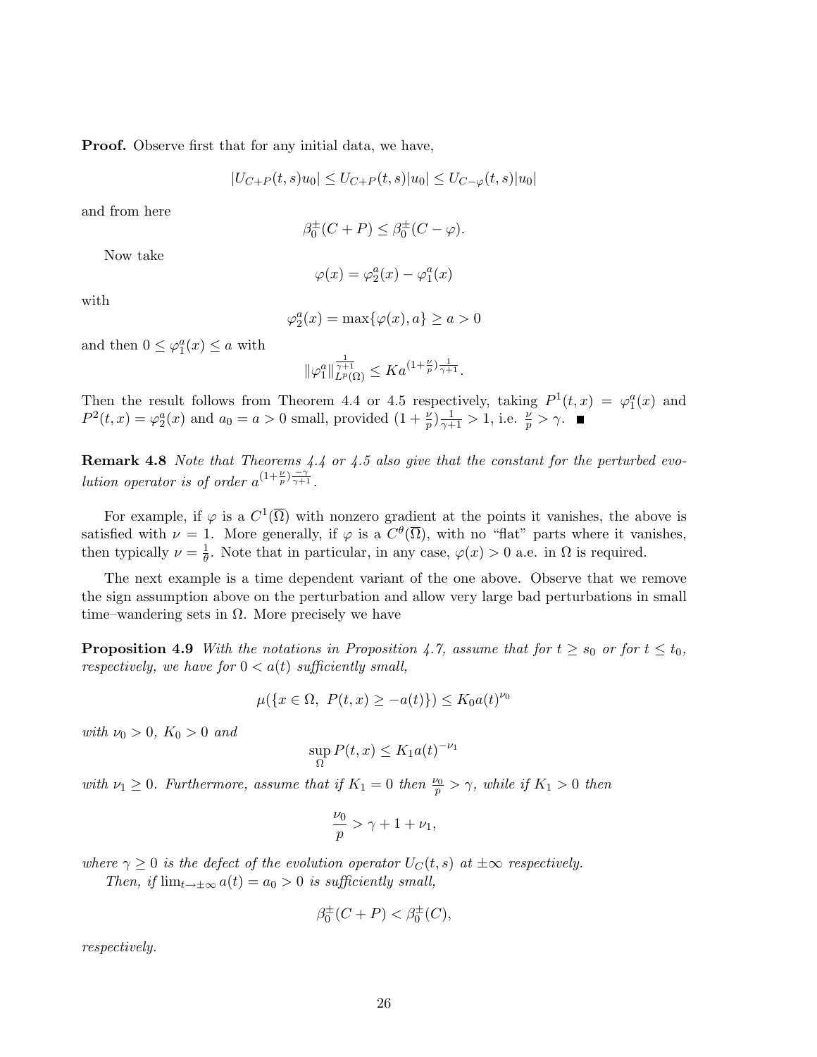**Proof.** Observe first that for any initial data, we have,

$$|U_{C+P}(t,s)u_0| \leq U_{C+P}(t,s)|u_0| \leq U_{C-\varphi}(t,s)|u_0|$$

and from here

$$\beta_0^{\pm}(C+P) \leq \beta_0^{\pm}(C-\varphi).$$

Now take

$$\varphi(x) = \varphi_2^a(x) - \varphi_1^a(x)$$

with

$$\varphi_2^a(x) = \max\{\varphi(x), a\} \geq a > 0$$

and then $0 \leq \varphi_1^a(x) \leq a$ with

$$\|\varphi_1^a\|_{L^p(\Omega)}^{\frac{1}{\gamma+1}} \leq K a^{(1+\frac{\nu}{p})\frac{1}{\gamma+1}}.$$

Then the result follows from Theorem 4.4 or 4.5 respectively, taking $P^1(t,x) = \varphi_1^a(x)$ and $P^2(t,x) = \varphi_2^a(x)$ and $a_0 = a > 0$ small, provided $(1+\frac{\nu}{p})\frac{1}{\gamma+1} > 1$, i.e. $\frac{\nu}{p} > \gamma$. ■

**Remark 4.8** *Note that Theorems 4.4 or 4.5 also give that the constant for the perturbed evolution operator is of order $a^{(1+\frac{\nu}{p})\frac{-\gamma}{\gamma+1}}$.*

For example, if $\varphi$ is a $C^1(\overline{\Omega})$ with nonzero gradient at the points it vanishes, the above is satisfied with $\nu = 1$. More generally, if $\varphi$ is a $C^{\theta}(\overline{\Omega})$, with no "flat" parts where it vanishes, then typically $\nu = \frac{1}{\theta}$. Note that in particular, in any case, $\varphi(x) > 0$ a.e. in $\Omega$ is required.

The next example is a time dependent variant of the one above. Observe that we remove the sign assumption above on the perturbation and allow very large bad perturbations in small time–wandering sets in $\Omega$. More precisely we have

**Proposition 4.9** *With the notations in Proposition 4.7, assume that for $t \geq s_0$ or for $t \leq t_0$, respectively, we have for $0 < a(t)$ sufficiently small,*

$$\mu(\{x \in \Omega,\ P(t,x) \geq -a(t)\}) \leq K_0 a(t)^{\nu_0}$$

*with $\nu_0 > 0$, $K_0 > 0$ and*

$$\sup_{\Omega} P(t,x) \leq K_1 a(t)^{-\nu_1}$$

*with $\nu_1 \geq 0$. Furthermore, assume that if $K_1 = 0$ then $\frac{\nu_0}{p} > \gamma$, while if $K_1 > 0$ then*

$$\frac{\nu_0}{p} > \gamma + 1 + \nu_1,$$

*where $\gamma \geq 0$ is the defect of the evolution operator $U_C(t,s)$ at $\pm\infty$ respectively.*

*Then, if $\lim_{t\to\pm\infty} a(t) = a_0 > 0$ is sufficiently small,*

$$\beta_0^{\pm}(C+P) < \beta_0^{\pm}(C),$$

*respectively.*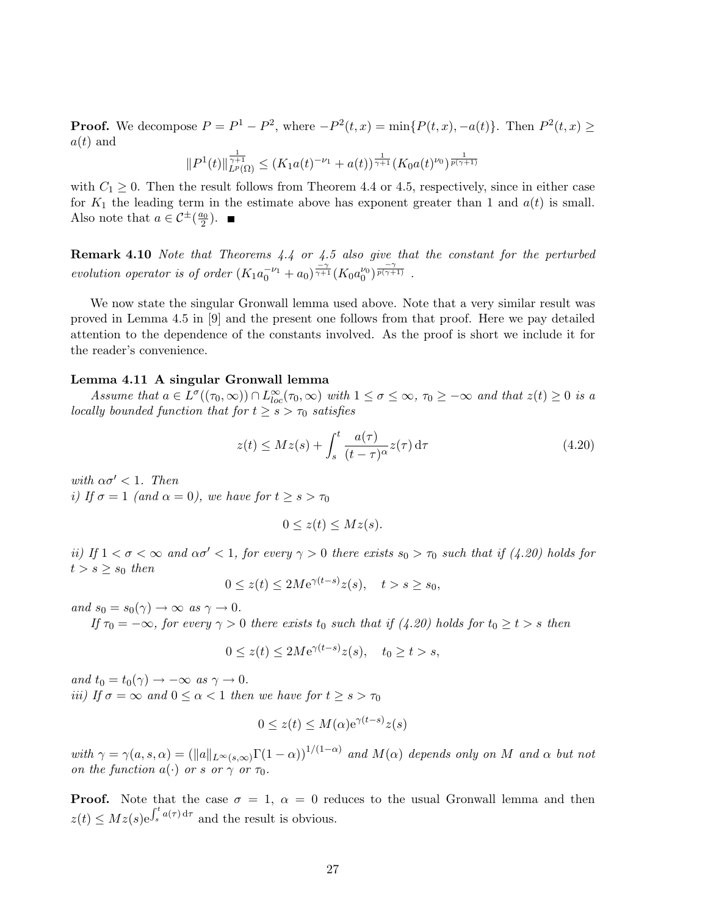**Proof.** We decompose $P = P^1 - P^2$, where $-P^2(t,x) = \min\{P(t,x), -a(t)\}$. Then $P^2(t,x) \geq a(t)$ and

$$\|P^1(t)\|_{L^p(\Omega)}^{\frac{1}{\gamma+1}} \leq (K_1 a(t)^{-\nu_1} + a(t))^{\frac{1}{\gamma+1}} (K_0 a(t)^{\nu_0})^{\frac{1}{p(\gamma+1)}}$$

with $C_1 \geq 0$. Then the result follows from Theorem 4.4 or 4.5, respectively, since in either case for $K_1$ the leading term in the estimate above has exponent greater than 1 and $a(t)$ is small. Also note that $a \in \mathcal{C}^{\pm}(\frac{a_0}{2})$. ■

**Remark 4.10** *Note that Theorems 4.4 or 4.5 also give that the constant for the perturbed evolution operator is of order* $(K_1 a_0^{-\nu_1} + a_0)^{\frac{-\gamma}{\gamma+1}} (K_0 a_0^{\nu_0})^{\frac{-\gamma}{p(\gamma+1)}}$ .

We now state the singular Gronwall lemma used above. Note that a very similar result was proved in Lemma 4.5 in [9] and the present one follows from that proof. Here we pay detailed attention to the dependence of the constants involved. As the proof is short we include it for the reader's convenience.

**Lemma 4.11 A singular Gronwall lemma**

*Assume that* $a \in L^{\sigma}((\tau_0, \infty)) \cap L^{\infty}_{loc}(\tau_0, \infty)$ *with* $1 \leq \sigma \leq \infty$, $\tau_0 \geq -\infty$ *and that* $z(t) \geq 0$ *is a locally bounded function that for* $t \geq s > \tau_0$ *satisfies*

$$z(t) \leq M z(s) + \int_s^t \frac{a(\tau)}{(t-\tau)^{\alpha}} z(\tau)\, \mathrm{d}\tau \tag{4.20}$$

*with* $\alpha\sigma' < 1$. *Then*
*i) If* $\sigma = 1$ *(and* $\alpha = 0$*), we have for* $t \geq s > \tau_0$

$$0 \leq z(t) \leq M z(s).$$

*ii) If* $1 < \sigma < \infty$ *and* $\alpha\sigma' < 1$, *for every* $\gamma > 0$ *there exists* $s_0 > \tau_0$ *such that if (4.20) holds for* $t > s \geq s_0$ *then*

$$0 \leq z(t) \leq 2M \mathrm{e}^{\gamma(t-s)} z(s), \quad t > s \geq s_0,$$

*and* $s_0 = s_0(\gamma) \to \infty$ *as* $\gamma \to 0$.

*If* $\tau_0 = -\infty$, *for every* $\gamma > 0$ *there exists* $t_0$ *such that if (4.20) holds for* $t_0 \geq t > s$ *then*

$$0 \leq z(t) \leq 2M \mathrm{e}^{\gamma(t-s)} z(s), \quad t_0 \geq t > s,$$

*and* $t_0 = t_0(\gamma) \to -\infty$ *as* $\gamma \to 0$.
*iii) If* $\sigma = \infty$ *and* $0 \leq \alpha < 1$ *then we have for* $t \geq s > \tau_0$

$$0 \leq z(t) \leq M(\alpha) \mathrm{e}^{\gamma(t-s)} z(s)$$

*with* $\gamma = \gamma(a, s, \alpha) = (\|a\|_{L^{\infty}(s,\infty)} \Gamma(1-\alpha))^{1/(1-\alpha)}$ *and* $M(\alpha)$ *depends only on* $M$ *and* $\alpha$ *but not on the function* $a(\cdot)$ *or* $s$ *or* $\gamma$ *or* $\tau_0$.

**Proof.** Note that the case $\sigma = 1$, $\alpha = 0$ reduces to the usual Gronwall lemma and then $z(t) \leq M z(s) \mathrm{e}^{\int_s^t a(\tau)\, \mathrm{d}\tau}$ and the result is obvious.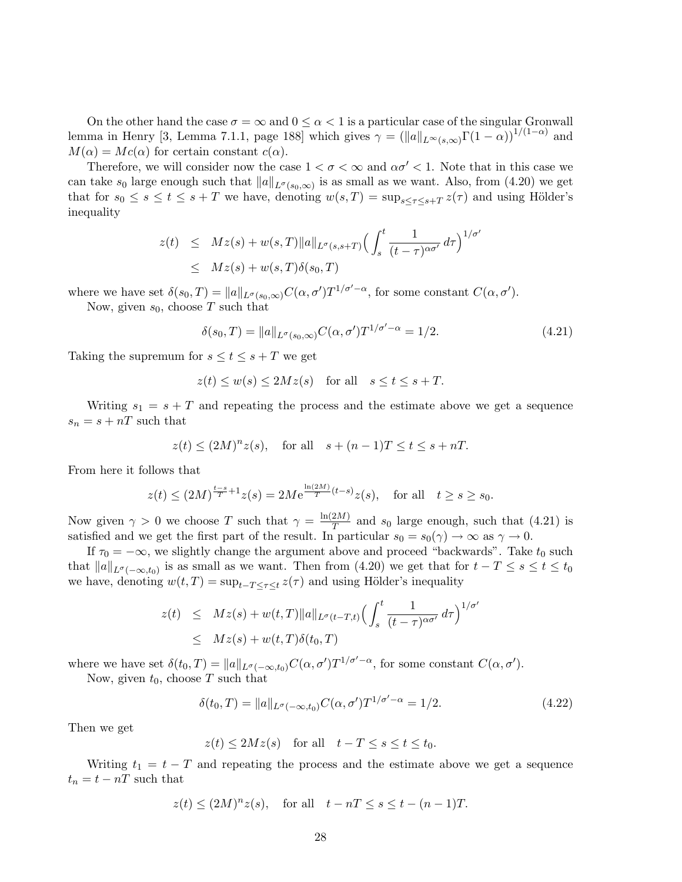On the other hand the case $\sigma = \infty$ and $0 \leq \alpha < 1$ is a particular case of the singular Gronwall lemma in Henry [3, Lemma 7.1.1, page 188] which gives $\gamma = \left(\|a\|_{L^\infty(s,\infty)}\Gamma(1-\alpha)\right)^{1/(1-\alpha)}$ and $M(\alpha) = Mc(\alpha)$ for certain constant $c(\alpha)$.

Therefore, we will consider now the case $1 < \sigma < \infty$ and $\alpha\sigma' < 1$. Note that in this case we can take $s_0$ large enough such that $\|a\|_{L^\sigma(s_0,\infty)}$ is as small as we want. Also, from (4.20) we get that for $s_0 \leq s \leq t \leq s+T$ we have, denoting $w(s,T) = \sup_{s\leq\tau\leq s+T} z(\tau)$ and using Hölder's inequality

$$
\begin{aligned}
z(t) &\leq Mz(s) + w(s,T)\|a\|_{L^\sigma(s,s+T)}\Big(\int_s^t \frac{1}{(t-\tau)^{\alpha\sigma'}}\,d\tau\Big)^{1/\sigma'} \\
&\leq Mz(s) + w(s,T)\delta(s_0,T)
\end{aligned}
$$

where we have set $\delta(s_0,T) = \|a\|_{L^\sigma(s_0,\infty)}C(\alpha,\sigma')T^{1/\sigma'-\alpha}$, for some constant $C(\alpha,\sigma')$.

Now, given $s_0$, choose $T$ such that

$$
\delta(s_0,T) = \|a\|_{L^\sigma(s_0,\infty)}C(\alpha,\sigma')T^{1/\sigma'-\alpha} = 1/2. \tag{4.21}
$$

Taking the supremum for $s \leq t \leq s+T$ we get

$$
z(t) \leq w(s) \leq 2Mz(s) \quad \text{for all} \quad s \leq t \leq s+T.
$$

Writing $s_1 = s+T$ and repeating the process and the estimate above we get a sequence $s_n = s+nT$ such that

$$
z(t) \leq (2M)^n z(s), \quad \text{for all} \quad s+(n-1)T \leq t \leq s+nT.
$$

From here it follows that

$$
z(t) \leq (2M)^{\frac{t-s}{T}+1}z(s) = 2M\mathrm{e}^{\frac{\ln(2M)}{T}(t-s)}z(s), \quad \text{for all} \quad t \geq s \geq s_0.
$$

Now given $\gamma > 0$ we choose $T$ such that $\gamma = \frac{\ln(2M)}{T}$ and $s_0$ large enough, such that (4.21) is satisfied and we get the first part of the result. In particular $s_0 = s_0(\gamma) \to \infty$ as $\gamma \to 0$.

If $\tau_0 = -\infty$, we slightly change the argument above and proceed "backwards". Take $t_0$ such that $\|a\|_{L^\sigma(-\infty,t_0)}$ is as small as we want. Then from (4.20) we get that for $t-T \leq s \leq t \leq t_0$ we have, denoting $w(t,T) = \sup_{t-T\leq\tau\leq t} z(\tau)$ and using Hölder's inequality

$$
\begin{aligned}
z(t) &\leq Mz(s) + w(t,T)\|a\|_{L^\sigma(t-T,t)}\Big(\int_s^t \frac{1}{(t-\tau)^{\alpha\sigma'}}\,d\tau\Big)^{1/\sigma'} \\
&\leq Mz(s) + w(t,T)\delta(t_0,T)
\end{aligned}
$$

where we have set $\delta(t_0,T) = \|a\|_{L^\sigma(-\infty,t_0)}C(\alpha,\sigma')T^{1/\sigma'-\alpha}$, for some constant $C(\alpha,\sigma')$.

Now, given $t_0$, choose $T$ such that

$$
\delta(t_0,T) = \|a\|_{L^\sigma(-\infty,t_0)}C(\alpha,\sigma')T^{1/\sigma'-\alpha} = 1/2. \tag{4.22}
$$

Then we get

$$
z(t) \leq 2Mz(s) \quad \text{for all} \quad t-T \leq s \leq t \leq t_0.
$$

Writing $t_1 = t-T$ and repeating the process and the estimate above we get a sequence $t_n = t-nT$ such that

$$
z(t) \leq (2M)^n z(s), \quad \text{for all} \quad t-nT \leq s \leq t-(n-1)T.
$$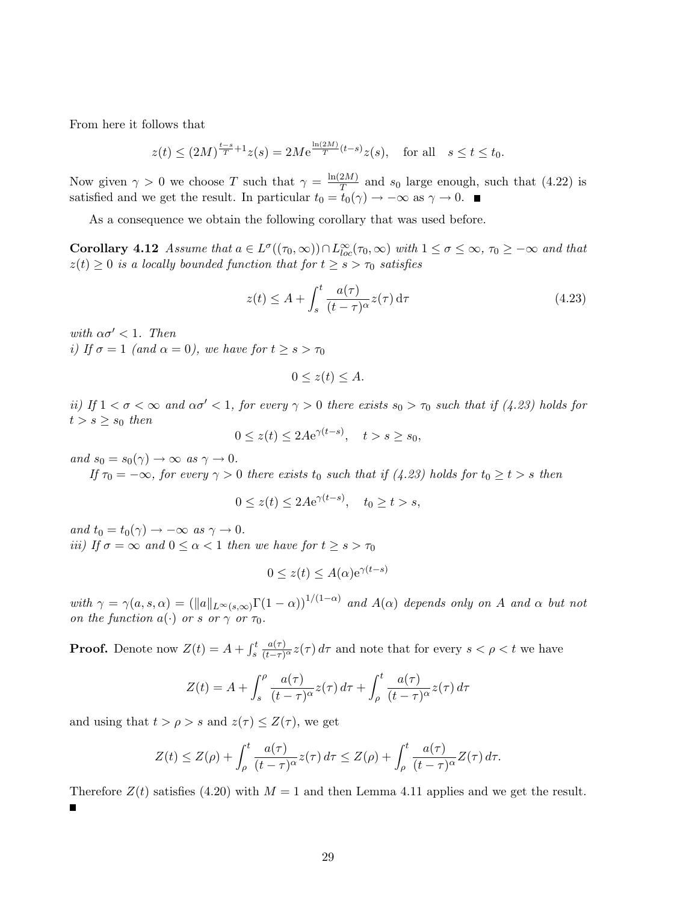From here it follows that

$$z(t) \leq (2M)^{\frac{t-s}{T}+1} z(s) = 2M e^{\frac{\ln(2M)}{T}(t-s)} z(s), \quad \text{for all} \quad s \leq t \leq t_0.$$

Now given $\gamma > 0$ we choose $T$ such that $\gamma = \frac{\ln(2M)}{T}$ and $s_0$ large enough, such that (4.22) is satisfied and we get the result. In particular $t_0 = t_0(\gamma) \to -\infty$ as $\gamma \to 0$. ■

As a consequence we obtain the following corollary that was used before.

**Corollary 4.12** *Assume that $a \in L^{\sigma}((\tau_0, \infty)) \cap L^{\infty}_{loc}(\tau_0, \infty)$ with $1 \leq \sigma \leq \infty$, $\tau_0 \geq -\infty$ and that $z(t) \geq 0$ is a locally bounded function that for $t \geq s > \tau_0$ satisfies*

$$z(t) \leq A + \int_s^t \frac{a(\tau)}{(t-\tau)^{\alpha}} z(\tau)\, d\tau \tag{4.23}$$

*with $\alpha\sigma' < 1$. Then*
*i) If $\sigma = 1$ (and $\alpha = 0$), we have for $t \geq s > \tau_0$*

$$0 \leq z(t) \leq A.$$

*ii) If $1 < \sigma < \infty$ and $\alpha\sigma' < 1$, for every $\gamma > 0$ there exists $s_0 > \tau_0$ such that if (4.23) holds for $t > s \geq s_0$ then*

$$0 \leq z(t) \leq 2A e^{\gamma(t-s)}, \quad t > s \geq s_0,$$

*and $s_0 = s_0(\gamma) \to \infty$ as $\gamma \to 0$.*

*If $\tau_0 = -\infty$, for every $\gamma > 0$ there exists $t_0$ such that if (4.23) holds for $t_0 \geq t > s$ then*

$$0 \leq z(t) \leq 2A e^{\gamma(t-s)}, \quad t_0 \geq t > s,$$

*and $t_0 = t_0(\gamma) \to -\infty$ as $\gamma \to 0$.*
*iii) If $\sigma = \infty$ and $0 \leq \alpha < 1$ then we have for $t \geq s > \tau_0$*

$$0 \leq z(t) \leq A(\alpha) e^{\gamma(t-s)}$$

*with $\gamma = \gamma(a, s, \alpha) = \left(\|a\|_{L^{\infty}(s,\infty)} \Gamma(1-\alpha)\right)^{1/(1-\alpha)}$ and $A(\alpha)$ depends only on $A$ and $\alpha$ but not on the function $a(\cdot)$ or $s$ or $\gamma$ or $\tau_0$.*

**Proof.** Denote now $Z(t) = A + \int_s^t \frac{a(\tau)}{(t-\tau)^{\alpha}} z(\tau)\, d\tau$ and note that for every $s < \rho < t$ we have

$$Z(t) = A + \int_s^{\rho} \frac{a(\tau)}{(t-\tau)^{\alpha}} z(\tau)\, d\tau + \int_{\rho}^{t} \frac{a(\tau)}{(t-\tau)^{\alpha}} z(\tau)\, d\tau$$

and using that $t > \rho > s$ and $z(\tau) \leq Z(\tau)$, we get

$$Z(t) \leq Z(\rho) + \int_{\rho}^{t} \frac{a(\tau)}{(t-\tau)^{\alpha}} z(\tau)\, d\tau \leq Z(\rho) + \int_{\rho}^{t} \frac{a(\tau)}{(t-\tau)^{\alpha}} Z(\tau)\, d\tau.$$

Therefore $Z(t)$ satisfies (4.20) with $M = 1$ and then Lemma 4.11 applies and we get the result. ■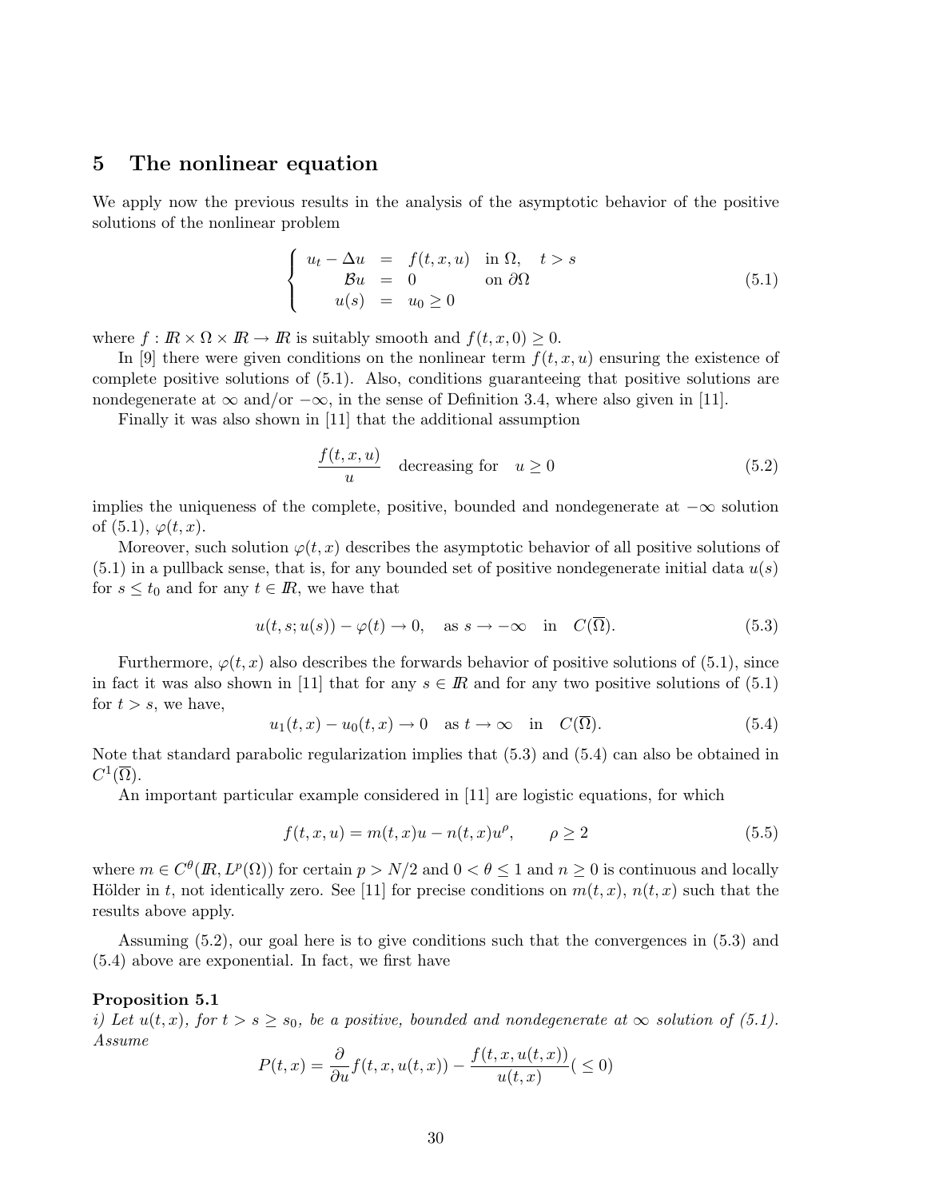## 5 The nonlinear equation

We apply now the previous results in the analysis of the asymptotic behavior of the positive solutions of the nonlinear problem

$$\left\{ \begin{array}{rcll} u_t - \Delta u & = & f(t,x,u) & \text{in } \Omega, \quad t > s \\ \mathcal{B}u & = & 0 & \text{on } \partial\Omega \\ u(s) & = & u_0 \geq 0 & \end{array} \right. \tag{5.1}$$

where $f : I\!R \times \Omega \times I\!R \to I\!R$ is suitably smooth and $f(t,x,0) \geq 0$.

In [9] there were given conditions on the nonlinear term $f(t,x,u)$ ensuring the existence of complete positive solutions of (5.1). Also, conditions guaranteeing that positive solutions are nondegenerate at $\infty$ and/or $-\infty$, in the sense of Definition 3.4, where also given in [11].

Finally it was also shown in [11] that the additional assumption

$$\frac{f(t,x,u)}{u} \quad \text{decreasing for} \quad u \geq 0 \tag{5.2}$$

implies the uniqueness of the complete, positive, bounded and nondegenerate at $-\infty$ solution of (5.1), $\varphi(t,x)$.

Moreover, such solution $\varphi(t,x)$ describes the asymptotic behavior of all positive solutions of (5.1) in a pullback sense, that is, for any bounded set of positive nondegenerate initial data $u(s)$ for $s \leq t_0$ and for any $t \in I\!R$, we have that

$$u(t,s;u(s)) - \varphi(t) \to 0, \quad \text{as } s \to -\infty \quad \text{in} \quad C(\overline{\Omega}). \tag{5.3}$$

Furthermore, $\varphi(t,x)$ also describes the forwards behavior of positive solutions of (5.1), since in fact it was also shown in [11] that for any $s \in I\!R$ and for any two positive solutions of (5.1) for $t > s$, we have,

$$u_1(t,x) - u_0(t,x) \to 0 \quad \text{as } t \to \infty \quad \text{in} \quad C(\overline{\Omega}). \tag{5.4}$$

Note that standard parabolic regularization implies that (5.3) and (5.4) can also be obtained in $C^1(\overline{\Omega})$.

An important particular example considered in [11] are logistic equations, for which

$$f(t,x,u) = m(t,x)u - n(t,x)u^{\rho}, \qquad \rho \geq 2 \tag{5.5}$$

where $m \in C^{\theta}(I\!R, L^p(\Omega))$ for certain $p > N/2$ and $0 < \theta \leq 1$ and $n \geq 0$ is continuous and locally Hölder in $t$, not identically zero. See [11] for precise conditions on $m(t,x)$, $n(t,x)$ such that the results above apply.

Assuming (5.2), our goal here is to give conditions such that the convergences in (5.3) and (5.4) above are exponential. In fact, we first have

**Proposition 5.1**
*i) Let $u(t,x)$, for $t > s \geq s_0$, be a positive, bounded and nondegenerate at $\infty$ solution of (5.1). Assume*

$$P(t,x) = \frac{\partial}{\partial u} f(t,x,u(t,x)) - \frac{f(t,x,u(t,x))}{u(t,x)} (\leq 0)$$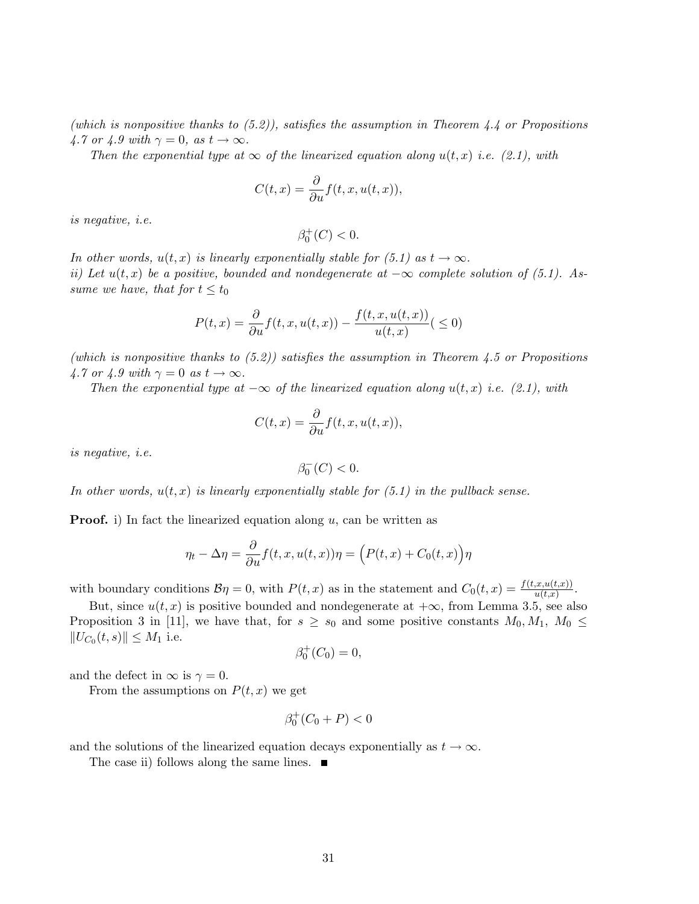*(which is nonpositive thanks to (5.2)), satisfies the assumption in Theorem 4.4 or Propositions 4.7 or 4.9 with $\gamma = 0$, as $t \to \infty$.*

*Then the exponential type at $\infty$ of the linearized equation along $u(t,x)$ i.e. (2.1), with*

$$C(t,x) = \frac{\partial}{\partial u} f(t,x,u(t,x)),$$

*is negative, i.e.*

$$\beta_0^+(C) < 0.$$

*In other words, $u(t,x)$ is linearly exponentially stable for (5.1) as $t \to \infty$.*
*ii) Let $u(t,x)$ be a positive, bounded and nondegenerate at $-\infty$ complete solution of (5.1). Assume we have, that for $t \le t_0$*

$$P(t,x) = \frac{\partial}{\partial u} f(t,x,u(t,x)) - \frac{f(t,x,u(t,x))}{u(t,x)} (\le 0)$$

*(which is nonpositive thanks to (5.2)) satisfies the assumption in Theorem 4.5 or Propositions 4.7 or 4.9 with $\gamma = 0$ as $t \to \infty$.*

*Then the exponential type at $-\infty$ of the linearized equation along $u(t,x)$ i.e. (2.1), with*

$$C(t,x) = \frac{\partial}{\partial u} f(t,x,u(t,x)),$$

*is negative, i.e.*

$$\beta_0^-(C) < 0.$$

*In other words, $u(t,x)$ is linearly exponentially stable for (5.1) in the pullback sense.*

**Proof.** i) In fact the linearized equation along $u$, can be written as

$$\eta_t - \Delta \eta = \frac{\partial}{\partial u} f(t,x,u(t,x))\eta = \Big(P(t,x) + C_0(t,x)\Big)\eta$$

with boundary conditions $\mathcal{B}\eta = 0$, with $P(t,x)$ as in the statement and $C_0(t,x) = \frac{f(t,x,u(t,x))}{u(t,x)}$.

But, since $u(t,x)$ is positive bounded and nondegenerate at $+\infty$, from Lemma 3.5, see also Proposition 3 in [11], we have that, for $s \ge s_0$ and some positive constants $M_0, M_1$, $M_0 \le \|U_{C_0}(t,s)\| \le M_1$ i.e.

$$\beta_0^+(C_0) = 0,$$

and the defect in $\infty$ is $\gamma = 0$.

From the assumptions on $P(t,x)$ we get

$$\beta_0^+(C_0 + P) < 0$$

and the solutions of the linearized equation decays exponentially as $t \to \infty$.

The case ii) follows along the same lines. ∎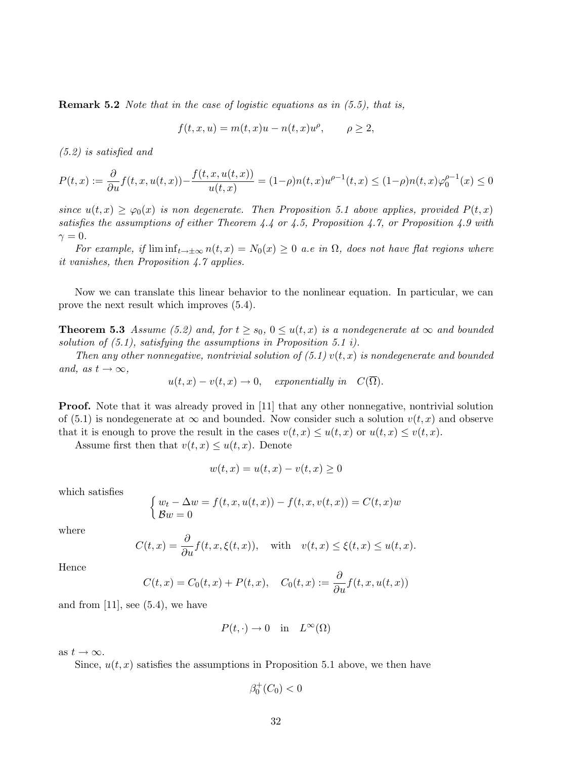**Remark 5.2** *Note that in the case of logistic equations as in (5.5), that is,*

$$f(t,x,u) = m(t,x)u - n(t,x)u^{\rho}, \qquad \rho \geq 2,$$

*(5.2) is satisfied and*

$$P(t,x) := \frac{\partial}{\partial u} f(t,x,u(t,x)) - \frac{f(t,x,u(t,x))}{u(t,x)} = (1-\rho)n(t,x)u^{\rho-1}(t,x) \leq (1-\rho)n(t,x)\varphi_0^{\rho-1}(x) \leq 0$$

*since $u(t,x) \geq \varphi_0(x)$ is non degenerate. Then Proposition 5.1 above applies, provided $P(t,x)$ satisfies the assumptions of either Theorem 4.4 or 4.5, Proposition 4.7, or Proposition 4.9 with $\gamma = 0$.*

*For example, if $\liminf_{t\to\pm\infty} n(t,x) = N_0(x) \geq 0$ a.e in $\Omega$, does not have flat regions where it vanishes, then Proposition 4.7 applies.*

Now we can translate this linear behavior to the nonlinear equation. In particular, we can prove the next result which improves (5.4).

**Theorem 5.3** *Assume (5.2) and, for $t \geq s_0$, $0 \leq u(t,x)$ is a nondegenerate at $\infty$ and bounded solution of (5.1), satisfying the assumptions in Proposition 5.1 i).*

*Then any other nonnegative, nontrivial solution of (5.1) $v(t,x)$ is nondegenerate and bounded and, as $t \to \infty$,*

$$u(t,x) - v(t,x) \to 0, \quad \text{exponentially in} \quad C(\overline{\Omega}).$$

**Proof.** Note that it was already proved in [11] that any other nonnegative, nontrivial solution of (5.1) is nondegenerate at $\infty$ and bounded. Now consider such a solution $v(t,x)$ and observe that it is enough to prove the result in the cases $v(t,x) \leq u(t,x)$ or $u(t,x) \leq v(t,x)$.

Assume first then that $v(t,x) \leq u(t,x)$. Denote

$$w(t,x) = u(t,x) - v(t,x) \geq 0$$

which satisfies

$$\begin{cases} w_t - \Delta w = f(t,x,u(t,x)) - f(t,x,v(t,x)) = C(t,x)w \\ \mathcal{B}w = 0 \end{cases}$$

where

$$C(t,x) = \frac{\partial}{\partial u} f(t,x,\xi(t,x)), \quad \text{with} \quad v(t,x) \leq \xi(t,x) \leq u(t,x).$$

Hence

$$C(t,x) = C_0(t,x) + P(t,x), \quad C_0(t,x) := \frac{\partial}{\partial u} f(t,x,u(t,x))$$

and from [11], see (5.4), we have

$$P(t,\cdot) \to 0 \quad \text{in} \quad L^{\infty}(\Omega)$$

as $t \to \infty$.

Since, $u(t,x)$ satisfies the assumptions in Proposition 5.1 above, we then have

$$\beta_0^+(C_0) < 0$$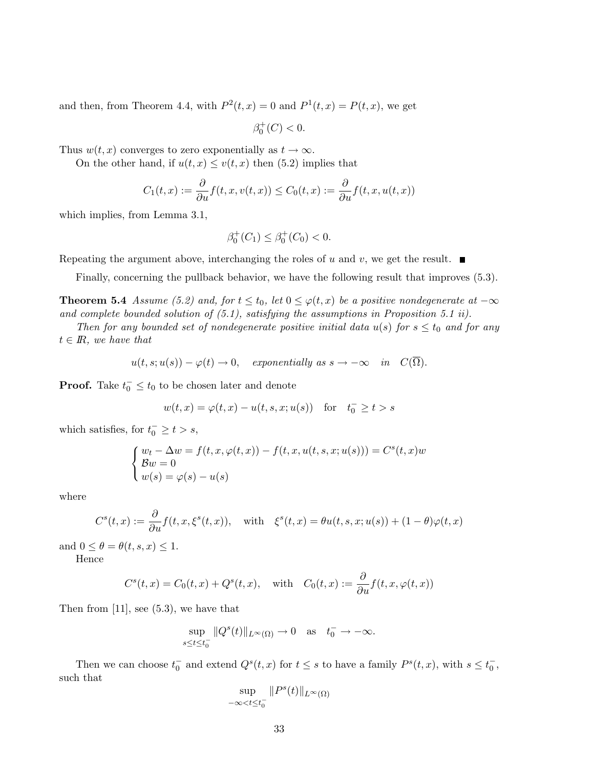and then, from Theorem 4.4, with $P^2(t,x) = 0$ and $P^1(t,x) = P(t,x)$, we get

$$\beta_0^+(C) < 0.$$

Thus $w(t,x)$ converges to zero exponentially as $t \to \infty$.

On the other hand, if $u(t,x) \leq v(t,x)$ then (5.2) implies that

$$C_1(t,x) := \frac{\partial}{\partial u} f(t,x,v(t,x)) \leq C_0(t,x) := \frac{\partial}{\partial u} f(t,x,u(t,x))$$

which implies, from Lemma 3.1,

$$\beta_0^+(C_1) \leq \beta_0^+(C_0) < 0.$$

Repeating the argument above, interchanging the roles of $u$ and $v$, we get the result. ■

Finally, concerning the pullback behavior, we have the following result that improves (5.3).

**Theorem 5.4** *Assume (5.2) and, for $t \leq t_0$, let $0 \leq \varphi(t,x)$ be a positive nondegenerate at $-\infty$ and complete bounded solution of (5.1), satisfying the assumptions in Proposition 5.1 ii).*

*Then for any bounded set of nondegenerate positive initial data $u(s)$ for $s \leq t_0$ and for any $t \in I\!\!R$, we have that*

$$u(t,s;u(s)) - \varphi(t) \to 0, \quad \textit{exponentially as } s \to -\infty \quad \textit{in} \quad C(\overline{\Omega}).$$

**Proof.** Take $t_0^- \leq t_0$ to be chosen later and denote

$$w(t,x) = \varphi(t,x) - u(t,s,x;u(s)) \quad \text{for} \quad t_0^- \geq t > s$$

which satisfies, for $t_0^- \geq t > s$,

$$\begin{cases} w_t - \Delta w = f(t,x,\varphi(t,x)) - f(t,x,u(t,s,x;u(s))) = C^s(t,x)w \\ \mathcal{B}w = 0 \\ w(s) = \varphi(s) - u(s) \end{cases}$$

where

$$C^s(t,x) := \frac{\partial}{\partial u} f(t,x,\xi^s(t,x)), \quad \text{with} \quad \xi^s(t,x) = \theta u(t,s,x;u(s)) + (1-\theta)\varphi(t,x)$$

and $0 \leq \theta = \theta(t,s,x) \leq 1$.

Hence

$$C^s(t,x) = C_0(t,x) + Q^s(t,x), \quad \text{with} \quad C_0(t,x) := \frac{\partial}{\partial u} f(t,x,\varphi(t,x))$$

Then from [11], see (5.3), we have that

$$\sup_{s \leq t \leq t_0^-} \|Q^s(t)\|_{L^\infty(\Omega)} \to 0 \quad \text{as} \quad t_0^- \to -\infty.$$

Then we can choose $t_0^-$ and extend $Q^s(t,x)$ for $t \leq s$ to have a family $P^s(t,x)$, with $s \leq t_0^-$, such that

$$\sup_{-\infty < t \leq t_0^-} \|P^s(t)\|_{L^\infty(\Omega)}$$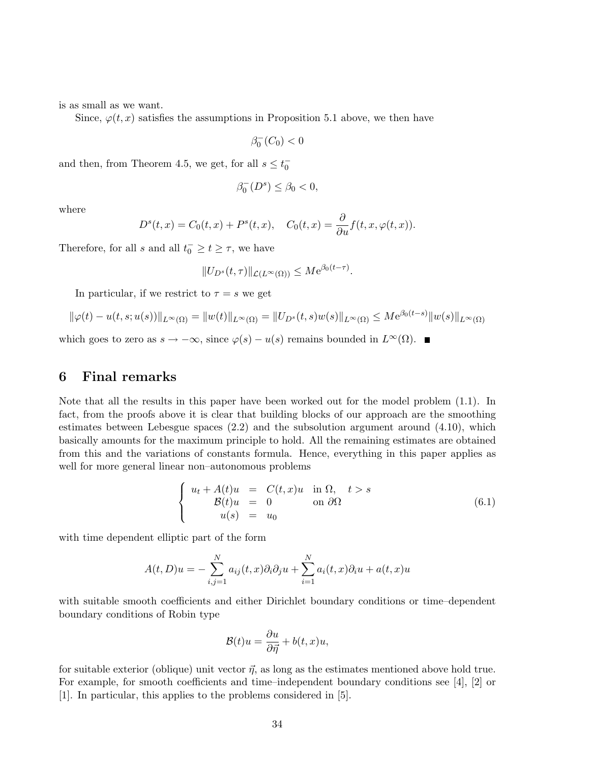is as small as we want.

Since, $\varphi(t,x)$ satisfies the assumptions in Proposition 5.1 above, we then have

$$\beta_0^-(C_0) < 0$$

and then, from Theorem 4.5, we get, for all $s \leq t_0^-$

$$\beta_0^-(D^s) \leq \beta_0 < 0,$$

where

$$D^s(t,x) = C_0(t,x) + P^s(t,x), \quad C_0(t,x) = \frac{\partial}{\partial u} f(t,x,\varphi(t,x)).$$

Therefore, for all $s$ and all $t_0^- \geq t \geq \tau$, we have

$$\|U_{D^s}(t,\tau)\|_{\mathcal{L}(L^\infty(\Omega))} \leq M e^{\beta_0(t-\tau)}.$$

In particular, if we restrict to $\tau = s$ we get

$$\|\varphi(t) - u(t,s;u(s))\|_{L^\infty(\Omega)} = \|w(t)\|_{L^\infty(\Omega)} = \|U_{D^s}(t,s)w(s)\|_{L^\infty(\Omega)} \leq M e^{\beta_0(t-s)} \|w(s)\|_{L^\infty(\Omega)}$$

which goes to zero as $s \to -\infty$, since $\varphi(s) - u(s)$ remains bounded in $L^\infty(\Omega)$. ■

## 6 Final remarks

Note that all the results in this paper have been worked out for the model problem (1.1). In fact, from the proofs above it is clear that building blocks of our approach are the smoothing estimates between Lebesgue spaces (2.2) and the subsolution argument around (4.10), which basically amounts for the maximum principle to hold. All the remaining estimates are obtained from this and the variations of constants formula. Hence, everything in this paper applies as well for more general linear non–autonomous problems

$$\left\{ \begin{array}{rcll} u_t + A(t)u & = & C(t,x)u & \text{in } \Omega, \quad t > s \\ \mathcal{B}(t)u & = & 0 & \text{on } \partial\Omega \\ u(s) & = & u_0 & \end{array} \right. \tag{6.1}$$

with time dependent elliptic part of the form

$$A(t,D)u = -\sum_{i,j=1}^{N} a_{ij}(t,x)\partial_i\partial_j u + \sum_{i=1}^{N} a_i(t,x)\partial_i u + a(t,x)u$$

with suitable smooth coefficients and either Dirichlet boundary conditions or time–dependent boundary conditions of Robin type

$$\mathcal{B}(t)u = \frac{\partial u}{\partial \vec{\eta}} + b(t,x)u,$$

for suitable exterior (oblique) unit vector $\vec{\eta}$, as long as the estimates mentioned above hold true. For example, for smooth coefficients and time–independent boundary conditions see [4], [2] or [1]. In particular, this applies to the problems considered in [5].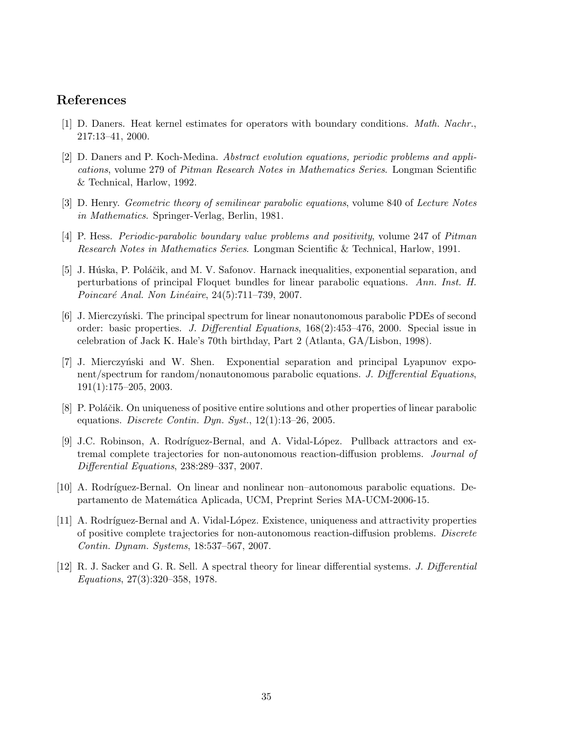## References

[1] D. Daners. Heat kernel estimates for operators with boundary conditions. *Math. Nachr.*, 217:13–41, 2000.

[2] D. Daners and P. Koch-Medina. *Abstract evolution equations, periodic problems and applications*, volume 279 of *Pitman Research Notes in Mathematics Series*. Longman Scientific & Technical, Harlow, 1992.

[3] D. Henry. *Geometric theory of semilinear parabolic equations*, volume 840 of *Lecture Notes in Mathematics*. Springer-Verlag, Berlin, 1981.

[4] P. Hess. *Periodic-parabolic boundary value problems and positivity*, volume 247 of *Pitman Research Notes in Mathematics Series*. Longman Scientific & Technical, Harlow, 1991.

[5] J. Húska, P. Poláčik, and M. V. Safonov. Harnack inequalities, exponential separation, and perturbations of principal Floquet bundles for linear parabolic equations. *Ann. Inst. H. Poincaré Anal. Non Linéaire*, 24(5):711–739, 2007.

[6] J. Mierczyński. The principal spectrum for linear nonautonomous parabolic PDEs of second order: basic properties. *J. Differential Equations*, 168(2):453–476, 2000. Special issue in celebration of Jack K. Hale's 70th birthday, Part 2 (Atlanta, GA/Lisbon, 1998).

[7] J. Mierczyński and W. Shen. Exponential separation and principal Lyapunov exponent/spectrum for random/nonautonomous parabolic equations. *J. Differential Equations*, 191(1):175–205, 2003.

[8] P. Poláčik. On uniqueness of positive entire solutions and other properties of linear parabolic equations. *Discrete Contin. Dyn. Syst.*, 12(1):13–26, 2005.

[9] J.C. Robinson, A. Rodríguez-Bernal, and A. Vidal-López. Pullback attractors and extremal complete trajectories for non-autonomous reaction-diffusion problems. *Journal of Differential Equations*, 238:289–337, 2007.

[10] A. Rodríguez-Bernal. On linear and nonlinear non–autonomous parabolic equations. Departamento de Matemática Aplicada, UCM, Preprint Series MA-UCM-2006-15.

[11] A. Rodríguez-Bernal and A. Vidal-López. Existence, uniqueness and attractivity properties of positive complete trajectories for non-autonomous reaction-diffusion problems. *Discrete Contin. Dynam. Systems*, 18:537–567, 2007.

[12] R. J. Sacker and G. R. Sell. A spectral theory for linear differential systems. *J. Differential Equations*, 27(3):320–358, 1978.